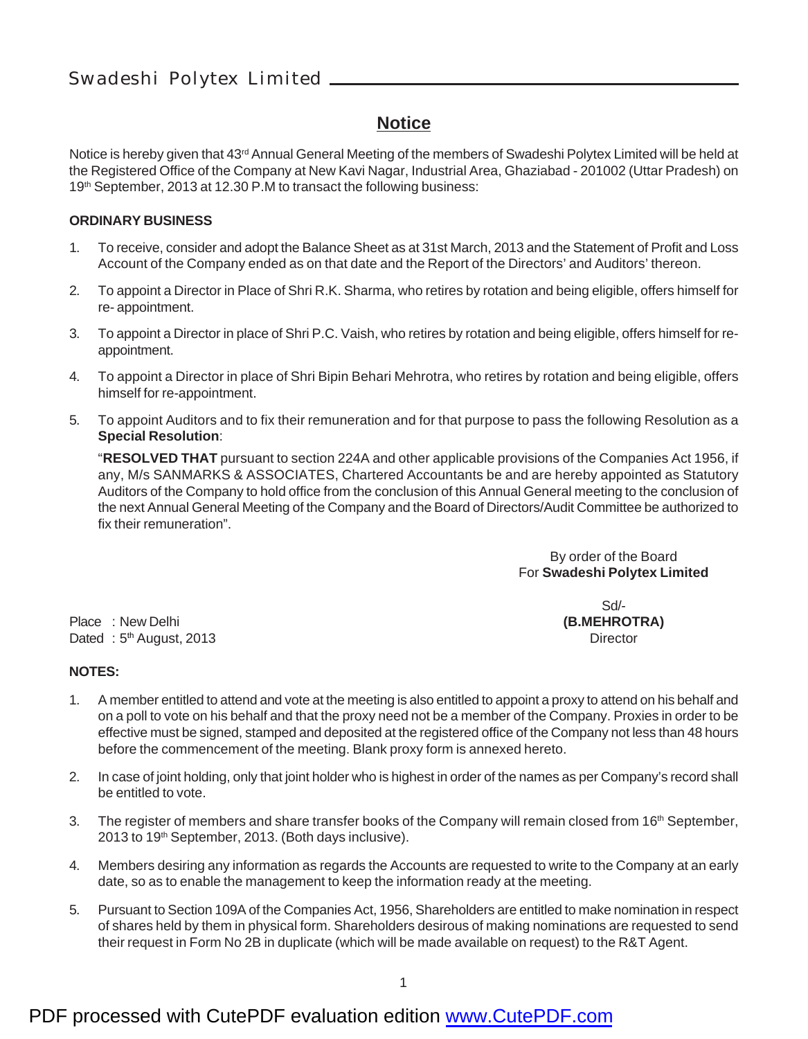# Notice

Notice is hereby given that 43rd Annual General Meeting of the members of Swadeshi Polytex Limited will be held at the Registered Office of the Company at New Kavi Nagar, Industrial Area, Ghaziabad - 201002 (Uttar Pradesh) on 19th September, 2013 at 12.30 P.M to transact the following business:

**ORDINARY BUSINESS**

1. To receive, consider and adopt the Balance Sheet as at 31st March, 2013 and the Statement of Profit and Loss Account of the Company ended as on that date and the Report of the Directors' and Auditors' thereon.

2. To appoint a Director in Place of Shri R.K. Sharma, who retires by rotation and being eligible, offers himself for re- appointment.

3. To appoint a Director in place of Shri P.C. Vaish, who retires by rotation and being eligible, offers himself for re-appointment.

4. To appoint a Director in place of Shri Bipin Behari Mehrotra, who retires by rotation and being eligible, offers himself for re-appointment.

5. To appoint Auditors and to fix their remuneration and for that purpose to pass the following Resolution as a **Special Resolution**:

   "**RESOLVED THAT** pursuant to section 224A and other applicable provisions of the Companies Act 1956, if any, M/s SANMARKS & ASSOCIATES, Chartered Accountants be and are hereby appointed as Statutory Auditors of the Company to hold office from the conclusion of this Annual General meeting to the conclusion of the next Annual General Meeting of the Company and the Board of Directors/Audit Committee be authorized to fix their remuneration".

By order of the Board
For **Swadeshi Polytex Limited**

Sd/-
**(B.MEHROTRA)**
Director

Place : New Delhi
Dated : 5th August, 2013

**NOTES:**

1. A member entitled to attend and vote at the meeting is also entitled to appoint a proxy to attend on his behalf and on a poll to vote on his behalf and that the proxy need not be a member of the Company. Proxies in order to be effective must be signed, stamped and deposited at the registered office of the Company not less than 48 hours before the commencement of the meeting. Blank proxy form is annexed hereto.

2. In case of joint holding, only that joint holder who is highest in order of the names as per Company's record shall be entitled to vote.

3. The register of members and share transfer books of the Company will remain closed from 16th September, 2013 to 19th September, 2013. (Both days inclusive).

4. Members desiring any information as regards the Accounts are requested to write to the Company at an early date, so as to enable the management to keep the information ready at the meeting.

5. Pursuant to Section 109A of the Companies Act, 1956, Shareholders are entitled to make nomination in respect of shares held by them in physical form. Shareholders desirous of making nominations are requested to send their request in Form No 2B in duplicate (which will be made available on request) to the R&T Agent.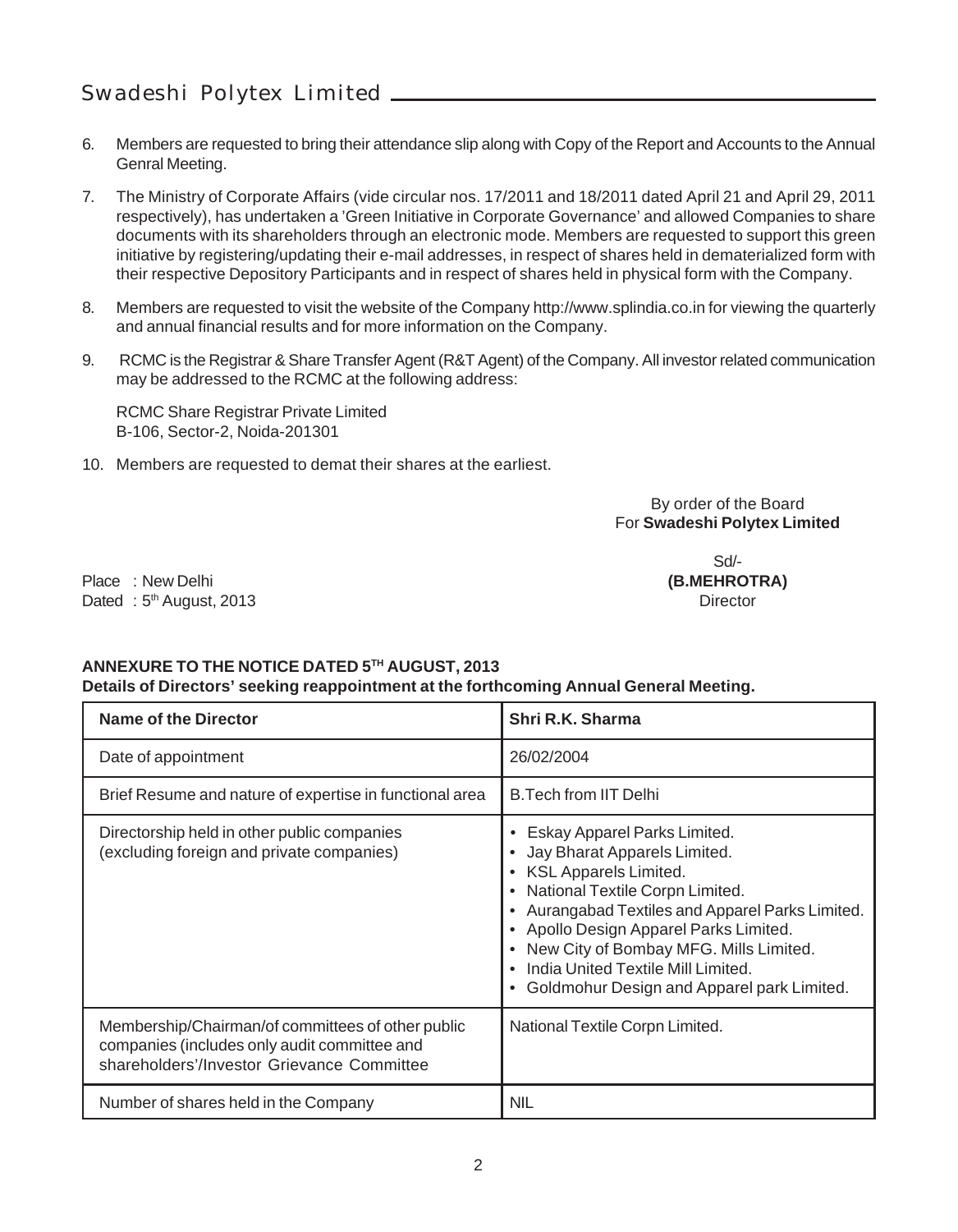6. Members are requested to bring their attendance slip along with Copy of the Report and Accounts to the Annual Genral Meeting.

7. The Ministry of Corporate Affairs (vide circular nos. 17/2011 and 18/2011 dated April 21 and April 29, 2011 respectively), has undertaken a 'Green Initiative in Corporate Governance' and allowed Companies to share documents with its shareholders through an electronic mode. Members are requested to support this green initiative by registering/updating their e-mail addresses, in respect of shares held in dematerialized form with their respective Depository Participants and in respect of shares held in physical form with the Company.

8. Members are requested to visit the website of the Company http://www.splindia.co.in for viewing the quarterly and annual financial results and for more information on the Company.

9. RCMC is the Registrar & Share Transfer Agent (R&T Agent) of the Company. All investor related communication may be addressed to the RCMC at the following address:

   RCMC Share Registrar Private Limited
   B-106, Sector-2, Noida-201301

10. Members are requested to demat their shares at the earliest.

By order of the Board
For **Swadeshi Polytex Limited**

Sd/-
**(B.MEHROTRA)**
Director

Place : New Delhi
Dated : 5th August, 2013

**ANNEXURE TO THE NOTICE DATED 5TH AUGUST, 2013**
**Details of Directors' seeking reappointment at the forthcoming Annual General Meeting.**

| **Name of the Director** | **Shri R.K. Sharma** |
|---|---|
| Date of appointment | 26/02/2004 |
| Brief Resume and nature of expertise in functional area | B.Tech from IIT Delhi |
| Directorship held in other public companies (excluding foreign and private companies) | • Eskay Apparel Parks Limited.<br>• Jay Bharat Apparels Limited.<br>• KSL Apparels Limited.<br>• National Textile Corpn Limited.<br>• Aurangabad Textiles and Apparel Parks Limited.<br>• Apollo Design Apparel Parks Limited.<br>• New City of Bombay MFG. Mills Limited.<br>• India United Textile Mill Limited.<br>• Goldmohur Design and Apparel park Limited. |
| Membership/Chairman/of committees of other public companies (includes only audit committee and shareholders'/Investor Grievance Committee | National Textile Corpn Limited. |
| Number of shares held in the Company | NIL |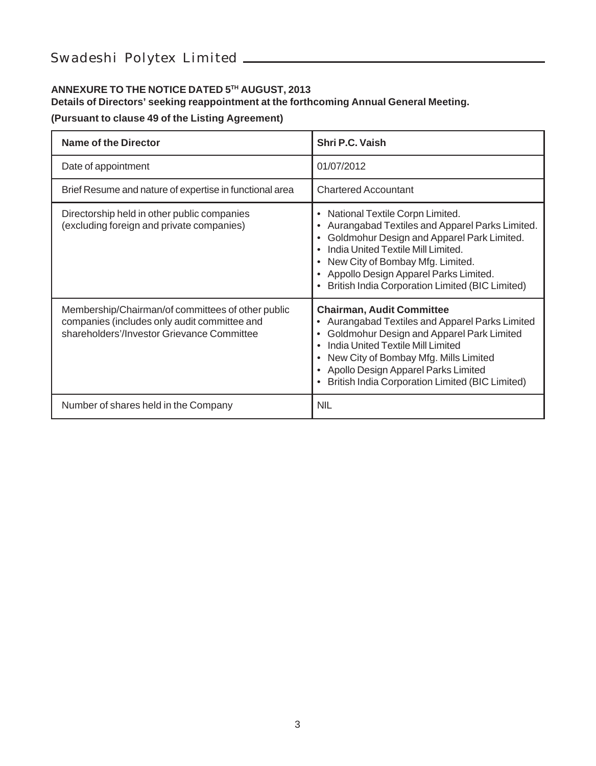## ANNEXURE TO THE NOTICE DATED 5TH AUGUST, 2013

**Details of Directors' seeking reappointment at the forthcoming Annual General Meeting.**

**(Pursuant to clause 49 of the Listing Agreement)**

| **Name of the Director** | **Shri P.C. Vaish** |
|---|---|
| Date of appointment | 01/07/2012 |
| Brief Resume and nature of expertise in functional area | Chartered Accountant |
| Directorship held in other public companies (excluding foreign and private companies) | • National Textile Corpn Limited.<br>• Aurangabad Textiles and Apparel Parks Limited.<br>• Goldmohur Design and Apparel Park Limited.<br>• India United Textile Mill Limited.<br>• New City of Bombay Mfg. Limited.<br>• Appollo Design Apparel Parks Limited.<br>• British India Corporation Limited (BIC Limited) |
| Membership/Chairman/of committees of other public companies (includes only audit committee and shareholders'/Investor Grievance Committee | **Chairman, Audit Committee**<br>• Aurangabad Textiles and Apparel Parks Limited<br>• Goldmohur Design and Apparel Park Limited<br>• India United Textile Mill Limited<br>• New City of Bombay Mfg. Mills Limited<br>• Apollo Design Apparel Parks Limited<br>• British India Corporation Limited (BIC Limited) |
| Number of shares held in the Company | NIL |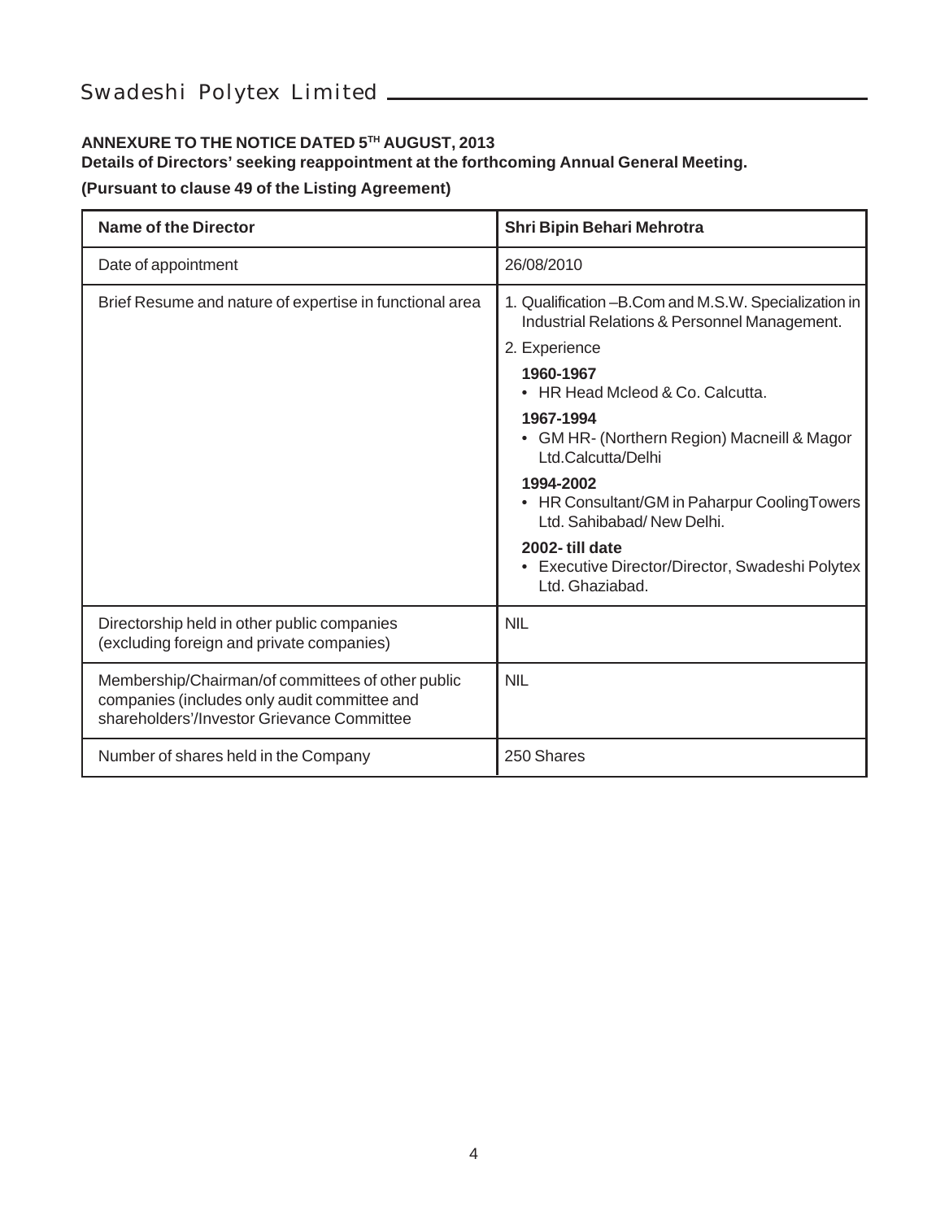**ANNEXURE TO THE NOTICE DATED 5TH AUGUST, 2013**

**Details of Directors' seeking reappointment at the forthcoming Annual General Meeting.**

**(Pursuant to clause 49 of the Listing Agreement)**

| **Name of the Director** | **Shri Bipin Behari Mehrotra** |
|---|---|
| Date of appointment | 26/08/2010 |
| Brief Resume and nature of expertise in functional area | 1. Qualification –B.Com and M.S.W. Specialization in Industrial Relations & Personnel Management.<br>2. Experience<br>**1960-1967**<br>• HR Head Mcleod & Co. Calcutta.<br>**1967-1994**<br>• GM HR- (Northern Region) Macneill & Magor Ltd.Calcutta/Delhi<br>**1994-2002**<br>• HR Consultant/GM in Paharpur CoolingTowers Ltd. Sahibabad/ New Delhi.<br>**2002- till date**<br>• Executive Director/Director, Swadeshi Polytex Ltd. Ghaziabad. |
| Directorship held in other public companies (excluding foreign and private companies) | NIL |
| Membership/Chairman/of committees of other public companies (includes only audit committee and shareholders'/Investor Grievance Committee | NIL |
| Number of shares held in the Company | 250 Shares |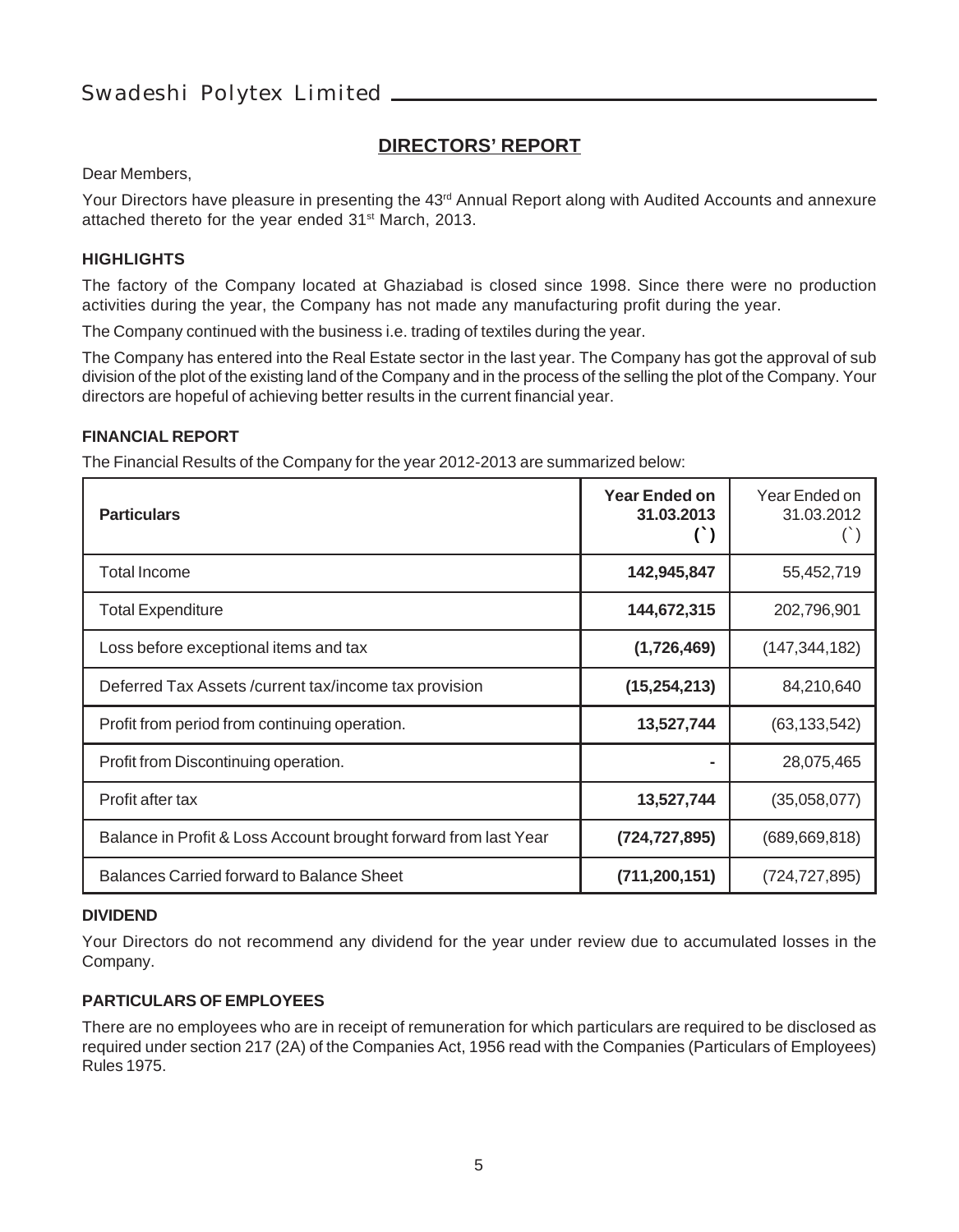## DIRECTORS' REPORT

Dear Members,

Your Directors have pleasure in presenting the 43rd Annual Report along with Audited Accounts and annexure attached thereto for the year ended 31st March, 2013.

### HIGHLIGHTS

The factory of the Company located at Ghaziabad is closed since 1998. Since there were no production activities during the year, the Company has not made any manufacturing profit during the year.

The Company continued with the business i.e. trading of textiles during the year.

The Company has entered into the Real Estate sector in the last year. The Company has got the approval of sub division of the plot of the existing land of the Company and in the process of the selling the plot of the Company. Your directors are hopeful of achieving better results in the current financial year.

### FINANCIAL REPORT

The Financial Results of the Company for the year 2012-2013 are summarized below:

| **Particulars** | **Year Ended on 31.03.2013 (`)** | Year Ended on 31.03.2012 (`) |
|---|---|---|
| Total Income | **142,945,847** | 55,452,719 |
| Total Expenditure | **144,672,315** | 202,796,901 |
| Loss before exceptional items and tax | **(1,726,469)** | (147,344,182) |
| Deferred Tax Assets /current tax/income tax provision | **(15,254,213)** | 84,210,640 |
| Profit from period from continuing operation. | **13,527,744** | (63,133,542) |
| Profit from Discontinuing operation. | **-** | 28,075,465 |
| Profit after tax | **13,527,744** | (35,058,077) |
| Balance in Profit & Loss Account brought forward from last Year | **(724,727,895)** | (689,669,818) |
| Balances Carried forward to Balance Sheet | **(711,200,151)** | (724,727,895) |

### DIVIDEND

Your Directors do not recommend any dividend for the year under review due to accumulated losses in the Company.

### PARTICULARS OF EMPLOYEES

There are no employees who are in receipt of remuneration for which particulars are required to be disclosed as required under section 217 (2A) of the Companies Act, 1956 read with the Companies (Particulars of Employees) Rules 1975.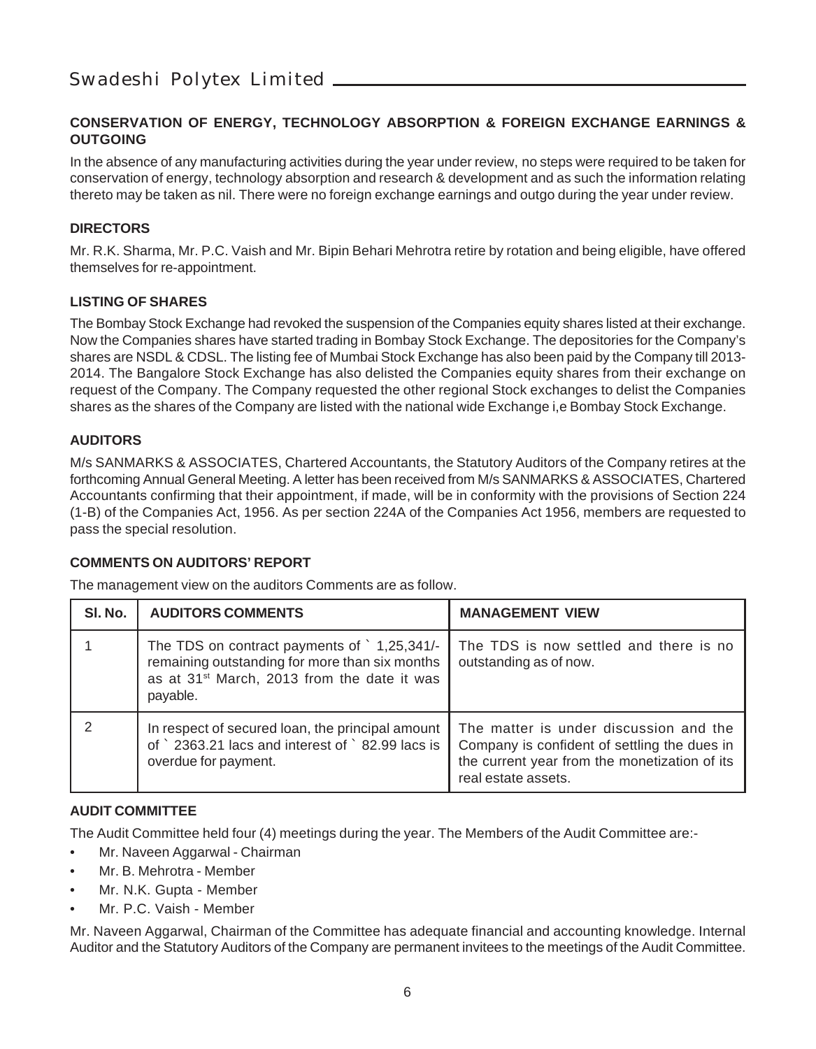## CONSERVATION OF ENERGY, TECHNOLOGY ABSORPTION & FOREIGN EXCHANGE EARNINGS & OUTGOING

In the absence of any manufacturing activities during the year under review, no steps were required to be taken for conservation of energy, technology absorption and research & development and as such the information relating thereto may be taken as nil. There were no foreign exchange earnings and outgo during the year under review.

## DIRECTORS

Mr. R.K. Sharma, Mr. P.C. Vaish and Mr. Bipin Behari Mehrotra retire by rotation and being eligible, have offered themselves for re-appointment.

## LISTING OF SHARES

The Bombay Stock Exchange had revoked the suspension of the Companies equity shares listed at their exchange. Now the Companies shares have started trading in Bombay Stock Exchange. The depositories for the Company's shares are NSDL & CDSL. The listing fee of Mumbai Stock Exchange has also been paid by the Company till 2013-2014. The Bangalore Stock Exchange has also delisted the Companies equity shares from their exchange on request of the Company. The Company requested the other regional Stock exchanges to delist the Companies shares as the shares of the Company are listed with the national wide Exchange i,e Bombay Stock Exchange.

## AUDITORS

M/s SANMARKS & ASSOCIATES, Chartered Accountants, the Statutory Auditors of the Company retires at the forthcoming Annual General Meeting. A letter has been received from M/s SANMARKS & ASSOCIATES, Chartered Accountants confirming that their appointment, if made, will be in conformity with the provisions of Section 224 (1-B) of the Companies Act, 1956. As per section 224A of the Companies Act 1956, members are requested to pass the special resolution.

## COMMENTS ON AUDITORS' REPORT

The management view on the auditors Comments are as follow.

| Sl. No. | AUDITORS COMMENTS | MANAGEMENT VIEW |
|---|---|---|
| 1 | The TDS on contract payments of ` 1,25,341/- remaining outstanding for more than six months as at 31st March, 2013 from the date it was payable. | The TDS is now settled and there is no outstanding as of now. |
| 2 | In respect of secured loan, the principal amount of ` 2363.21 lacs and interest of ` 82.99 lacs is overdue for payment. | The matter is under discussion and the Company is confident of settling the dues in the current year from the monetization of its real estate assets. |

## AUDIT COMMITTEE

The Audit Committee held four (4) meetings during the year. The Members of the Audit Committee are:-

- Mr. Naveen Aggarwal - Chairman
- Mr. B. Mehrotra - Member
- Mr. N.K. Gupta - Member
- Mr. P.C. Vaish - Member

Mr. Naveen Aggarwal, Chairman of the Committee has adequate financial and accounting knowledge. Internal Auditor and the Statutory Auditors of the Company are permanent invitees to the meetings of the Audit Committee.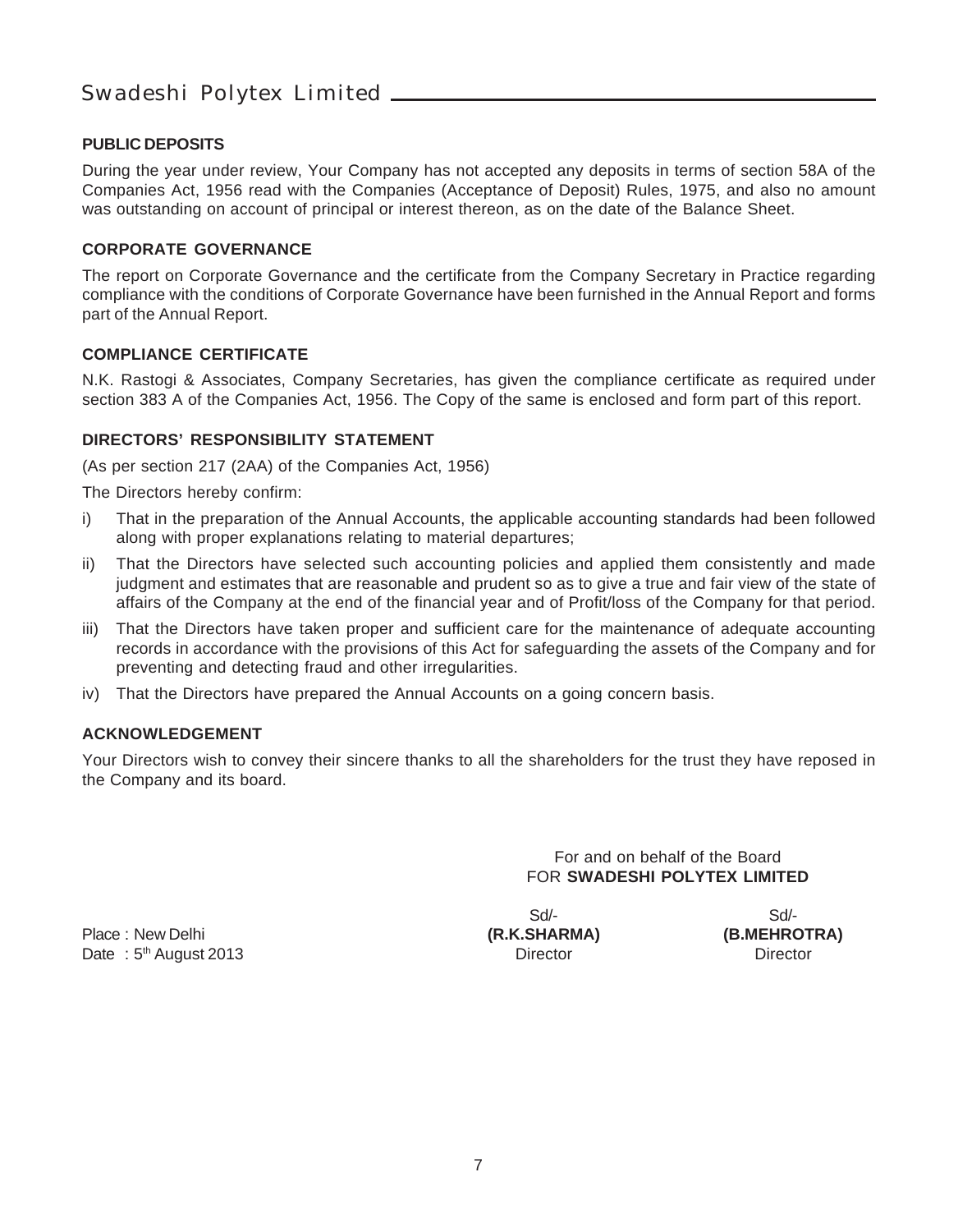## PUBLIC DEPOSITS

During the year under review, Your Company has not accepted any deposits in terms of section 58A of the Companies Act, 1956 read with the Companies (Acceptance of Deposit) Rules, 1975, and also no amount was outstanding on account of principal or interest thereon, as on the date of the Balance Sheet.

## CORPORATE GOVERNANCE

The report on Corporate Governance and the certificate from the Company Secretary in Practice regarding compliance with the conditions of Corporate Governance have been furnished in the Annual Report and forms part of the Annual Report.

## COMPLIANCE CERTIFICATE

N.K. Rastogi & Associates, Company Secretaries, has given the compliance certificate as required under section 383 A of the Companies Act, 1956. The Copy of the same is enclosed and form part of this report.

## DIRECTORS' RESPONSIBILITY STATEMENT

(As per section 217 (2AA) of the Companies Act, 1956)

The Directors hereby confirm:

i) That in the preparation of the Annual Accounts, the applicable accounting standards had been followed along with proper explanations relating to material departures;

ii) That the Directors have selected such accounting policies and applied them consistently and made judgment and estimates that are reasonable and prudent so as to give a true and fair view of the state of affairs of the Company at the end of the financial year and of Profit/loss of the Company for that period.

iii) That the Directors have taken proper and sufficient care for the maintenance of adequate accounting records in accordance with the provisions of this Act for safeguarding the assets of the Company and for preventing and detecting fraud and other irregularities.

iv) That the Directors have prepared the Annual Accounts on a going concern basis.

## ACKNOWLEDGEMENT

Your Directors wish to convey their sincere thanks to all the shareholders for the trust they have reposed in the Company and its board.

For and on behalf of the Board
FOR **SWADESHI POLYTEX LIMITED**

| | Sd/- | Sd/- |
|---|---|---|
| Place : New Delhi | **(R.K.SHARMA)** | **(B.MEHROTRA)** |
| Date : 5th August 2013 | Director | Director |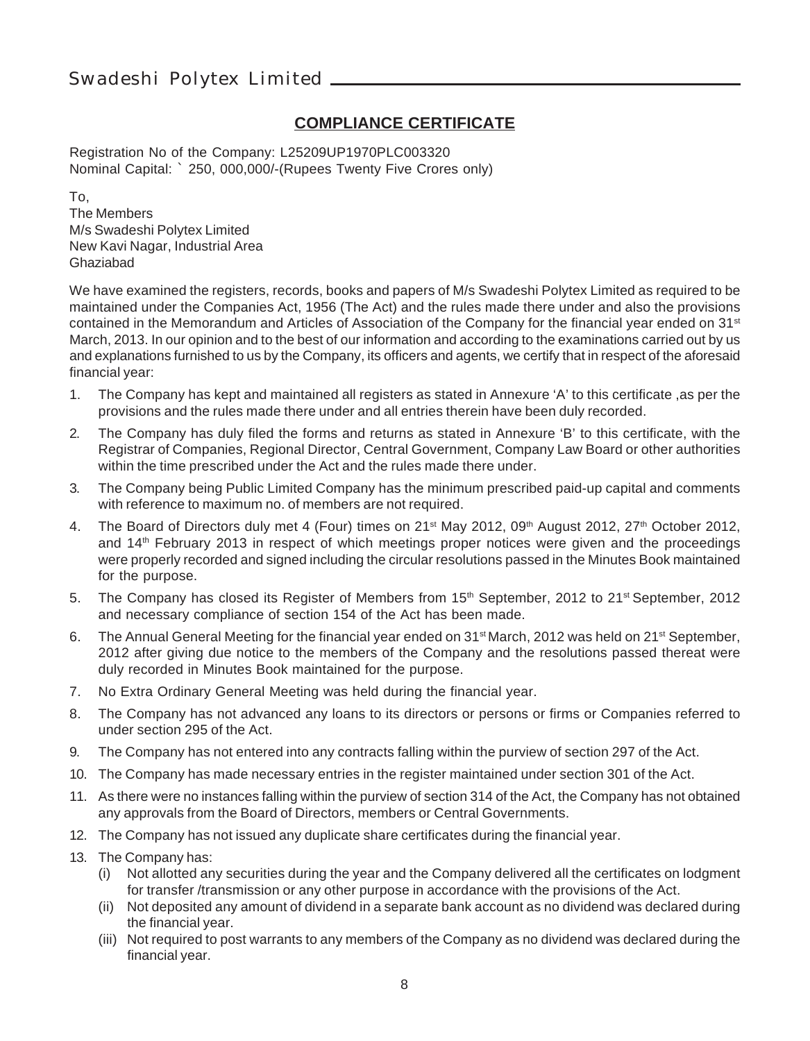## COMPLIANCE CERTIFICATE

Registration No of the Company: L25209UP1970PLC003320
Nominal Capital: ` 250, 000,000/-(Rupees Twenty Five Crores only)

To,
The Members
M/s Swadeshi Polytex Limited
New Kavi Nagar, Industrial Area
Ghaziabad

We have examined the registers, records, books and papers of M/s Swadeshi Polytex Limited as required to be maintained under the Companies Act, 1956 (The Act) and the rules made there under and also the provisions contained in the Memorandum and Articles of Association of the Company for the financial year ended on 31st March, 2013. In our opinion and to the best of our information and according to the examinations carried out by us and explanations furnished to us by the Company, its officers and agents, we certify that in respect of the aforesaid financial year:

1. The Company has kept and maintained all registers as stated in Annexure 'A' to this certificate ,as per the provisions and the rules made there under and all entries therein have been duly recorded.
2. The Company has duly filed the forms and returns as stated in Annexure 'B' to this certificate, with the Registrar of Companies, Regional Director, Central Government, Company Law Board or other authorities within the time prescribed under the Act and the rules made there under.
3. The Company being Public Limited Company has the minimum prescribed paid-up capital and comments with reference to maximum no. of members are not required.
4. The Board of Directors duly met 4 (Four) times on 21st May 2012, 09th August 2012, 27th October 2012, and 14th February 2013 in respect of which meetings proper notices were given and the proceedings were properly recorded and signed including the circular resolutions passed in the Minutes Book maintained for the purpose.
5. The Company has closed its Register of Members from 15th September, 2012 to 21st September, 2012 and necessary compliance of section 154 of the Act has been made.
6. The Annual General Meeting for the financial year ended on 31st March, 2012 was held on 21st September, 2012 after giving due notice to the members of the Company and the resolutions passed thereat were duly recorded in Minutes Book maintained for the purpose.
7. No Extra Ordinary General Meeting was held during the financial year.
8. The Company has not advanced any loans to its directors or persons or firms or Companies referred to under section 295 of the Act.
9. The Company has not entered into any contracts falling within the purview of section 297 of the Act.
10. The Company has made necessary entries in the register maintained under section 301 of the Act.
11. As there were no instances falling within the purview of section 314 of the Act, the Company has not obtained any approvals from the Board of Directors, members or Central Governments.
12. The Company has not issued any duplicate share certificates during the financial year.
13. The Company has:
    - (i) Not allotted any securities during the year and the Company delivered all the certificates on lodgment for transfer /transmission or any other purpose in accordance with the provisions of the Act.
    - (ii) Not deposited any amount of dividend in a separate bank account as no dividend was declared during the financial year.
    - (iii) Not required to post warrants to any members of the Company as no dividend was declared during the financial year.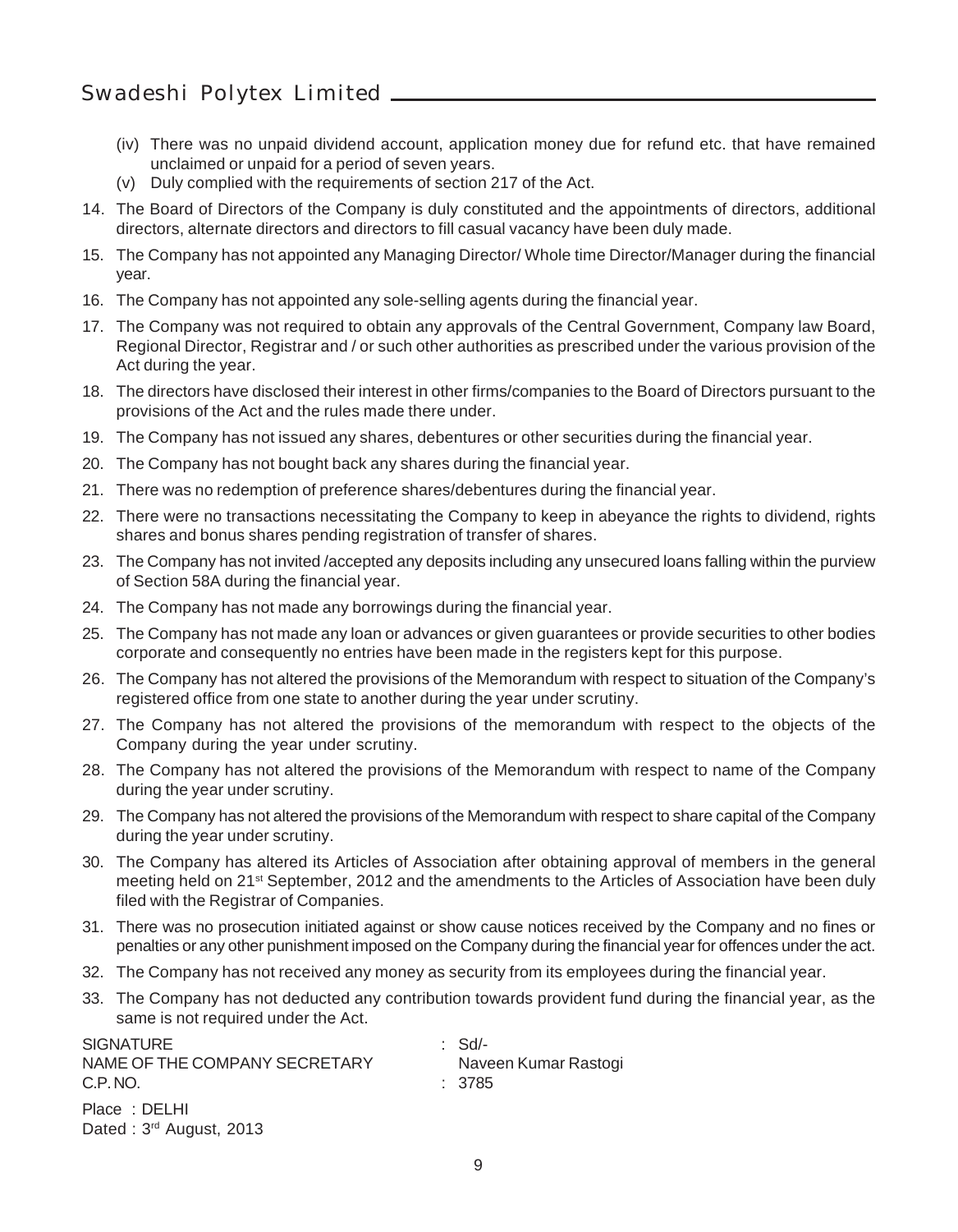(iv) There was no unpaid dividend account, application money due for refund etc. that have remained unclaimed or unpaid for a period of seven years.

(v) Duly complied with the requirements of section 217 of the Act.

14. The Board of Directors of the Company is duly constituted and the appointments of directors, additional directors, alternate directors and directors to fill casual vacancy have been duly made.
15. The Company has not appointed any Managing Director/ Whole time Director/Manager during the financial year.
16. The Company has not appointed any sole-selling agents during the financial year.
17. The Company was not required to obtain any approvals of the Central Government, Company law Board, Regional Director, Registrar and / or such other authorities as prescribed under the various provision of the Act during the year.
18. The directors have disclosed their interest in other firms/companies to the Board of Directors pursuant to the provisions of the Act and the rules made there under.
19. The Company has not issued any shares, debentures or other securities during the financial year.
20. The Company has not bought back any shares during the financial year.
21. There was no redemption of preference shares/debentures during the financial year.
22. There were no transactions necessitating the Company to keep in abeyance the rights to dividend, rights shares and bonus shares pending registration of transfer of shares.
23. The Company has not invited /accepted any deposits including any unsecured loans falling within the purview of Section 58A during the financial year.
24. The Company has not made any borrowings during the financial year.
25. The Company has not made any loan or advances or given guarantees or provide securities to other bodies corporate and consequently no entries have been made in the registers kept for this purpose.
26. The Company has not altered the provisions of the Memorandum with respect to situation of the Company's registered office from one state to another during the year under scrutiny.
27. The Company has not altered the provisions of the memorandum with respect to the objects of the Company during the year under scrutiny.
28. The Company has not altered the provisions of the Memorandum with respect to name of the Company during the year under scrutiny.
29. The Company has not altered the provisions of the Memorandum with respect to share capital of the Company during the year under scrutiny.
30. The Company has altered its Articles of Association after obtaining approval of members in the general meeting held on 21st September, 2012 and the amendments to the Articles of Association have been duly filed with the Registrar of Companies.
31. There was no prosecution initiated against or show cause notices received by the Company and no fines or penalties or any other punishment imposed on the Company during the financial year for offences under the act.
32. The Company has not received any money as security from its employees during the financial year.
33. The Company has not deducted any contribution towards provident fund during the financial year, as the same is not required under the Act.

SIGNATURE : Sd/-
NAME OF THE COMPANY SECRETARY Naveen Kumar Rastogi
C.P. NO. : 3785

Place : DELHI
Dated : 3rd August, 2013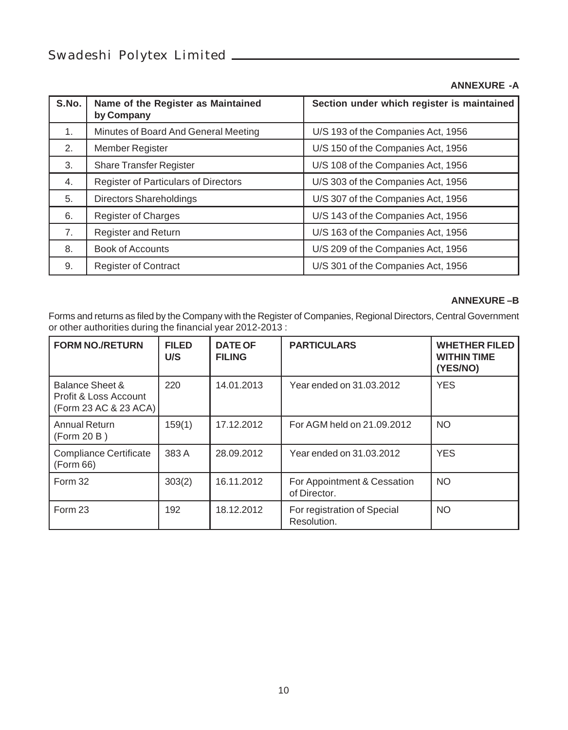## ANNEXURE -A

| S.No. | Name of the Register as Maintained by Company | Section under which register is maintained |
|---|---|---|
| 1. | Minutes of Board And General Meeting | U/S 193 of the Companies Act, 1956 |
| 2. | Member Register | U/S 150 of the Companies Act, 1956 |
| 3. | Share Transfer Register | U/S 108 of the Companies Act, 1956 |
| 4. | Register of Particulars of Directors | U/S 303 of the Companies Act, 1956 |
| 5. | Directors Shareholdings | U/S 307 of the Companies Act, 1956 |
| 6. | Register of Charges | U/S 143 of the Companies Act, 1956 |
| 7. | Register and Return | U/S 163 of the Companies Act, 1956 |
| 8. | Book of Accounts | U/S 209 of the Companies Act, 1956 |
| 9. | Register of Contract | U/S 301 of the Companies Act, 1956 |

## ANNEXURE –B

Forms and returns as filed by the Company with the Register of Companies, Regional Directors, Central Government or other authorities during the financial year 2012-2013 :

| FORM NO./RETURN | FILED U/S | DATE OF FILING | PARTICULARS | WHETHER FILED WITHIN TIME (YES/NO) |
|---|---|---|---|---|
| Balance Sheet & Profit & Loss Account (Form 23 AC & 23 ACA) | 220 | 14.01.2013 | Year ended on 31.03.2012 | YES |
| Annual Return (Form 20 B ) | 159(1) | 17.12.2012 | For AGM held on 21.09.2012 | NO |
| Compliance Certificate (Form 66) | 383 A | 28.09.2012 | Year ended on 31.03.2012 | YES |
| Form 32 | 303(2) | 16.11.2012 | For Appointment & Cessation of Director. | NO |
| Form 23 | 192 | 18.12.2012 | For registration of Special Resolution. | NO |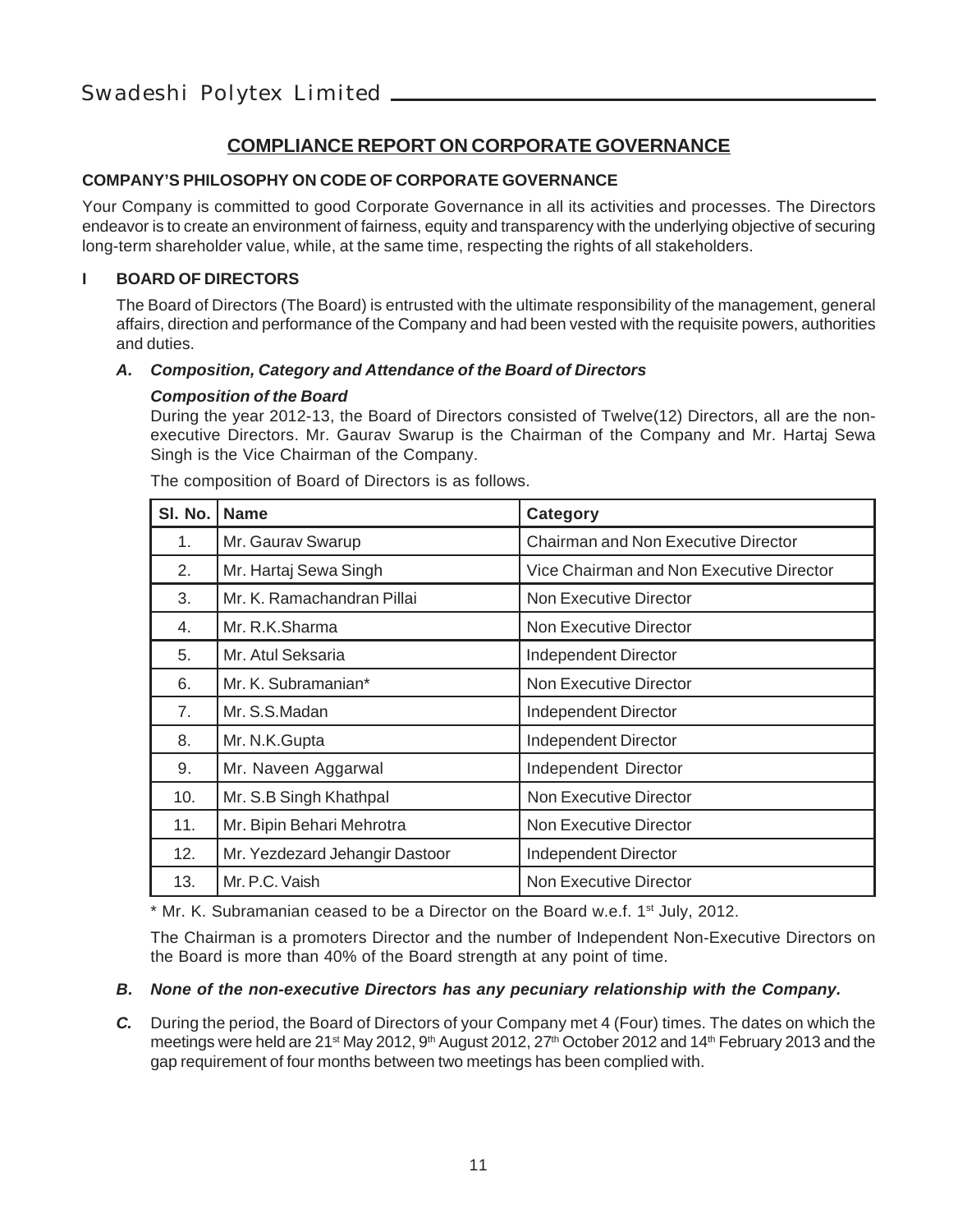## COMPLIANCE REPORT ON CORPORATE GOVERNANCE

**COMPANY'S PHILOSOPHY ON CODE OF CORPORATE GOVERNANCE**

Your Company is committed to good Corporate Governance in all its activities and processes. The Directors endeavor is to create an environment of fairness, equity and transparency with the underlying objective of securing long-term shareholder value, while, at the same time, respecting the rights of all stakeholders.

### I BOARD OF DIRECTORS

The Board of Directors (The Board) is entrusted with the ultimate responsibility of the management, general affairs, direction and performance of the Company and had been vested with the requisite powers, authorities and duties.

***A. Composition, Category and Attendance of the Board of Directors***

***Composition of the Board***

During the year 2012-13, the Board of Directors consisted of Twelve(12) Directors, all are the non-executive Directors. Mr. Gaurav Swarup is the Chairman of the Company and Mr. Hartaj Sewa Singh is the Vice Chairman of the Company.

The composition of Board of Directors is as follows.

| Sl. No. | Name | Category |
|---|---|---|
| 1. | Mr. Gaurav Swarup | Chairman and Non Executive Director |
| 2. | Mr. Hartaj Sewa Singh | Vice Chairman and Non Executive Director |
| 3. | Mr. K. Ramachandran Pillai | Non Executive Director |
| 4. | Mr. R.K.Sharma | Non Executive Director |
| 5. | Mr. Atul Seksaria | Independent Director |
| 6. | Mr. K. Subramanian* | Non Executive Director |
| 7. | Mr. S.S.Madan | Independent Director |
| 8. | Mr. N.K.Gupta | Independent Director |
| 9. | Mr. Naveen Aggarwal | Independent Director |
| 10. | Mr. S.B Singh Khathpal | Non Executive Director |
| 11. | Mr. Bipin Behari Mehrotra | Non Executive Director |
| 12. | Mr. Yezdezard Jehangir Dastoor | Independent Director |
| 13. | Mr. P.C. Vaish | Non Executive Director |

* Mr. K. Subramanian ceased to be a Director on the Board w.e.f. 1st July, 2012.

The Chairman is a promoters Director and the number of Independent Non-Executive Directors on the Board is more than 40% of the Board strength at any point of time.

***B. None of the non-executive Directors has any pecuniary relationship with the Company.***

***C.*** During the period, the Board of Directors of your Company met 4 (Four) times. The dates on which the meetings were held are 21st May 2012, 9th August 2012, 27th October 2012 and 14th February 2013 and the gap requirement of four months between two meetings has been complied with.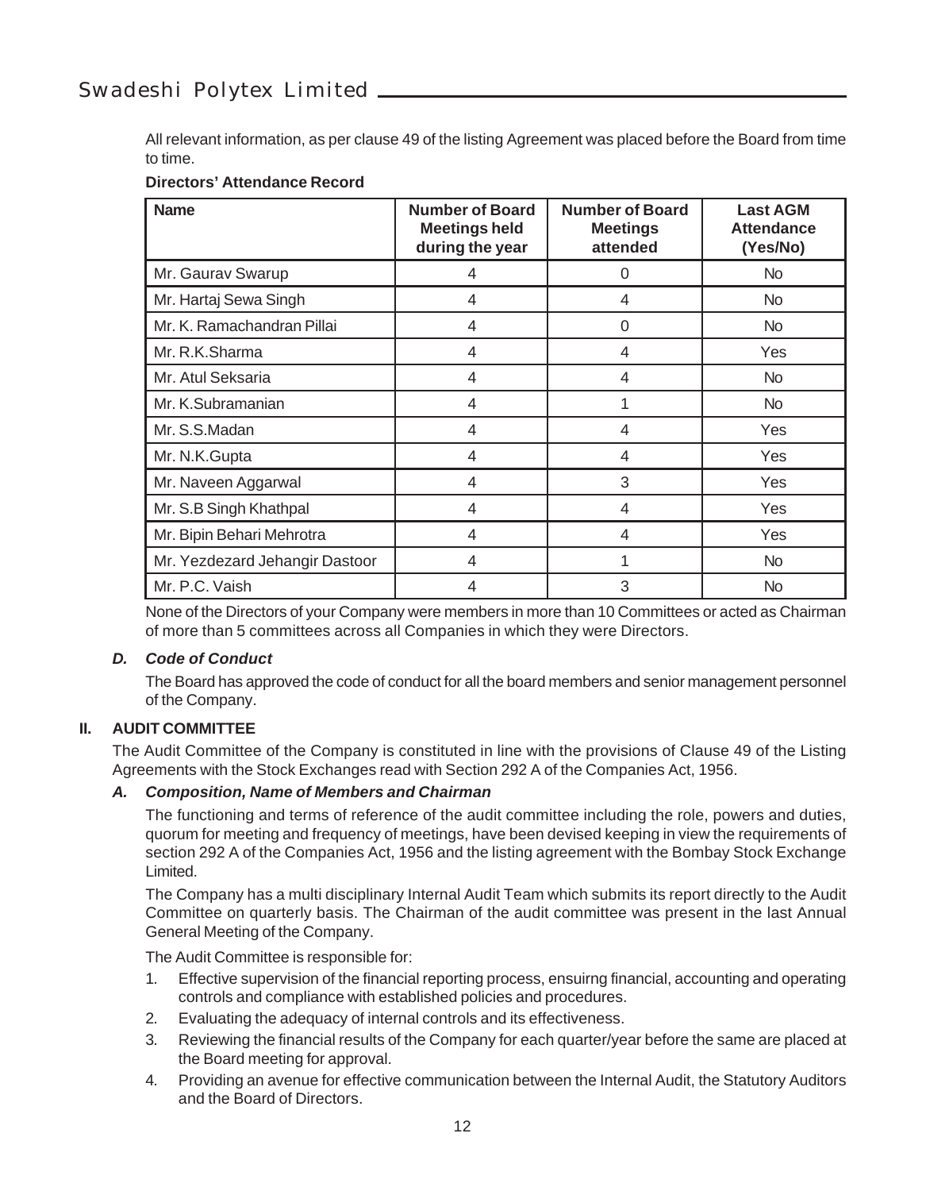All relevant information, as per clause 49 of the listing Agreement was placed before the Board from time to time.

**Directors' Attendance Record**

| Name | Number of Board Meetings held during the year | Number of Board Meetings attended | Last AGM Attendance (Yes/No) |
|---|---|---|---|
| Mr. Gaurav Swarup | 4 | 0 | No |
| Mr. Hartaj Sewa Singh | 4 | 4 | No |
| Mr. K. Ramachandran Pillai | 4 | 0 | No |
| Mr. R.K.Sharma | 4 | 4 | Yes |
| Mr. Atul Seksaria | 4 | 4 | No |
| Mr. K.Subramanian | 4 | 1 | No |
| Mr. S.S.Madan | 4 | 4 | Yes |
| Mr. N.K.Gupta | 4 | 4 | Yes |
| Mr. Naveen Aggarwal | 4 | 3 | Yes |
| Mr. S.B Singh Khathpal | 4 | 4 | Yes |
| Mr. Bipin Behari Mehrotra | 4 | 4 | Yes |
| Mr. Yezdezard Jehangir Dastoor | 4 | 1 | No |
| Mr. P.C. Vaish | 4 | 3 | No |

None of the Directors of your Company were members in more than 10 Committees or acted as Chairman of more than 5 committees across all Companies in which they were Directors.

### *D. Code of Conduct*

The Board has approved the code of conduct for all the board members and senior management personnel of the Company.

## II. AUDIT COMMITTEE

The Audit Committee of the Company is constituted in line with the provisions of Clause 49 of the Listing Agreements with the Stock Exchanges read with Section 292 A of the Companies Act, 1956.

### *A. Composition, Name of Members and Chairman*

The functioning and terms of reference of the audit committee including the role, powers and duties, quorum for meeting and frequency of meetings, have been devised keeping in view the requirements of section 292 A of the Companies Act, 1956 and the listing agreement with the Bombay Stock Exchange Limited.

The Company has a multi disciplinary Internal Audit Team which submits its report directly to the Audit Committee on quarterly basis. The Chairman of the audit committee was present in the last Annual General Meeting of the Company.

The Audit Committee is responsible for:

1. Effective supervision of the financial reporting process, ensuirng financial, accounting and operating controls and compliance with established policies and procedures.
2. Evaluating the adequacy of internal controls and its effectiveness.
3. Reviewing the financial results of the Company for each quarter/year before the same are placed at the Board meeting for approval.
4. Providing an avenue for effective communication between the Internal Audit, the Statutory Auditors and the Board of Directors.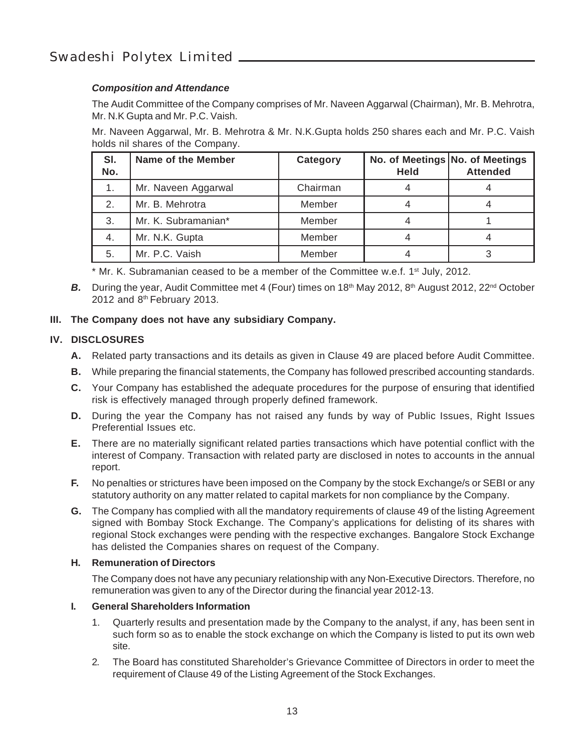***Composition and Attendance***

The Audit Committee of the Company comprises of Mr. Naveen Aggarwal (Chairman), Mr. B. Mehrotra, Mr. N.K Gupta and Mr. P.C. Vaish.

Mr. Naveen Aggarwal, Mr. B. Mehrotra & Mr. N.K.Gupta holds 250 shares each and Mr. P.C. Vaish holds nil shares of the Company.

| Sl. No. | Name of the Member | Category | No. of Meetings Held | No. of Meetings Attended |
|---|---|---|---|---|
| 1. | Mr. Naveen Aggarwal | Chairman | 4 | 4 |
| 2. | Mr. B. Mehrotra | Member | 4 | 4 |
| 3. | Mr. K. Subramanian* | Member | 4 | 1 |
| 4. | Mr. N.K. Gupta | Member | 4 | 4 |
| 5. | Mr. P.C. Vaish | Member | 4 | 3 |

* Mr. K. Subramanian ceased to be a member of the Committee w.e.f. 1st July, 2012.

***B.*** During the year, Audit Committee met 4 (Four) times on 18th May 2012, 8th August 2012, 22nd October 2012 and 8th February 2013.

## III. The Company does not have any subsidiary Company.

## IV. DISCLOSURES

**A.** Related party transactions and its details as given in Clause 49 are placed before Audit Committee.

**B.** While preparing the financial statements, the Company has followed prescribed accounting standards.

**C.** Your Company has established the adequate procedures for the purpose of ensuring that identified risk is effectively managed through properly defined framework.

**D.** During the year the Company has not raised any funds by way of Public Issues, Right Issues Preferential Issues etc.

**E.** There are no materially significant related parties transactions which have potential conflict with the interest of Company. Transaction with related party are disclosed in notes to accounts in the annual report.

**F.** No penalties or strictures have been imposed on the Company by the stock Exchange/s or SEBI or any statutory authority on any matter related to capital markets for non compliance by the Company.

**G.** The Company has complied with all the mandatory requirements of clause 49 of the listing Agreement signed with Bombay Stock Exchange. The Company's applications for delisting of its shares with regional Stock exchanges were pending with the respective exchanges. Bangalore Stock Exchange has delisted the Companies shares on request of the Company.

**H. Remuneration of Directors**

The Company does not have any pecuniary relationship with any Non-Executive Directors. Therefore, no remuneration was given to any of the Director during the financial year 2012-13.

**I. General Shareholders Information**

1. Quarterly results and presentation made by the Company to the analyst, if any, has been sent in such form so as to enable the stock exchange on which the Company is listed to put its own web site.
2. The Board has constituted Shareholder's Grievance Committee of Directors in order to meet the requirement of Clause 49 of the Listing Agreement of the Stock Exchanges.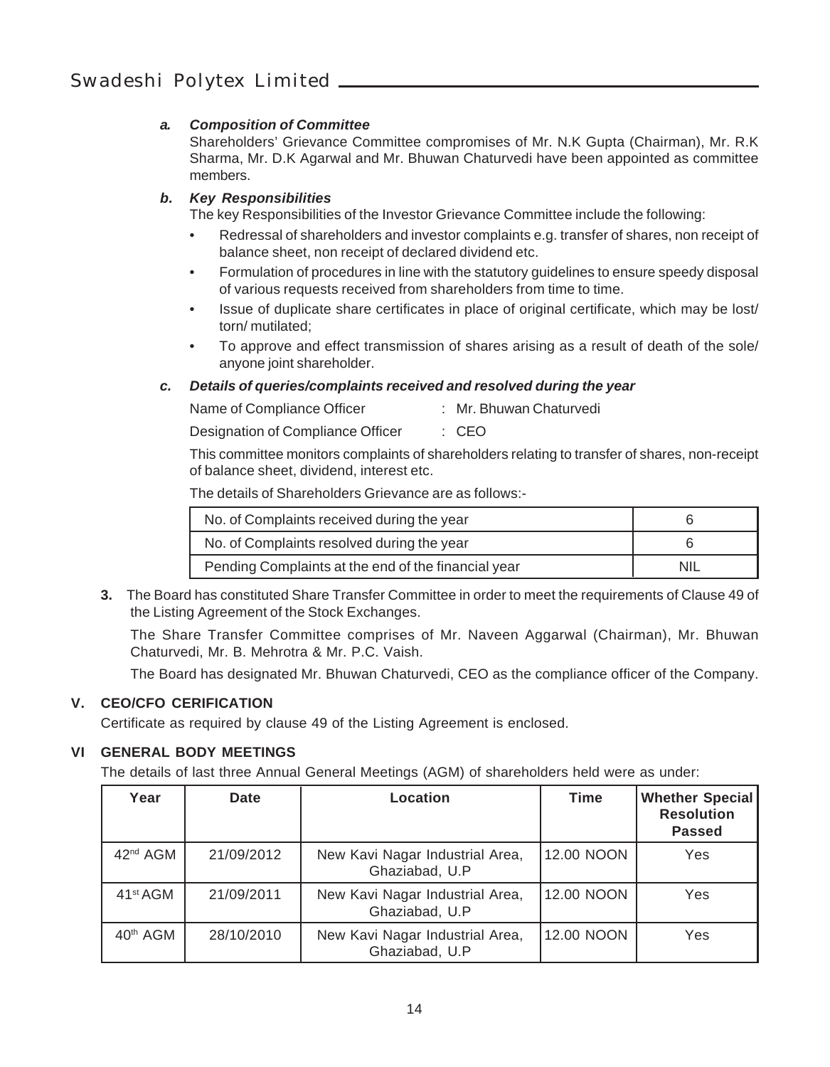***a. Composition of Committee***

Shareholders' Grievance Committee compromises of Mr. N.K Gupta (Chairman), Mr. R.K Sharma, Mr. D.K Agarwal and Mr. Bhuwan Chaturvedi have been appointed as committee members.

***b. Key Responsibilities***

The key Responsibilities of the Investor Grievance Committee include the following:

- Redressal of shareholders and investor complaints e.g. transfer of shares, non receipt of balance sheet, non receipt of declared dividend etc.
- Formulation of procedures in line with the statutory guidelines to ensure speedy disposal of various requests received from shareholders from time to time.
- Issue of duplicate share certificates in place of original certificate, which may be lost/ torn/ mutilated;
- To approve and effect transmission of shares arising as a result of death of the sole/ anyone joint shareholder.

***c. Details of queries/complaints received and resolved during the year***

Name of Compliance Officer : Mr. Bhuwan Chaturvedi

Designation of Compliance Officer : CEO

This committee monitors complaints of shareholders relating to transfer of shares, non-receipt of balance sheet, dividend, interest etc.

The details of Shareholders Grievance are as follows:-

| | |
|---|---|
| No. of Complaints received during the year | 6 |
| No. of Complaints resolved during the year | 6 |
| Pending Complaints at the end of the financial year | NIL |

**3.** The Board has constituted Share Transfer Committee in order to meet the requirements of Clause 49 of the Listing Agreement of the Stock Exchanges.

The Share Transfer Committee comprises of Mr. Naveen Aggarwal (Chairman), Mr. Bhuwan Chaturvedi, Mr. B. Mehrotra & Mr. P.C. Vaish.

The Board has designated Mr. Bhuwan Chaturvedi, CEO as the compliance officer of the Company.

## V. CEO/CFO CERIFICATION

Certificate as required by clause 49 of the Listing Agreement is enclosed.

## VI GENERAL BODY MEETINGS

The details of last three Annual General Meetings (AGM) of shareholders held were as under:

| Year | Date | Location | Time | Whether Special Resolution Passed |
|---|---|---|---|---|
| 42nd AGM | 21/09/2012 | New Kavi Nagar Industrial Area, Ghaziabad, U.P | 12.00 NOON | Yes |
| 41st AGM | 21/09/2011 | New Kavi Nagar Industrial Area, Ghaziabad, U.P | 12.00 NOON | Yes |
| 40th AGM | 28/10/2010 | New Kavi Nagar Industrial Area, Ghaziabad, U.P | 12.00 NOON | Yes |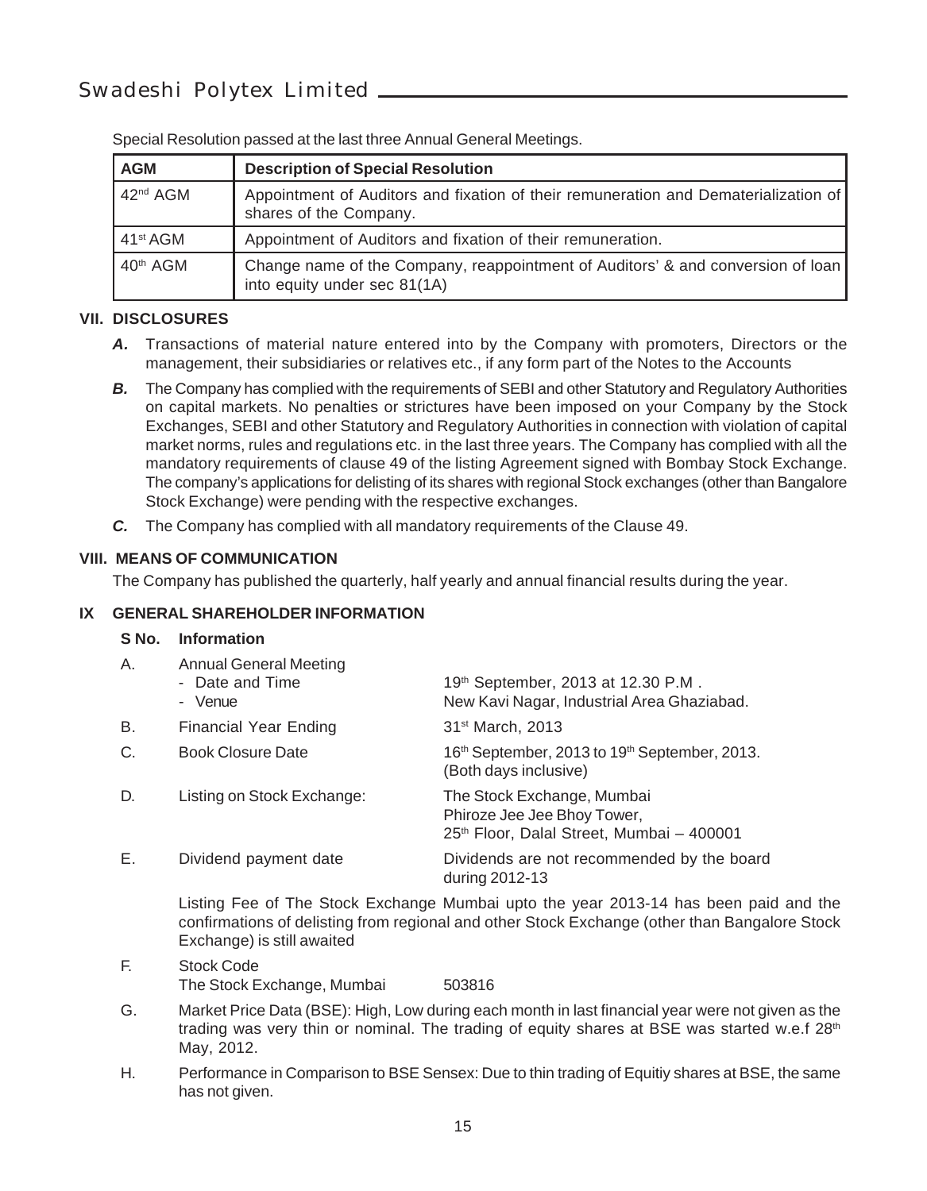Special Resolution passed at the last three Annual General Meetings.

| AGM | Description of Special Resolution |
|---|---|
| 42nd AGM | Appointment of Auditors and fixation of their remuneration and Dematerialization of shares of the Company. |
| 41st AGM | Appointment of Auditors and fixation of their remuneration. |
| 40th AGM | Change name of the Company, reappointment of Auditors' & and conversion of loan into equity under sec 81(1A) |

## VII. DISCLOSURES

***A.*** Transactions of material nature entered into by the Company with promoters, Directors or the management, their subsidiaries or relatives etc., if any form part of the Notes to the Accounts

***B.*** The Company has complied with the requirements of SEBI and other Statutory and Regulatory Authorities on capital markets. No penalties or strictures have been imposed on your Company by the Stock Exchanges, SEBI and other Statutory and Regulatory Authorities in connection with violation of capital market norms, rules and regulations etc. in the last three years. The Company has complied with all the mandatory requirements of clause 49 of the listing Agreement signed with Bombay Stock Exchange. The company's applications for delisting of its shares with regional Stock exchanges (other than Bangalore Stock Exchange) were pending with the respective exchanges.

***C.*** The Company has complied with all mandatory requirements of the Clause 49.

## VIII. MEANS OF COMMUNICATION

The Company has published the quarterly, half yearly and annual financial results during the year.

## IX GENERAL SHAREHOLDER INFORMATION

| S No. | Information | |
|---|---|---|
| A. | Annual General Meeting<br>- Date and Time<br>- Venue | <br>19th September, 2013 at 12.30 P.M .<br>New Kavi Nagar, Industrial Area Ghaziabad. |
| B. | Financial Year Ending | 31st March, 2013 |
| C. | Book Closure Date | 16th September, 2013 to 19th September, 2013. (Both days inclusive) |
| D. | Listing on Stock Exchange: | The Stock Exchange, Mumbai<br>Phiroze Jee Jee Bhoy Tower,<br>25th Floor, Dalal Street, Mumbai – 400001 |
| E. | Dividend payment date | Dividends are not recommended by the board during 2012-13 |

Listing Fee of The Stock Exchange Mumbai upto the year 2013-14 has been paid and the confirmations of delisting from regional and other Stock Exchange (other than Bangalore Stock Exchange) is still awaited

F. Stock Code
The Stock Exchange, Mumbai 503816

G. Market Price Data (BSE): High, Low during each month in last financial year were not given as the trading was very thin or nominal. The trading of equity shares at BSE was started w.e.f 28th May, 2012.

H. Performance in Comparison to BSE Sensex: Due to thin trading of Equitiy shares at BSE, the same has not given.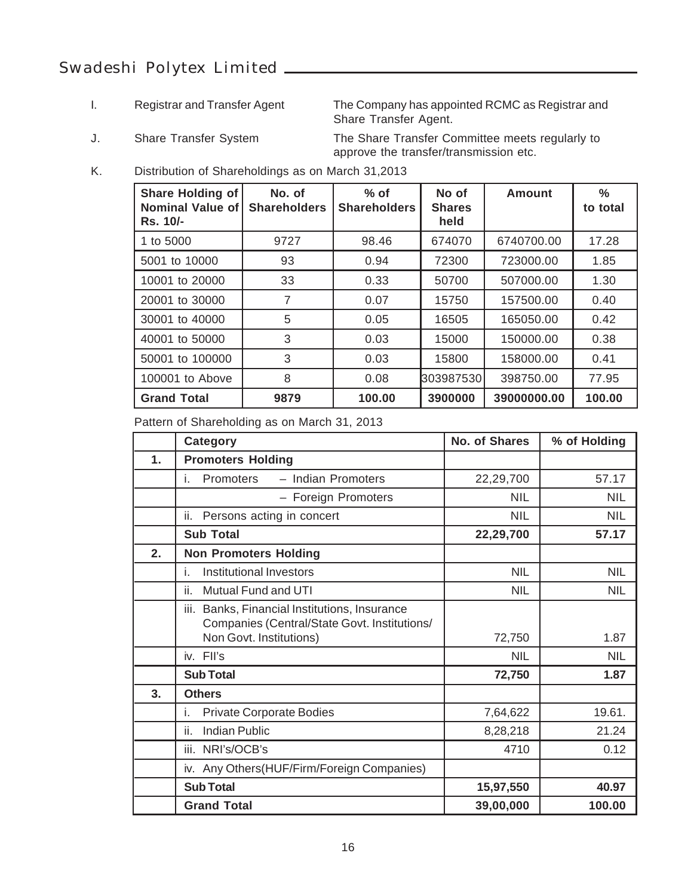I. Registrar and Transfer Agent — The Company has appointed RCMC as Registrar and Share Transfer Agent.

J. Share Transfer System — The Share Transfer Committee meets regularly to approve the transfer/transmission etc.

K. Distribution of Shareholdings as on March 31,2013

| Share Holding of Nominal Value of Rs. 10/- | No. of Shareholders | % of Shareholders | No of Shares held | Amount | % to total |
|---|---|---|---|---|---|
| 1 to 5000 | 9727 | 98.46 | 674070 | 6740700.00 | 17.28 |
| 5001 to 10000 | 93 | 0.94 | 72300 | 723000.00 | 1.85 |
| 10001 to 20000 | 33 | 0.33 | 50700 | 507000.00 | 1.30 |
| 20001 to 30000 | 7 | 0.07 | 15750 | 157500.00 | 0.40 |
| 30001 to 40000 | 5 | 0.05 | 16505 | 165050.00 | 0.42 |
| 40001 to 50000 | 3 | 0.03 | 15000 | 150000.00 | 0.38 |
| 50001 to 100000 | 3 | 0.03 | 15800 | 158000.00 | 0.41 |
| 100001 to Above | 8 | 0.08 | 303987530 | 398750.00 | 77.95 |
| **Grand Total** | **9879** | **100.00** | **3900000** | **39000000.00** | **100.00** |

Pattern of Shareholding as on March 31, 2013

| | Category | No. of Shares | % of Holding |
|---|---|---|---|
| **1.** | **Promoters Holding** | | |
| | i. Promoters – Indian Promoters | 22,29,700 | 57.17 |
| | – Foreign Promoters | NIL | NIL |
| | ii. Persons acting in concert | NIL | NIL |
| | **Sub Total** | **22,29,700** | **57.17** |
| **2.** | **Non Promoters Holding** | | |
| | i. Institutional Investors | NIL | NIL |
| | ii. Mutual Fund and UTI | NIL | NIL |
| | iii. Banks, Financial Institutions, Insurance Companies (Central/State Govt. Institutions/ Non Govt. Institutions) | 72,750 | 1.87 |
| | iv. FII's | NIL | NIL |
| | **Sub Total** | **72,750** | **1.87** |
| **3.** | **Others** | | |
| | i. Private Corporate Bodies | 7,64,622 | 19.61. |
| | ii. Indian Public | 8,28,218 | 21.24 |
| | iii. NRI's/OCB's | 4710 | 0.12 |
| | iv. Any Others(HUF/Firm/Foreign Companies) | | |
| | **Sub Total** | **15,97,550** | **40.97** |
| | **Grand Total** | **39,00,000** | **100.00** |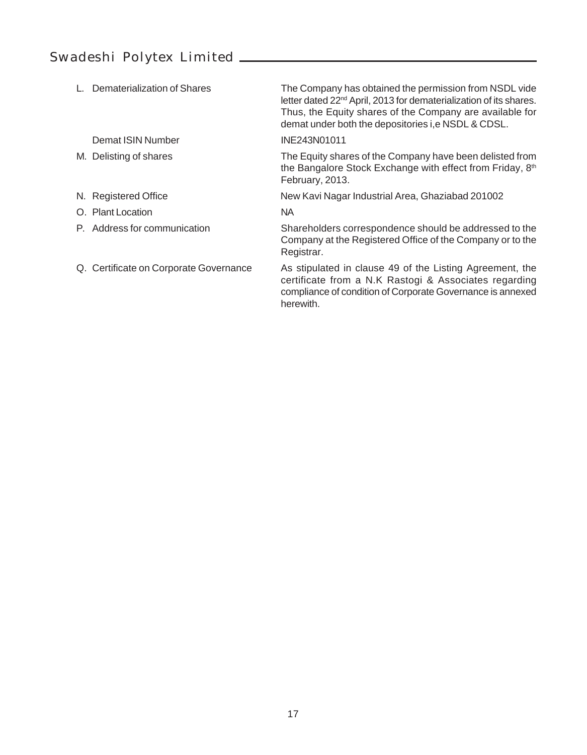| | |
|---|---|
| L. Dematerialization of Shares | The Company has obtained the permission from NSDL vide letter dated 22nd April, 2013 for dematerialization of its shares. Thus, the Equity shares of the Company are available for demat under both the depositories i,e NSDL & CDSL. |
| Demat ISIN Number | INE243N01011 |
| M. Delisting of shares | The Equity shares of the Company have been delisted from the Bangalore Stock Exchange with effect from Friday, 8th February, 2013. |
| N. Registered Office | New Kavi Nagar Industrial Area, Ghaziabad 201002 |
| O. Plant Location | NA |
| P. Address for communication | Shareholders correspondence should be addressed to the Company at the Registered Office of the Company or to the Registrar. |
| Q. Certificate on Corporate Governance | As stipulated in clause 49 of the Listing Agreement, the certificate from a N.K Rastogi & Associates regarding compliance of condition of Corporate Governance is annexed herewith. |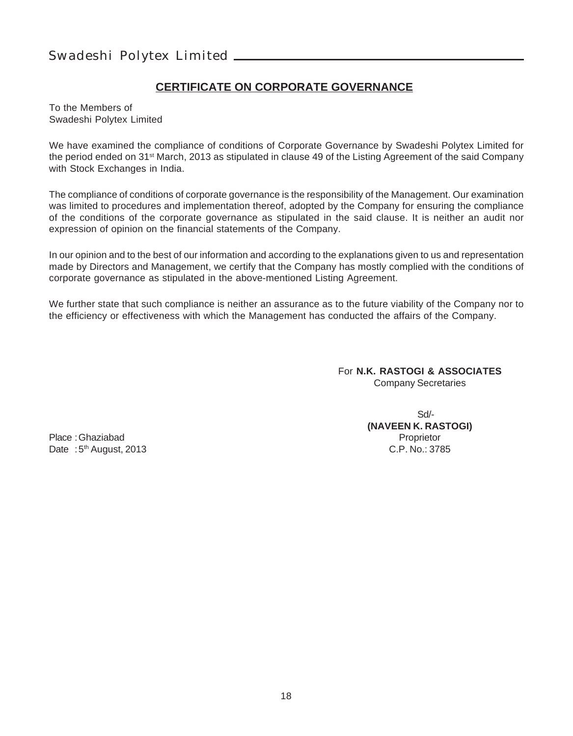# CERTIFICATE ON CORPORATE GOVERNANCE

To the Members of
Swadeshi Polytex Limited

We have examined the compliance of conditions of Corporate Governance by Swadeshi Polytex Limited for the period ended on 31st March, 2013 as stipulated in clause 49 of the Listing Agreement of the said Company with Stock Exchanges in India.

The compliance of conditions of corporate governance is the responsibility of the Management. Our examination was limited to procedures and implementation thereof, adopted by the Company for ensuring the compliance of the conditions of the corporate governance as stipulated in the said clause. It is neither an audit nor expression of opinion on the financial statements of the Company.

In our opinion and to the best of our information and according to the explanations given to us and representation made by Directors and Management, we certify that the Company has mostly complied with the conditions of corporate governance as stipulated in the above-mentioned Listing Agreement.

We further state that such compliance is neither an assurance as to the future viability of the Company nor to the efficiency or effectiveness with which the Management has conducted the affairs of the Company.

For **N.K. RASTOGI & ASSOCIATES**
Company Secretaries

Sd/-
**(NAVEEN K. RASTOGI)**
Proprietor
C.P. No.: 3785

Place : Ghaziabad
Date : 5th August, 2013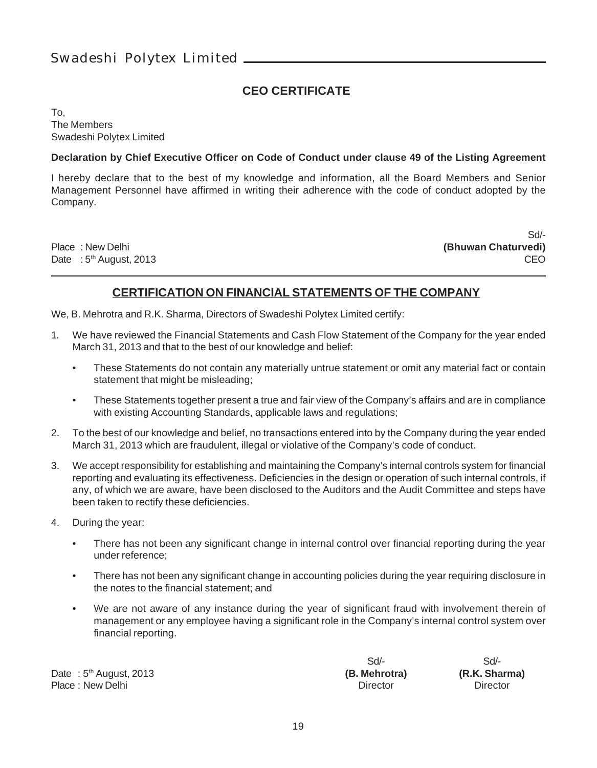## CEO CERTIFICATE

To,
The Members
Swadeshi Polytex Limited

**Declaration by Chief Executive Officer on Code of Conduct under clause 49 of the Listing Agreement**

I hereby declare that to the best of my knowledge and information, all the Board Members and Senior Management Personnel have affirmed in writing their adherence with the code of conduct adopted by the Company.

Sd/-
**(Bhuwan Chaturvedi)**
CEO

Place : New Delhi
Date : 5th August, 2013

---

## CERTIFICATION ON FINANCIAL STATEMENTS OF THE COMPANY

We, B. Mehrotra and R.K. Sharma, Directors of Swadeshi Polytex Limited certify:

1. We have reviewed the Financial Statements and Cash Flow Statement of the Company for the year ended March 31, 2013 and that to the best of our knowledge and belief:
   - These Statements do not contain any materially untrue statement or omit any material fact or contain statement that might be misleading;
   - These Statements together present a true and fair view of the Company's affairs and are in compliance with existing Accounting Standards, applicable laws and regulations;
2. To the best of our knowledge and belief, no transactions entered into by the Company during the year ended March 31, 2013 which are fraudulent, illegal or violative of the Company's code of conduct.
3. We accept responsibility for establishing and maintaining the Company's internal controls system for financial reporting and evaluating its effectiveness. Deficiencies in the design or operation of such internal controls, if any, of which we are aware, have been disclosed to the Auditors and the Audit Committee and steps have been taken to rectify these deficiencies.
4. During the year:
   - There has not been any significant change in internal control over financial reporting during the year under reference;
   - There has not been any significant change in accounting policies during the year requiring disclosure in the notes to the financial statement; and
   - We are not aware of any instance during the year of significant fraud with involvement therein of management or any employee having a significant role in the Company's internal control system over financial reporting.

Date : 5th August, 2013
Place : New Delhi

Sd/-
**(B. Mehrotra)**
Director

Sd/-
**(R.K. Sharma)**
Director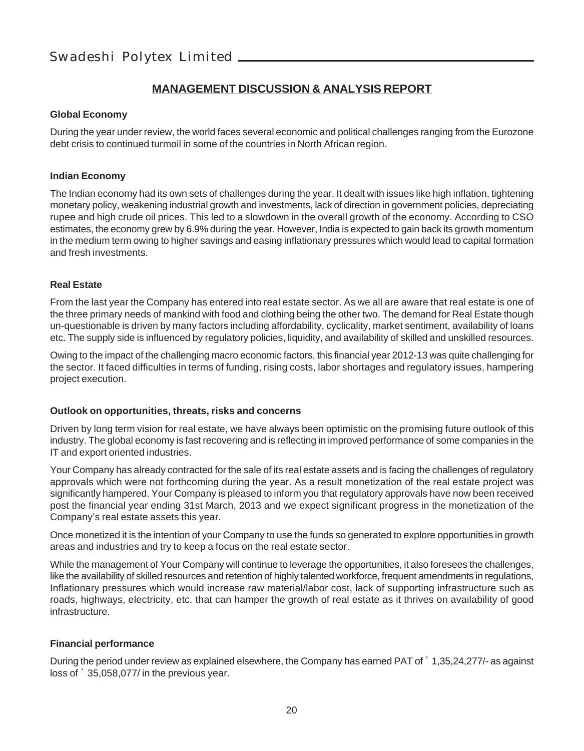## MANAGEMENT DISCUSSION & ANALYSIS REPORT

**Global Economy**

During the year under review, the world faces several economic and political challenges ranging from the Eurozone debt crisis to continued turmoil in some of the countries in North African region.

**Indian Economy**

The Indian economy had its own sets of challenges during the year. It dealt with issues like high inflation, tightening monetary policy, weakening industrial growth and investments, lack of direction in government policies, depreciating rupee and high crude oil prices. This led to a slowdown in the overall growth of the economy. According to CSO estimates, the economy grew by 6.9% during the year. However, India is expected to gain back its growth momentum in the medium term owing to higher savings and easing inflationary pressures which would lead to capital formation and fresh investments.

**Real Estate**

From the last year the Company has entered into real estate sector. As we all are aware that real estate is one of the three primary needs of mankind with food and clothing being the other two. The demand for Real Estate though un-questionable is driven by many factors including affordability, cyclicality, market sentiment, availability of loans etc. The supply side is influenced by regulatory policies, liquidity, and availability of skilled and unskilled resources.

Owing to the impact of the challenging macro economic factors, this financial year 2012-13 was quite challenging for the sector. It faced difficulties in terms of funding, rising costs, labor shortages and regulatory issues, hampering project execution.

**Outlook on opportunities, threats, risks and concerns**

Driven by long term vision for real estate, we have always been optimistic on the promising future outlook of this industry. The global economy is fast recovering and is reflecting in improved performance of some companies in the IT and export oriented industries.

Your Company has already contracted for the sale of its real estate assets and is facing the challenges of regulatory approvals which were not forthcoming during the year. As a result monetization of the real estate project was significantly hampered. Your Company is pleased to inform you that regulatory approvals have now been received post the financial year ending 31st March, 2013 and we expect significant progress in the monetization of the Company's real estate assets this year.

Once monetized it is the intention of your Company to use the funds so generated to explore opportunities in growth areas and industries and try to keep a focus on the real estate sector.

While the management of Your Company will continue to leverage the opportunities, it also foresees the challenges, like the availability of skilled resources and retention of highly talented workforce, frequent amendments in regulations, Inflationary pressures which would increase raw material/labor cost, lack of supporting infrastructure such as roads, highways, electricity, etc. that can hamper the growth of real estate as it thrives on availability of good infrastructure.

**Financial performance**

During the period under review as explained elsewhere, the Company has earned PAT of ` 1,35,24,277/- as against loss of ` 35,058,077/ in the previous year.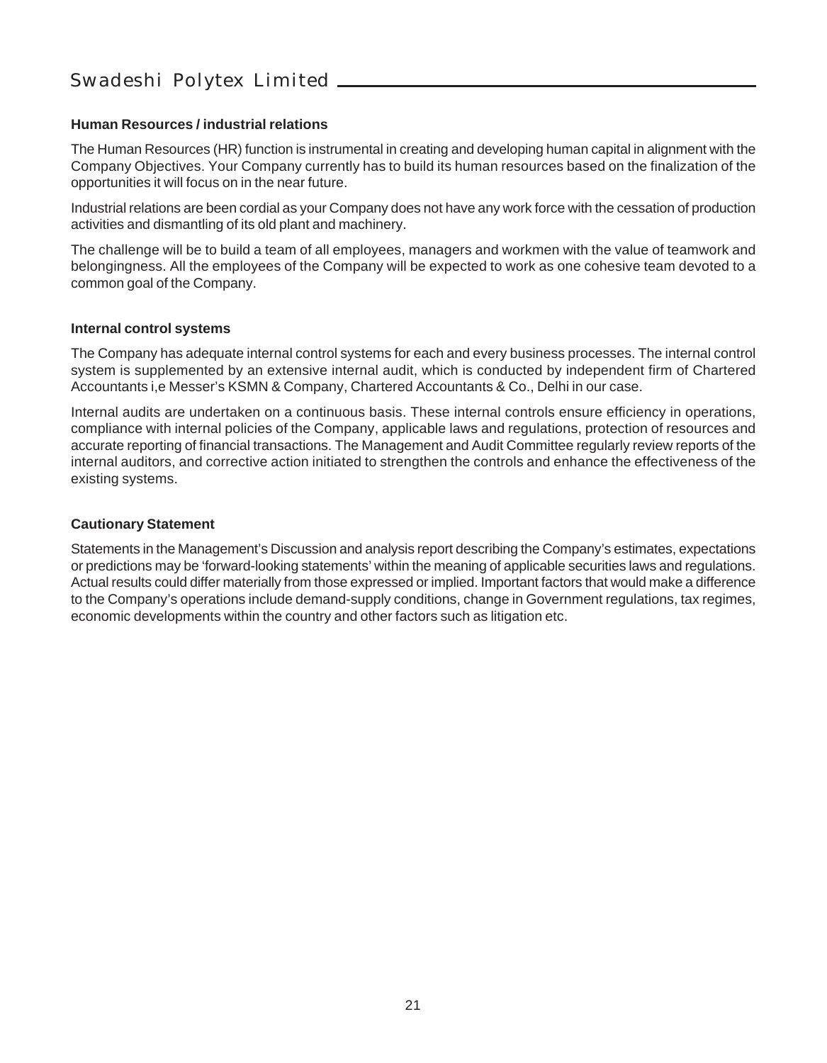### Human Resources / industrial relations

The Human Resources (HR) function is instrumental in creating and developing human capital in alignment with the Company Objectives. Your Company currently has to build its human resources based on the finalization of the opportunities it will focus on in the near future.

Industrial relations are been cordial as your Company does not have any work force with the cessation of production activities and dismantling of its old plant and machinery.

The challenge will be to build a team of all employees, managers and workmen with the value of teamwork and belongingness. All the employees of the Company will be expected to work as one cohesive team devoted to a common goal of the Company.

### Internal control systems

The Company has adequate internal control systems for each and every business processes. The internal control system is supplemented by an extensive internal audit, which is conducted by independent firm of Chartered Accountants i,e Messer's KSMN & Company, Chartered Accountants & Co., Delhi in our case.

Internal audits are undertaken on a continuous basis. These internal controls ensure efficiency in operations, compliance with internal policies of the Company, applicable laws and regulations, protection of resources and accurate reporting of financial transactions. The Management and Audit Committee regularly review reports of the internal auditors, and corrective action initiated to strengthen the controls and enhance the effectiveness of the existing systems.

### Cautionary Statement

Statements in the Management's Discussion and analysis report describing the Company's estimates, expectations or predictions may be 'forward-looking statements' within the meaning of applicable securities laws and regulations. Actual results could differ materially from those expressed or implied. Important factors that would make a difference to the Company's operations include demand-supply conditions, change in Government regulations, tax regimes, economic developments within the country and other factors such as litigation etc.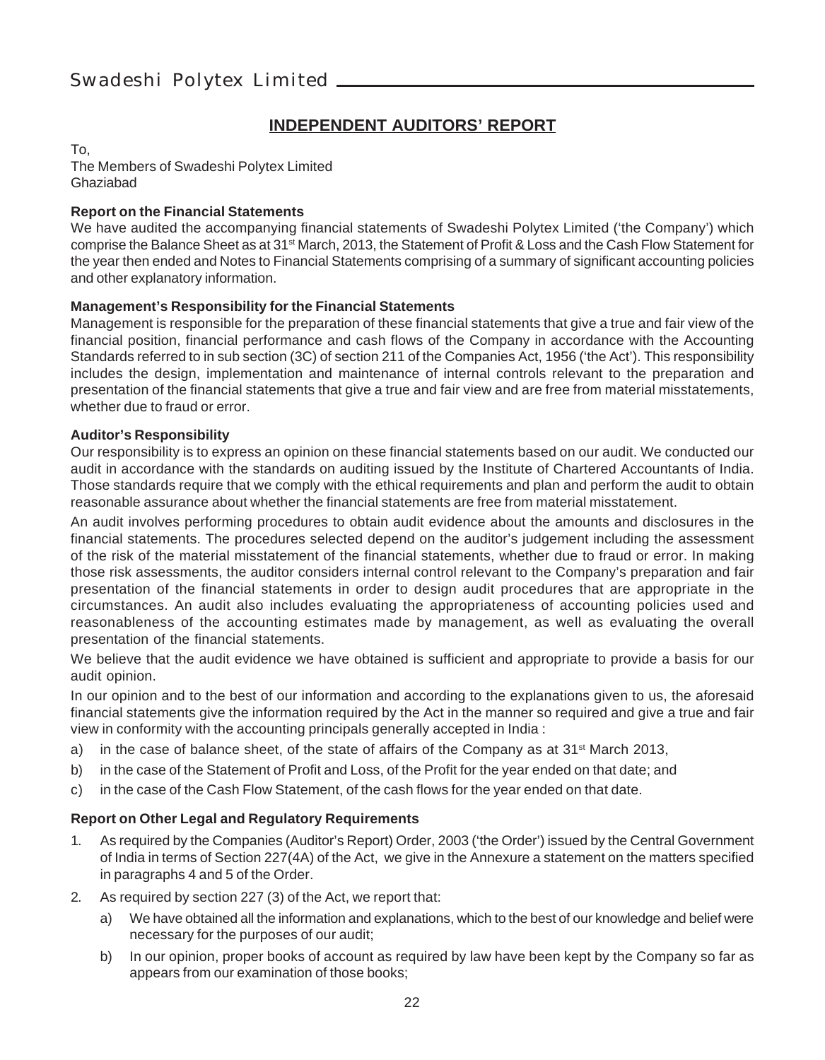# INDEPENDENT AUDITORS' REPORT

To,
The Members of Swadeshi Polytex Limited
Ghaziabad

**Report on the Financial Statements**

We have audited the accompanying financial statements of Swadeshi Polytex Limited ('the Company') which comprise the Balance Sheet as at 31st March, 2013, the Statement of Profit & Loss and the Cash Flow Statement for the year then ended and Notes to Financial Statements comprising of a summary of significant accounting policies and other explanatory information.

**Management's Responsibility for the Financial Statements**

Management is responsible for the preparation of these financial statements that give a true and fair view of the financial position, financial performance and cash flows of the Company in accordance with the Accounting Standards referred to in sub section (3C) of section 211 of the Companies Act, 1956 ('the Act'). This responsibility includes the design, implementation and maintenance of internal controls relevant to the preparation and presentation of the financial statements that give a true and fair view and are free from material misstatements, whether due to fraud or error.

**Auditor's Responsibility**

Our responsibility is to express an opinion on these financial statements based on our audit. We conducted our audit in accordance with the standards on auditing issued by the Institute of Chartered Accountants of India. Those standards require that we comply with the ethical requirements and plan and perform the audit to obtain reasonable assurance about whether the financial statements are free from material misstatement.

An audit involves performing procedures to obtain audit evidence about the amounts and disclosures in the financial statements. The procedures selected depend on the auditor's judgement including the assessment of the risk of the material misstatement of the financial statements, whether due to fraud or error. In making those risk assessments, the auditor considers internal control relevant to the Company's preparation and fair presentation of the financial statements in order to design audit procedures that are appropriate in the circumstances. An audit also includes evaluating the appropriateness of accounting policies used and reasonableness of the accounting estimates made by management, as well as evaluating the overall presentation of the financial statements.

We believe that the audit evidence we have obtained is sufficient and appropriate to provide a basis for our audit opinion.

In our opinion and to the best of our information and according to the explanations given to us, the aforesaid financial statements give the information required by the Act in the manner so required and give a true and fair view in conformity with the accounting principals generally accepted in India :

a) in the case of balance sheet, of the state of affairs of the Company as at 31st March 2013,

b) in the case of the Statement of Profit and Loss, of the Profit for the year ended on that date; and

c) in the case of the Cash Flow Statement, of the cash flows for the year ended on that date.

**Report on Other Legal and Regulatory Requirements**

1. As required by the Companies (Auditor's Report) Order, 2003 ('the Order') issued by the Central Government of India in terms of Section 227(4A) of the Act, we give in the Annexure a statement on the matters specified in paragraphs 4 and 5 of the Order.

2. As required by section 227 (3) of the Act, we report that:

   a) We have obtained all the information and explanations, which to the best of our knowledge and belief were necessary for the purposes of our audit;

   b) In our opinion, proper books of account as required by law have been kept by the Company so far as appears from our examination of those books;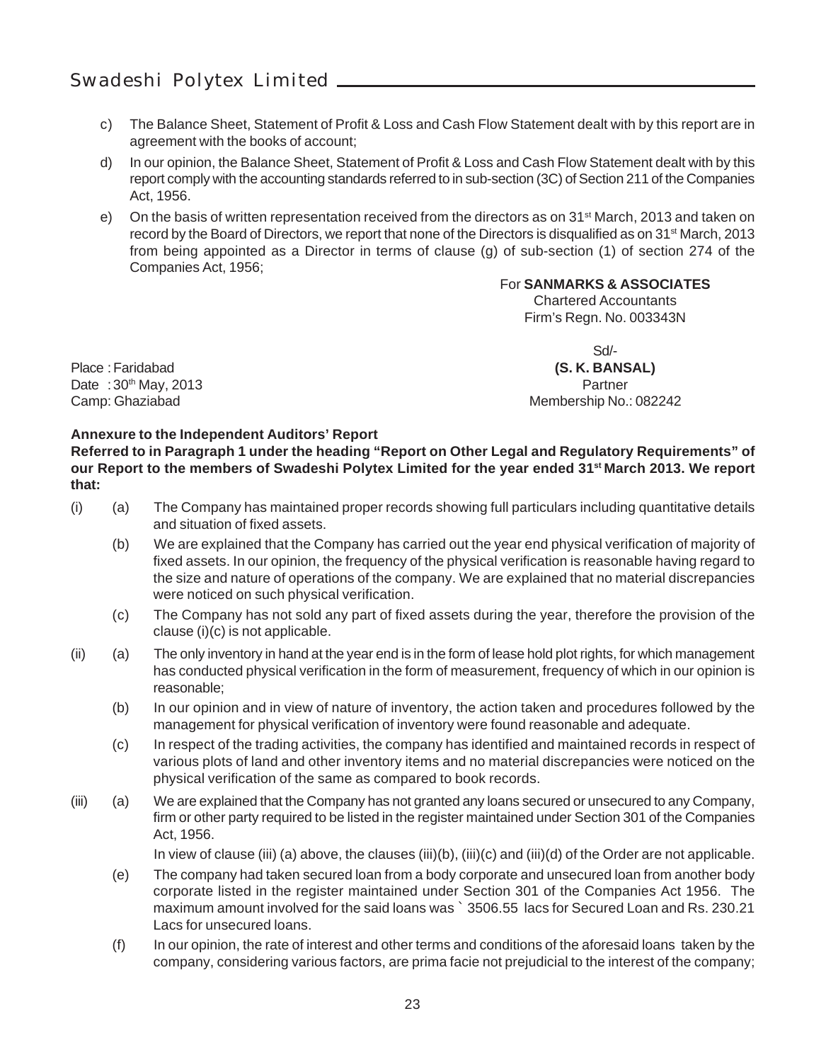c) The Balance Sheet, Statement of Profit & Loss and Cash Flow Statement dealt with by this report are in agreement with the books of account;

d) In our opinion, the Balance Sheet, Statement of Profit & Loss and Cash Flow Statement dealt with by this report comply with the accounting standards referred to in sub-section (3C) of Section 211 of the Companies Act, 1956.

e) On the basis of written representation received from the directors as on 31st March, 2013 and taken on record by the Board of Directors, we report that none of the Directors is disqualified as on 31st March, 2013 from being appointed as a Director in terms of clause (g) of sub-section (1) of section 274 of the Companies Act, 1956;

For **SANMARKS & ASSOCIATES**
Chartered Accountants
Firm's Regn. No. 003343N

Sd/-
**(S. K. BANSAL)**
Partner
Membership No.: 082242

Place : Faridabad
Date : 30th May, 2013
Camp: Ghaziabad

**Annexure to the Independent Auditors' Report**

**Referred to in Paragraph 1 under the heading "Report on Other Legal and Regulatory Requirements" of our Report to the members of Swadeshi Polytex Limited for the year ended 31st March 2013. We report that:**

(i) (a) The Company has maintained proper records showing full particulars including quantitative details and situation of fixed assets.

(b) We are explained that the Company has carried out the year end physical verification of majority of fixed assets. In our opinion, the frequency of the physical verification is reasonable having regard to the size and nature of operations of the company. We are explained that no material discrepancies were noticed on such physical verification.

(c) The Company has not sold any part of fixed assets during the year, therefore the provision of the clause (i)(c) is not applicable.

(ii) (a) The only inventory in hand at the year end is in the form of lease hold plot rights, for which management has conducted physical verification in the form of measurement, frequency of which in our opinion is reasonable;

(b) In our opinion and in view of nature of inventory, the action taken and procedures followed by the management for physical verification of inventory were found reasonable and adequate.

(c) In respect of the trading activities, the company has identified and maintained records in respect of various plots of land and other inventory items and no material discrepancies were noticed on the physical verification of the same as compared to book records.

(iii) (a) We are explained that the Company has not granted any loans secured or unsecured to any Company, firm or other party required to be listed in the register maintained under Section 301 of the Companies Act, 1956.

In view of clause (iii) (a) above, the clauses (iii)(b), (iii)(c) and (iii)(d) of the Order are not applicable.

(e) The company had taken secured loan from a body corporate and unsecured loan from another body corporate listed in the register maintained under Section 301 of the Companies Act 1956. The maximum amount involved for the said loans was ` 3506.55 lacs for Secured Loan and Rs. 230.21 Lacs for unsecured loans.

(f) In our opinion, the rate of interest and other terms and conditions of the aforesaid loans taken by the company, considering various factors, are prima facie not prejudicial to the interest of the company;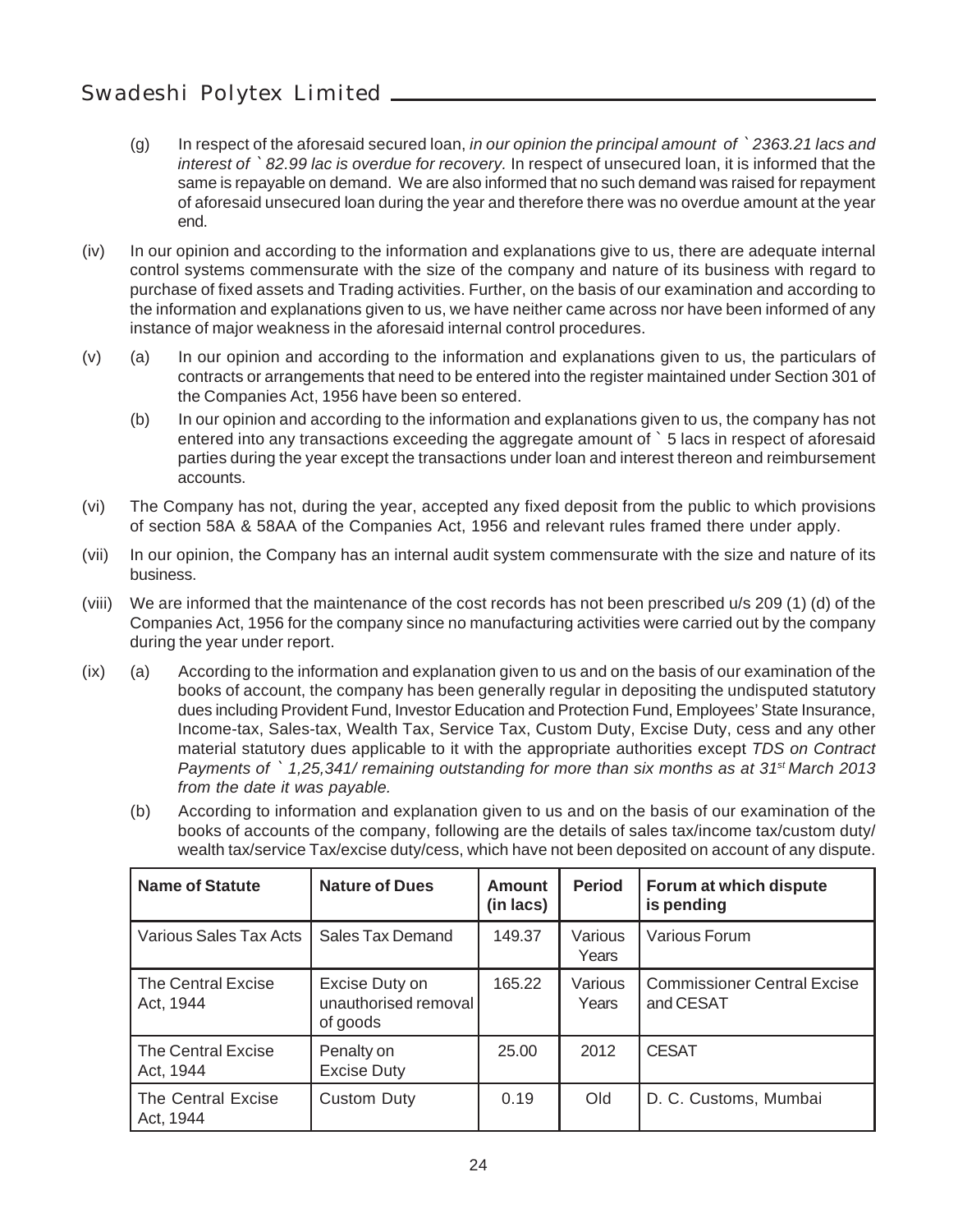(g) In respect of the aforesaid secured loan, *in our opinion the principal amount of ` 2363.21 lacs and interest of ` 82.99 lac is overdue for recovery.* In respect of unsecured loan, it is informed that the same is repayable on demand. We are also informed that no such demand was raised for repayment of aforesaid unsecured loan during the year and therefore there was no overdue amount at the year end.

(iv) In our opinion and according to the information and explanations give to us, there are adequate internal control systems commensurate with the size of the company and nature of its business with regard to purchase of fixed assets and Trading activities. Further, on the basis of our examination and according to the information and explanations given to us, we have neither came across nor have been informed of any instance of major weakness in the aforesaid internal control procedures.

(v) (a) In our opinion and according to the information and explanations given to us, the particulars of contracts or arrangements that need to be entered into the register maintained under Section 301 of the Companies Act, 1956 have been so entered.

(b) In our opinion and according to the information and explanations given to us, the company has not entered into any transactions exceeding the aggregate amount of ` 5 lacs in respect of aforesaid parties during the year except the transactions under loan and interest thereon and reimbursement accounts.

(vi) The Company has not, during the year, accepted any fixed deposit from the public to which provisions of section 58A & 58AA of the Companies Act, 1956 and relevant rules framed there under apply.

(vii) In our opinion, the Company has an internal audit system commensurate with the size and nature of its business.

(viii) We are informed that the maintenance of the cost records has not been prescribed u/s 209 (1) (d) of the Companies Act, 1956 for the company since no manufacturing activities were carried out by the company during the year under report.

(ix) (a) According to the information and explanation given to us and on the basis of our examination of the books of account, the company has been generally regular in depositing the undisputed statutory dues including Provident Fund, Investor Education and Protection Fund, Employees' State Insurance, Income-tax, Sales-tax, Wealth Tax, Service Tax, Custom Duty, Excise Duty, cess and any other material statutory dues applicable to it with the appropriate authorities except *TDS on Contract Payments of ` 1,25,341/ remaining outstanding for more than six months as at 31st March 2013 from the date it was payable.*

(b) According to information and explanation given to us and on the basis of our examination of the books of accounts of the company, following are the details of sales tax/income tax/custom duty/ wealth tax/service Tax/excise duty/cess, which have not been deposited on account of any dispute.

| Name of Statute | Nature of Dues | Amount (in lacs) | Period | Forum at which dispute is pending |
|---|---|---|---|---|
| Various Sales Tax Acts | Sales Tax Demand | 149.37 | Various Years | Various Forum |
| The Central Excise Act, 1944 | Excise Duty on unauthorised removal of goods | 165.22 | Various Years | Commissioner Central Excise and CESAT |
| The Central Excise Act, 1944 | Penalty on Excise Duty | 25.00 | 2012 | CESAT |
| The Central Excise Act, 1944 | Custom Duty | 0.19 | Old | D. C. Customs, Mumbai |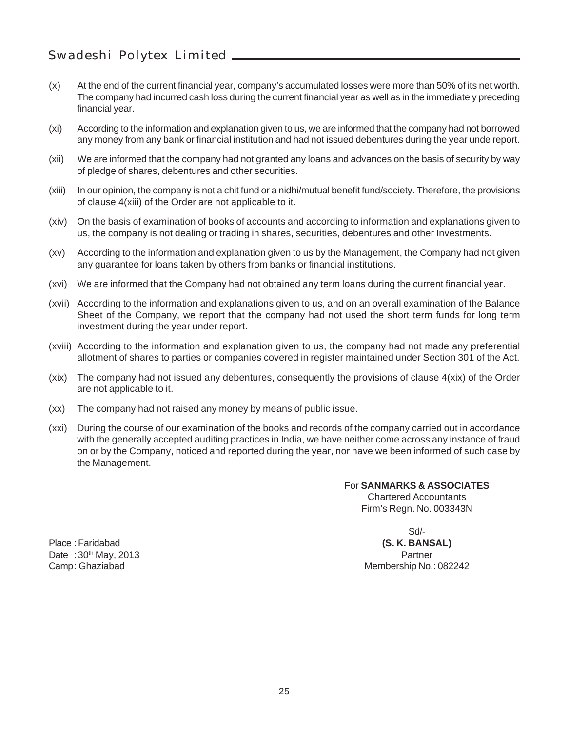(x) At the end of the current financial year, company's accumulated losses were more than 50% of its net worth. The company had incurred cash loss during the current financial year as well as in the immediately preceding financial year.

(xi) According to the information and explanation given to us, we are informed that the company had not borrowed any money from any bank or financial institution and had not issued debentures during the year unde report.

(xii) We are informed that the company had not granted any loans and advances on the basis of security by way of pledge of shares, debentures and other securities.

(xiii) In our opinion, the company is not a chit fund or a nidhi/mutual benefit fund/society. Therefore, the provisions of clause 4(xiii) of the Order are not applicable to it.

(xiv) On the basis of examination of books of accounts and according to information and explanations given to us, the company is not dealing or trading in shares, securities, debentures and other Investments.

(xv) According to the information and explanation given to us by the Management, the Company had not given any guarantee for loans taken by others from banks or financial institutions.

(xvi) We are informed that the Company had not obtained any term loans during the current financial year.

(xvii) According to the information and explanations given to us, and on an overall examination of the Balance Sheet of the Company, we report that the company had not used the short term funds for long term investment during the year under report.

(xviii) According to the information and explanation given to us, the company had not made any preferential allotment of shares to parties or companies covered in register maintained under Section 301 of the Act.

(xix) The company had not issued any debentures, consequently the provisions of clause 4(xix) of the Order are not applicable to it.

(xx) The company had not raised any money by means of public issue.

(xxi) During the course of our examination of the books and records of the company carried out in accordance with the generally accepted auditing practices in India, we have neither come across any instance of fraud on or by the Company, noticed and reported during the year, nor have we been informed of such case by the Management.

For **SANMARKS & ASSOCIATES**
Chartered Accountants
Firm's Regn. No. 003343N

Sd/-
**(S. K. BANSAL)**
Partner
Membership No.: 082242

Place : Faridabad
Date : 30th May, 2013
Camp: Ghaziabad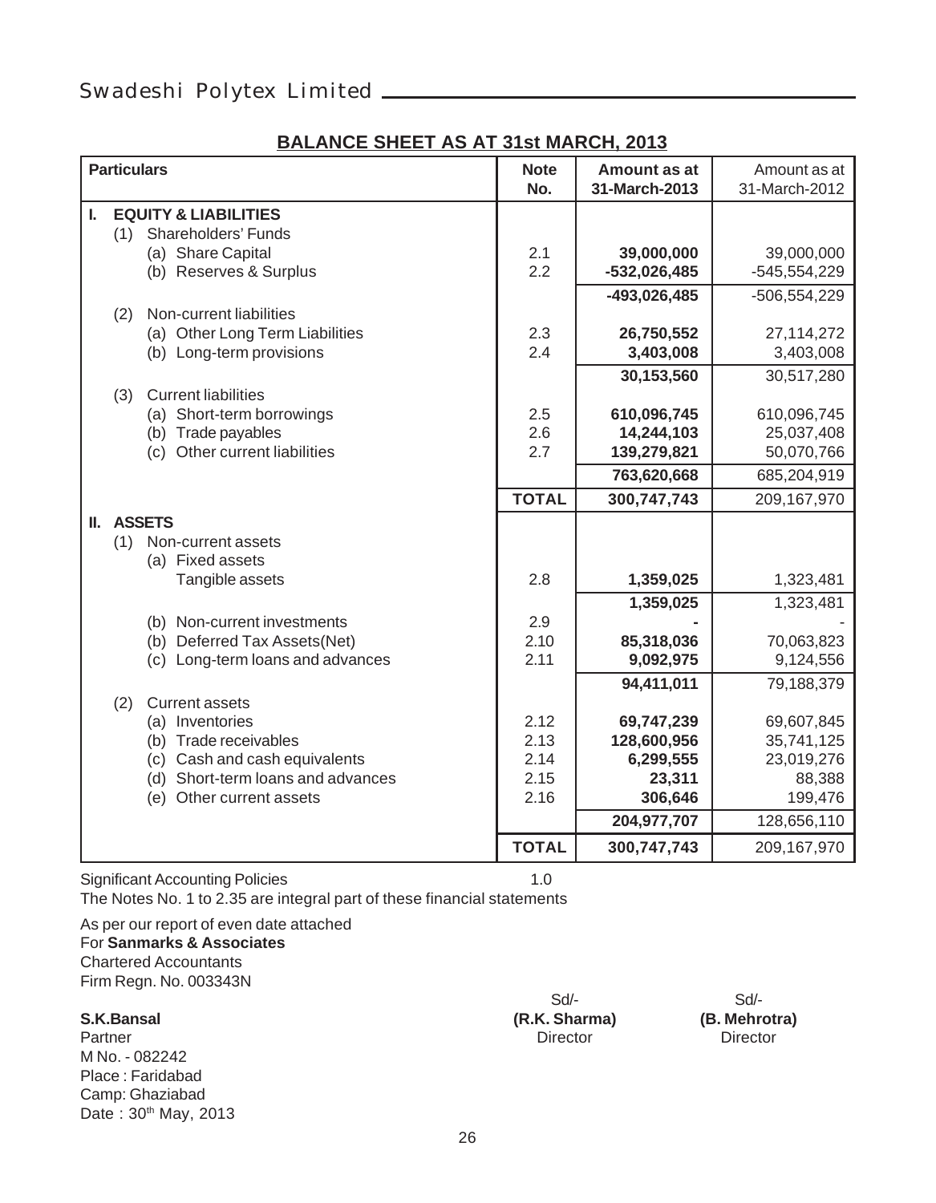## BALANCE SHEET AS AT 31st MARCH, 2013

| Particulars | Note No. | Amount as at 31-March-2013 | Amount as at 31-March-2012 |
|---|---|---|---|
| **I. EQUITY & LIABILITIES** | | | |
| (1) Shareholders' Funds | | | |
| (a) Share Capital | 2.1 | **39,000,000** | 39,000,000 |
| (b) Reserves & Surplus | 2.2 | **-532,026,485** | -545,554,229 |
| | | **-493,026,485** | -506,554,229 |
| (2) Non-current liabilities | | | |
| (a) Other Long Term Liabilities | 2.3 | **26,750,552** | 27,114,272 |
| (b) Long-term provisions | 2.4 | **3,403,008** | 3,403,008 |
| | | **30,153,560** | 30,517,280 |
| (3) Current liabilities | | | |
| (a) Short-term borrowings | 2.5 | **610,096,745** | 610,096,745 |
| (b) Trade payables | 2.6 | **14,244,103** | 25,037,408 |
| (c) Other current liabilities | 2.7 | **139,279,821** | 50,070,766 |
| | | **763,620,668** | 685,204,919 |
| | **TOTAL** | **300,747,743** | 209,167,970 |
| **II. ASSETS** | | | |
| (1) Non-current assets | | | |
| (a) Fixed assets | | | |
| Tangible assets | 2.8 | **1,359,025** | 1,323,481 |
| | | **1,359,025** | 1,323,481 |
| (b) Non-current investments | 2.9 | **-** | - |
| (b) Deferred Tax Assets(Net) | 2.10 | **85,318,036** | 70,063,823 |
| (c) Long-term loans and advances | 2.11 | **9,092,975** | 9,124,556 |
| | | **94,411,011** | 79,188,379 |
| (2) Current assets | | | |
| (a) Inventories | 2.12 | **69,747,239** | 69,607,845 |
| (b) Trade receivables | 2.13 | **128,600,956** | 35,741,125 |
| (c) Cash and cash equivalents | 2.14 | **6,299,555** | 23,019,276 |
| (d) Short-term loans and advances | 2.15 | **23,311** | 88,388 |
| (e) Other current assets | 2.16 | **306,646** | 199,476 |
| | | **204,977,707** | 128,656,110 |
| | **TOTAL** | **300,747,743** | 209,167,970 |

Significant Accounting Policies 1.0

The Notes No. 1 to 2.35 are integral part of these financial statements

As per our report of even date attached
For **Sanmarks & Associates**
Chartered Accountants
Firm Regn. No. 003343N

**S.K.Bansal**
Partner
M No. - 082242
Place : Faridabad
Camp: Ghaziabad
Date : 30th May, 2013

Sd/-
**(R.K. Sharma)**
Director

Sd/-
**(B. Mehrotra)**
Director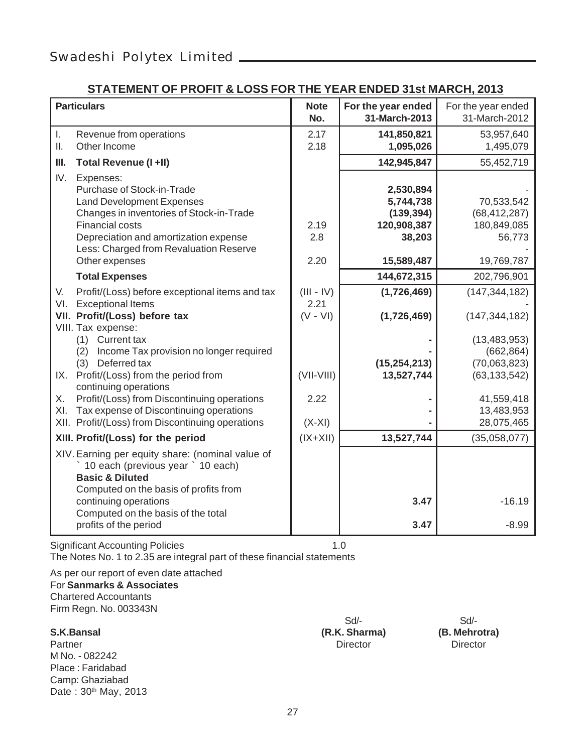## STATEMENT OF PROFIT & LOSS FOR THE YEAR ENDED 31st MARCH, 2013

| | Particulars | Note No. | For the year ended 31-March-2013 | For the year ended 31-March-2012 |
|---|---|---|---|---|
| I. | Revenue from operations | 2.17 | **141,850,821** | 53,957,640 |
| II. | Other Income | 2.18 | **1,095,026** | 1,495,079 |
| **III.** | **Total Revenue (I +II)** | | **142,945,847** | 55,452,719 |
| IV. | Expenses: | | | |
| | Purchase of Stock-in-Trade | | **2,530,894** | - |
| | Land Development Expenses | | **5,744,738** | 70,533,542 |
| | Changes in inventories of Stock-in-Trade | | **(139,394)** | (68,412,287) |
| | Financial costs | 2.19 | **120,908,387** | 180,849,085 |
| | Depreciation and amortization expense | 2.8 | **38,203** | 56,773 |
| | Less: Charged from Revaluation Reserve | | | - |
| | Other expenses | 2.20 | **15,589,487** | 19,769,787 |
| | **Total Expenses** | | **144,672,315** | 202,796,901 |
| V. | Profit/(Loss) before exceptional items and tax | (III - IV) | **(1,726,469)** | (147,344,182) |
| VI. | Exceptional Items | 2.21 | | - |
| **VII.** | **Profit/(Loss) before tax** | (V - VI) | **(1,726,469)** | (147,344,182) |
| VIII. | Tax expense: | | | |
| | (1) Current tax | | **-** | (13,483,953) |
| | (2) Income Tax provision no longer required | | **-** | (662,864) |
| | (3) Deferred tax | | **(15,254,213)** | (70,063,823) |
| IX. | Profit/(Loss) from the period from continuing operations | (VII-VIII) | **13,527,744** | (63,133,542) |
| X. | Profit/(Loss) from Discontinuing operations | 2.22 | **-** | 41,559,418 |
| XI. | Tax expense of Discontinuing operations | | **-** | 13,483,953 |
| XII. | Profit/(Loss) from Discontinuing operations | (X-XI) | **-** | 28,075,465 |
| **XIII.** | **Profit/(Loss) for the period** | (IX+XII) | **13,527,744** | (35,058,077) |
| XIV. | Earning per equity share: (nominal value of ` 10 each (previous year ` 10 each) | | | |
| | **Basic & Diluted** | | | |
| | Computed on the basis of profits from continuing operations | | **3.47** | -16.19 |
| | Computed on the basis of the total profits of the period | | **3.47** | -8.99 |

Significant Accounting Policies 1.0

The Notes No. 1 to 2.35 are integral part of these financial statements

As per our report of even date attached
For **Sanmarks & Associates**
Chartered Accountants
Firm Regn. No. 003343N

**S.K.Bansal**
Partner
M No. - 082242
Place : Faridabad
Camp: Ghaziabad
Date : 30th May, 2013

Sd/-
**(R.K. Sharma)**
Director

Sd/-
**(B. Mehrotra)**
Director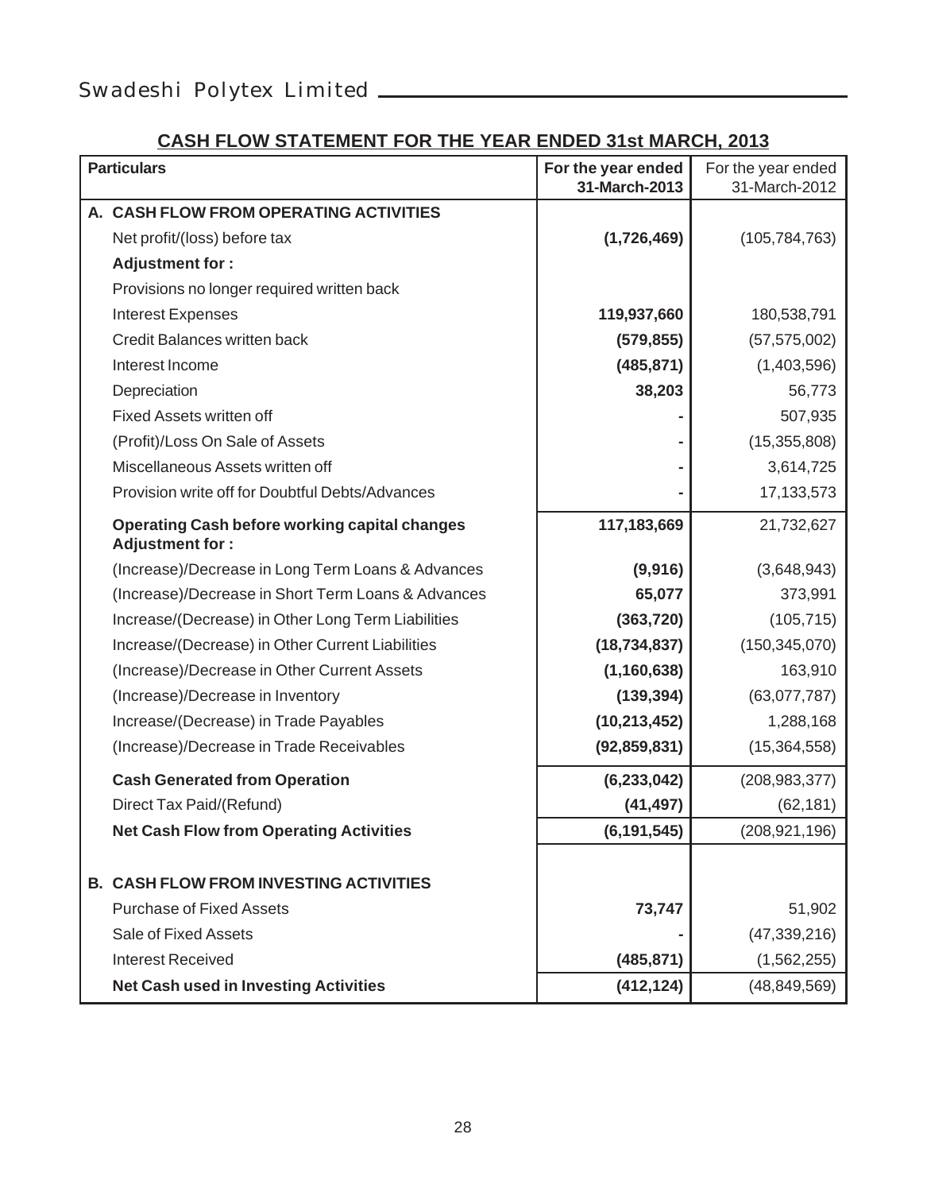## CASH FLOW STATEMENT FOR THE YEAR ENDED 31st MARCH, 2013

| Particulars | For the year ended 31-March-2013 | For the year ended 31-March-2012 |
|---|---|---|
| **A. CASH FLOW FROM OPERATING ACTIVITIES** | | |
| Net profit/(loss) before tax | **(1,726,469)** | (105,784,763) |
| **Adjustment for :** | | |
| Provisions no longer required written back | | |
| Interest Expenses | **119,937,660** | 180,538,791 |
| Credit Balances written back | **(579,855)** | (57,575,002) |
| Interest Income | **(485,871)** | (1,403,596) |
| Depreciation | **38,203** | 56,773 |
| Fixed Assets written off | **-** | 507,935 |
| (Profit)/Loss On Sale of Assets | **-** | (15,355,808) |
| Miscellaneous Assets written off | **-** | 3,614,725 |
| Provision write off for Doubtful Debts/Advances | **-** | 17,133,573 |
| **Operating Cash before working capital changes Adjustment for :** | **117,183,669** | 21,732,627 |
| (Increase)/Decrease in Long Term Loans & Advances | **(9,916)** | (3,648,943) |
| (Increase)/Decrease in Short Term Loans & Advances | **65,077** | 373,991 |
| Increase/(Decrease) in Other Long Term Liabilities | **(363,720)** | (105,715) |
| Increase/(Decrease) in Other Current Liabilities | **(18,734,837)** | (150,345,070) |
| (Increase)/Decrease in Other Current Assets | **(1,160,638)** | 163,910 |
| (Increase)/Decrease in Inventory | **(139,394)** | (63,077,787) |
| Increase/(Decrease) in Trade Payables | **(10,213,452)** | 1,288,168 |
| (Increase)/Decrease in Trade Receivables | **(92,859,831)** | (15,364,558) |
| **Cash Generated from Operation** | **(6,233,042)** | (208,983,377) |
| Direct Tax Paid/(Refund) | **(41,497)** | (62,181) |
| **Net Cash Flow from Operating Activities** | **(6,191,545)** | (208,921,196) |
| **B. CASH FLOW FROM INVESTING ACTIVITIES** | | |
| Purchase of Fixed Assets | **73,747** | 51,902 |
| Sale of Fixed Assets | **-** | (47,339,216) |
| Interest Received | **(485,871)** | (1,562,255) |
| **Net Cash used in Investing Activities** | **(412,124)** | (48,849,569) |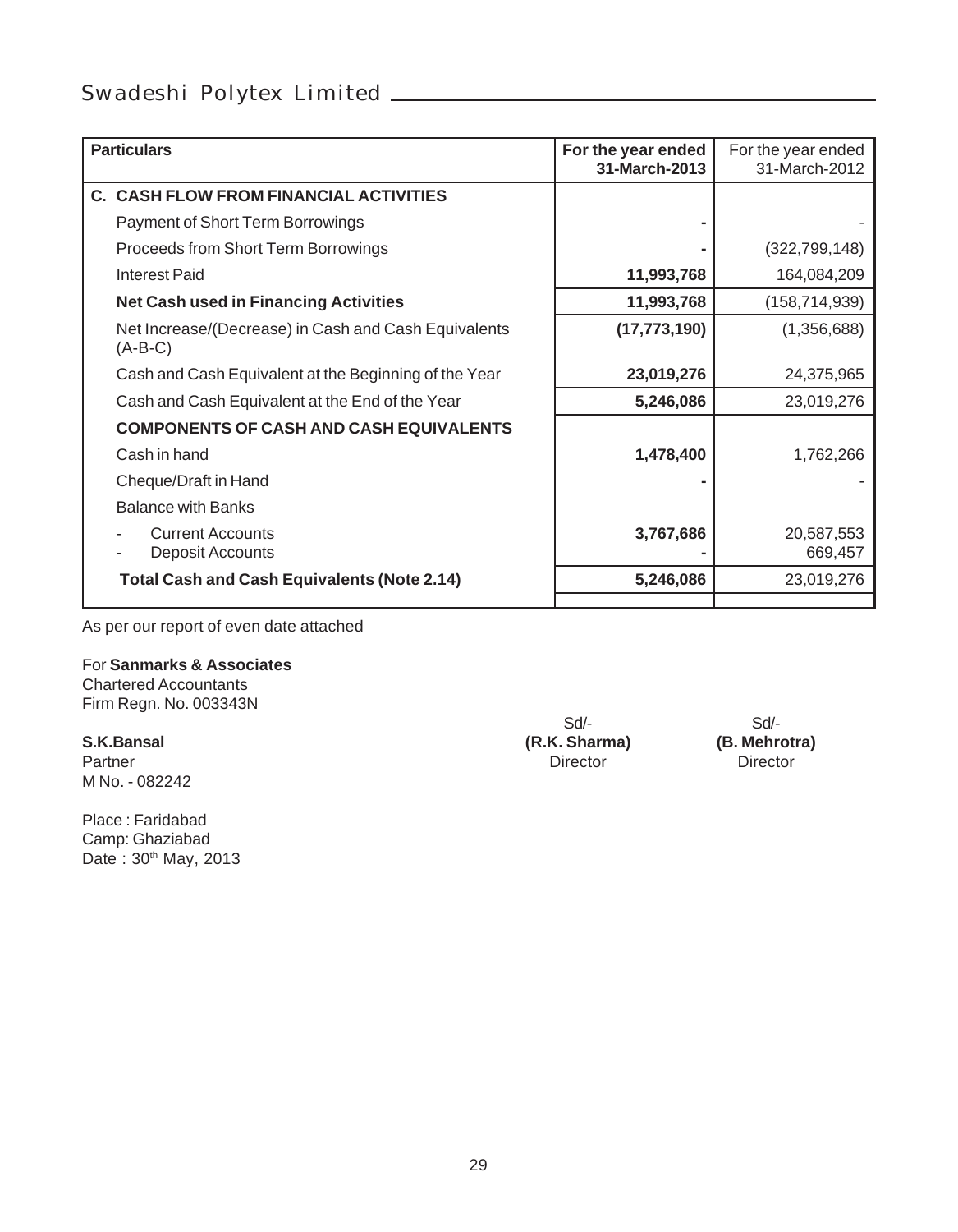| Particulars | For the year ended 31-March-2013 | For the year ended 31-March-2012 |
|---|---|---|
| **C. CASH FLOW FROM FINANCIAL ACTIVITIES** | | |
| Payment of Short Term Borrowings | **-** | - |
| Proceeds from Short Term Borrowings | **-** | (322,799,148) |
| Interest Paid | **11,993,768** | 164,084,209 |
| **Net Cash used in Financing Activities** | **11,993,768** | (158,714,939) |
| Net Increase/(Decrease) in Cash and Cash Equivalents (A-B-C) | **(17,773,190)** | (1,356,688) |
| Cash and Cash Equivalent at the Beginning of the Year | **23,019,276** | 24,375,965 |
| Cash and Cash Equivalent at the End of the Year | **5,246,086** | 23,019,276 |
| **COMPONENTS OF CASH AND CASH EQUIVALENTS** | | |
| Cash in hand | **1,478,400** | 1,762,266 |
| Cheque/Draft in Hand | **-** | - |
| Balance with Banks | | |
| - Current Accounts | **3,767,686** | 20,587,553 |
| - Deposit Accounts | **-** | 669,457 |
| **Total Cash and Cash Equivalents (Note 2.14)** | **5,246,086** | 23,019,276 |

As per our report of even date attached

For **Sanmarks & Associates**
Chartered Accountants
Firm Regn. No. 003343N

**S.K.Bansal**
Partner
M No. - 082242

Sd/-
**(R.K. Sharma)**
Director

Sd/-
**(B. Mehrotra)**
Director

Place : Faridabad
Camp: Ghaziabad
Date : 30th May, 2013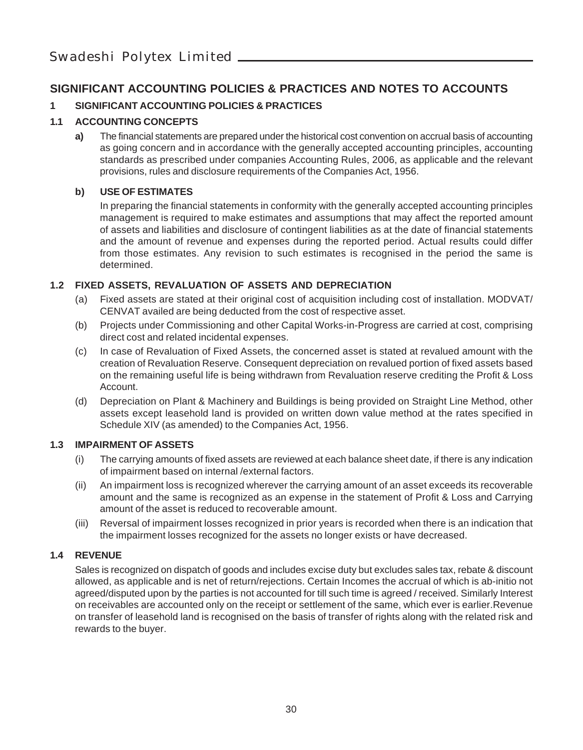# SIGNIFICANT ACCOUNTING POLICIES & PRACTICES AND NOTES TO ACCOUNTS

## 1 SIGNIFICANT ACCOUNTING POLICIES & PRACTICES

### 1.1 ACCOUNTING CONCEPTS

**a)** The financial statements are prepared under the historical cost convention on accrual basis of accounting as going concern and in accordance with the generally accepted accounting principles, accounting standards as prescribed under companies Accounting Rules, 2006, as applicable and the relevant provisions, rules and disclosure requirements of the Companies Act, 1956.

**b) USE OF ESTIMATES**

In preparing the financial statements in conformity with the generally accepted accounting principles management is required to make estimates and assumptions that may affect the reported amount of assets and liabilities and disclosure of contingent liabilities as at the date of financial statements and the amount of revenue and expenses during the reported period. Actual results could differ from those estimates. Any revision to such estimates is recognised in the period the same is determined.

### 1.2 FIXED ASSETS, REVALUATION OF ASSETS AND DEPRECIATION

(a) Fixed assets are stated at their original cost of acquisition including cost of installation. MODVAT/ CENVAT availed are being deducted from the cost of respective asset.

(b) Projects under Commissioning and other Capital Works-in-Progress are carried at cost, comprising direct cost and related incidental expenses.

(c) In case of Revaluation of Fixed Assets, the concerned asset is stated at revalued amount with the creation of Revaluation Reserve. Consequent depreciation on revalued portion of fixed assets based on the remaining useful life is being withdrawn from Revaluation reserve crediting the Profit & Loss Account.

(d) Depreciation on Plant & Machinery and Buildings is being provided on Straight Line Method, other assets except leasehold land is provided on written down value method at the rates specified in Schedule XIV (as amended) to the Companies Act, 1956.

### 1.3 IMPAIRMENT OF ASSETS

(i) The carrying amounts of fixed assets are reviewed at each balance sheet date, if there is any indication of impairment based on internal /external factors.

(ii) An impairment loss is recognized wherever the carrying amount of an asset exceeds its recoverable amount and the same is recognized as an expense in the statement of Profit & Loss and Carrying amount of the asset is reduced to recoverable amount.

(iii) Reversal of impairment losses recognized in prior years is recorded when there is an indication that the impairment losses recognized for the assets no longer exists or have decreased.

### 1.4 REVENUE

Sales is recognized on dispatch of goods and includes excise duty but excludes sales tax, rebate & discount allowed, as applicable and is net of return/rejections. Certain Incomes the accrual of which is ab-initio not agreed/disputed upon by the parties is not accounted for till such time is agreed / received. Similarly Interest on receivables are accounted only on the receipt or settlement of the same, which ever is earlier.Revenue on transfer of leasehold land is recognised on the basis of transfer of rights along with the related risk and rewards to the buyer.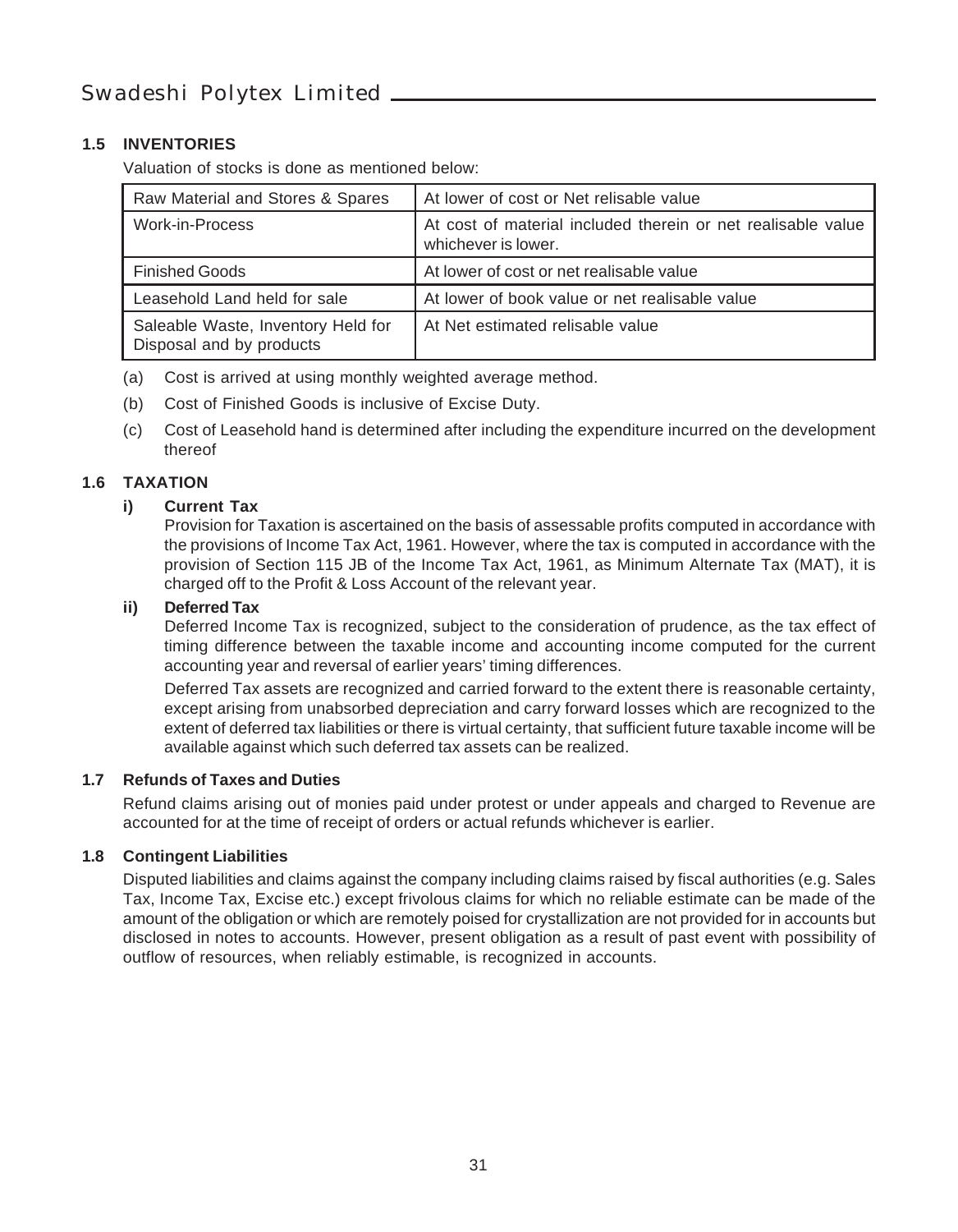### 1.5 INVENTORIES

Valuation of stocks is done as mentioned below:

| | |
|---|---|
| Raw Material and Stores & Spares | At lower of cost or Net relisable value |
| Work-in-Process | At cost of material included therein or net realisable value whichever is lower. |
| Finished Goods | At lower of cost or net realisable value |
| Leasehold Land held for sale | At lower of book value or net realisable value |
| Saleable Waste, Inventory Held for Disposal and by products | At Net estimated relisable value |

(a) Cost is arrived at using monthly weighted average method.

(b) Cost of Finished Goods is inclusive of Excise Duty.

(c) Cost of Leasehold hand is determined after including the expenditure incurred on the development thereof

### 1.6 TAXATION

**i) Current Tax**

Provision for Taxation is ascertained on the basis of assessable profits computed in accordance with the provisions of Income Tax Act, 1961. However, where the tax is computed in accordance with the provision of Section 115 JB of the Income Tax Act, 1961, as Minimum Alternate Tax (MAT), it is charged off to the Profit & Loss Account of the relevant year.

**ii) Deferred Tax**

Deferred Income Tax is recognized, subject to the consideration of prudence, as the tax effect of timing difference between the taxable income and accounting income computed for the current accounting year and reversal of earlier years' timing differences.

Deferred Tax assets are recognized and carried forward to the extent there is reasonable certainty, except arising from unabsorbed depreciation and carry forward losses which are recognized to the extent of deferred tax liabilities or there is virtual certainty, that sufficient future taxable income will be available against which such deferred tax assets can be realized.

### 1.7 Refunds of Taxes and Duties

Refund claims arising out of monies paid under protest or under appeals and charged to Revenue are accounted for at the time of receipt of orders or actual refunds whichever is earlier.

### 1.8 Contingent Liabilities

Disputed liabilities and claims against the company including claims raised by fiscal authorities (e.g. Sales Tax, Income Tax, Excise etc.) except frivolous claims for which no reliable estimate can be made of the amount of the obligation or which are remotely poised for crystallization are not provided for in accounts but disclosed in notes to accounts. However, present obligation as a result of past event with possibility of outflow of resources, when reliably estimable, is recognized in accounts.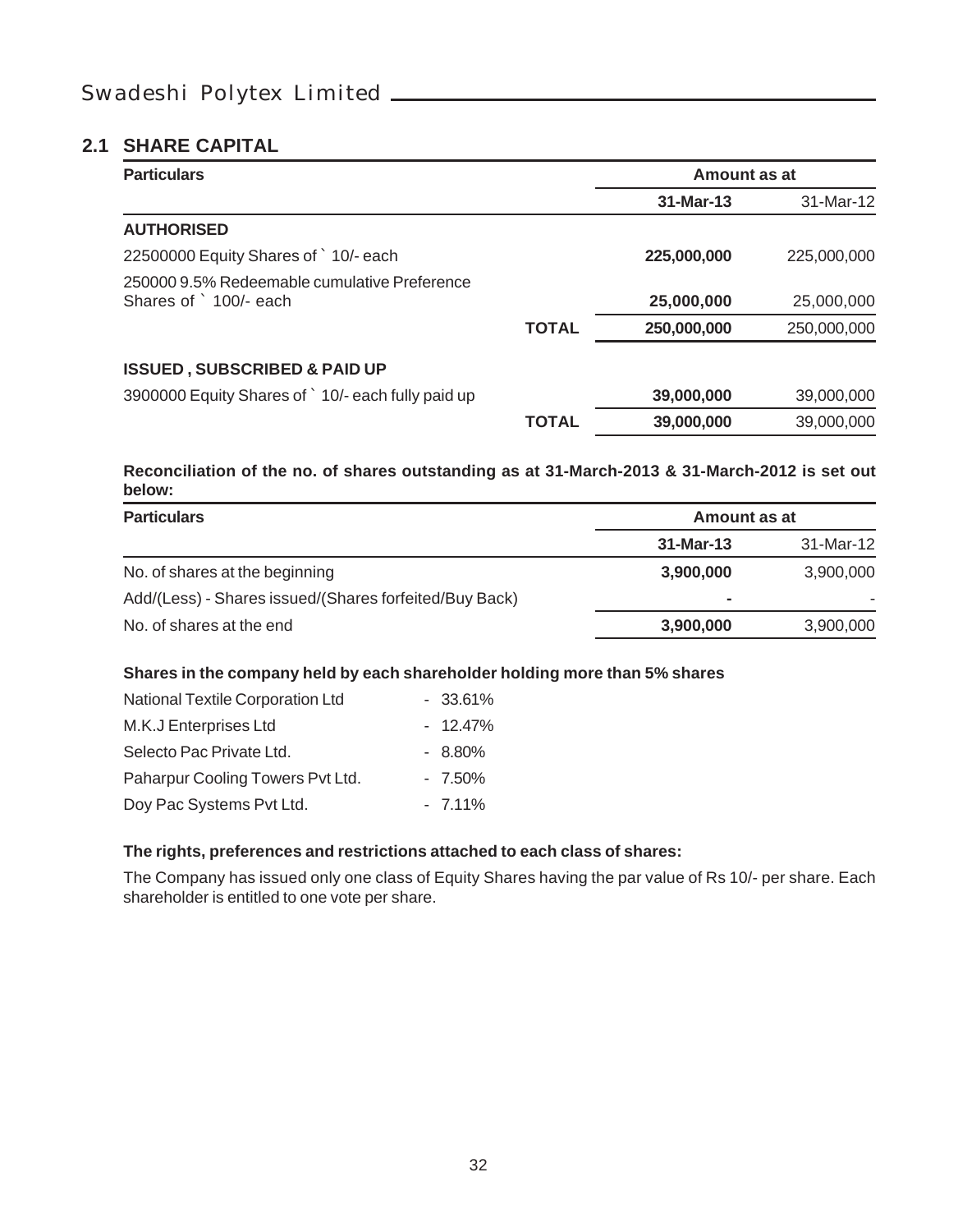## 2.1 SHARE CAPITAL

| Particulars | | Amount as at | |
|---|---|---|---|
| | | **31-Mar-13** | 31-Mar-12 |
| **AUTHORISED** | | | |
| 22500000 Equity Shares of ` 10/- each | | **225,000,000** | 225,000,000 |
| 250000 9.5% Redeemable cumulative Preference Shares of ` 100/- each | | **25,000,000** | 25,000,000 |
| | **TOTAL** | **250,000,000** | 250,000,000 |
| **ISSUED , SUBSCRIBED & PAID UP** | | | |
| 3900000 Equity Shares of ` 10/- each fully paid up | | **39,000,000** | 39,000,000 |
| | **TOTAL** | **39,000,000** | 39,000,000 |

**Reconciliation of the no. of shares outstanding as at 31-March-2013 & 31-March-2012 is set out below:**

| Particulars | Amount as at | |
|---|---|---|
| | **31-Mar-13** | 31-Mar-12 |
| No. of shares at the beginning | **3,900,000** | 3,900,000 |
| Add/(Less) - Shares issued/(Shares forfeited/Buy Back) | **-** | - |
| No. of shares at the end | **3,900,000** | 3,900,000 |

**Shares in the company held by each shareholder holding more than 5% shares**

| | |
|---|---|
| National Textile Corporation Ltd | - 33.61% |
| M.K.J Enterprises Ltd | - 12.47% |
| Selecto Pac Private Ltd. | - 8.80% |
| Paharpur Cooling Towers Pvt Ltd. | - 7.50% |
| Doy Pac Systems Pvt Ltd. | - 7.11% |

**The rights, preferences and restrictions attached to each class of shares:**

The Company has issued only one class of Equity Shares having the par value of Rs 10/- per share. Each shareholder is entitled to one vote per share.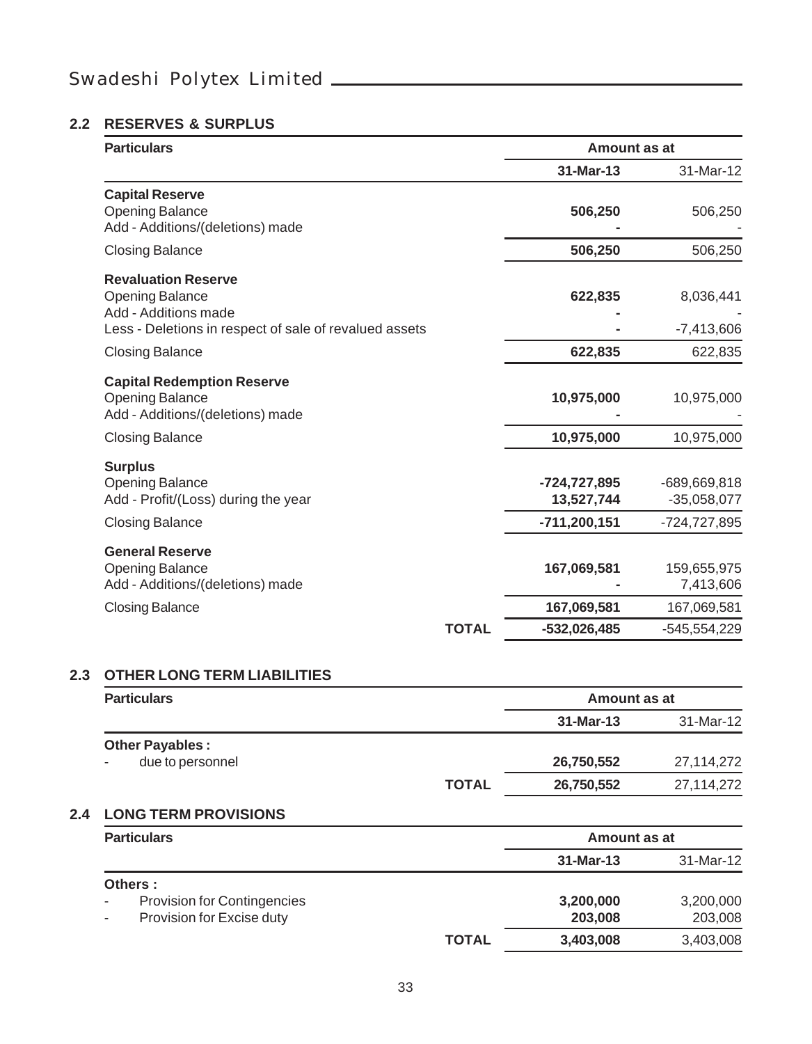## 2.2 RESERVES & SURPLUS

| Particulars | Amount as at 31-Mar-13 | Amount as at 31-Mar-12 |
|---|---|---|
| **Capital Reserve** | | |
| Opening Balance | **506,250** | 506,250 |
| Add - Additions/(deletions) made | **-** | - |
| Closing Balance | **506,250** | 506,250 |
| **Revaluation Reserve** | | |
| Opening Balance | **622,835** | 8,036,441 |
| Add - Additions made | **-** | - |
| Less - Deletions in respect of sale of revalued assets | **-** | -7,413,606 |
| Closing Balance | **622,835** | 622,835 |
| **Capital Redemption Reserve** | | |
| Opening Balance | **10,975,000** | 10,975,000 |
| Add - Additions/(deletions) made | **-** | - |
| Closing Balance | **10,975,000** | 10,975,000 |
| **Surplus** | | |
| Opening Balance | **-724,727,895** | -689,669,818 |
| Add - Profit/(Loss) during the year | **13,527,744** | -35,058,077 |
| Closing Balance | **-711,200,151** | -724,727,895 |
| **General Reserve** | | |
| Opening Balance | **167,069,581** | 159,655,975 |
| Add - Additions/(deletions) made | **-** | 7,413,606 |
| Closing Balance | **167,069,581** | 167,069,581 |
| **TOTAL** | **-532,026,485** | -545,554,229 |

## 2.3 OTHER LONG TERM LIABILITIES

| Particulars | Amount as at 31-Mar-13 | Amount as at 31-Mar-12 |
|---|---|---|
| **Other Payables :** | | |
| - due to personnel | **26,750,552** | 27,114,272 |
| **TOTAL** | **26,750,552** | 27,114,272 |

## 2.4 LONG TERM PROVISIONS

| Particulars | Amount as at 31-Mar-13 | Amount as at 31-Mar-12 |
|---|---|---|
| **Others :** | | |
| - Provision for Contingencies | **3,200,000** | 3,200,000 |
| - Provision for Excise duty | **203,008** | 203,008 |
| **TOTAL** | **3,403,008** | 3,403,008 |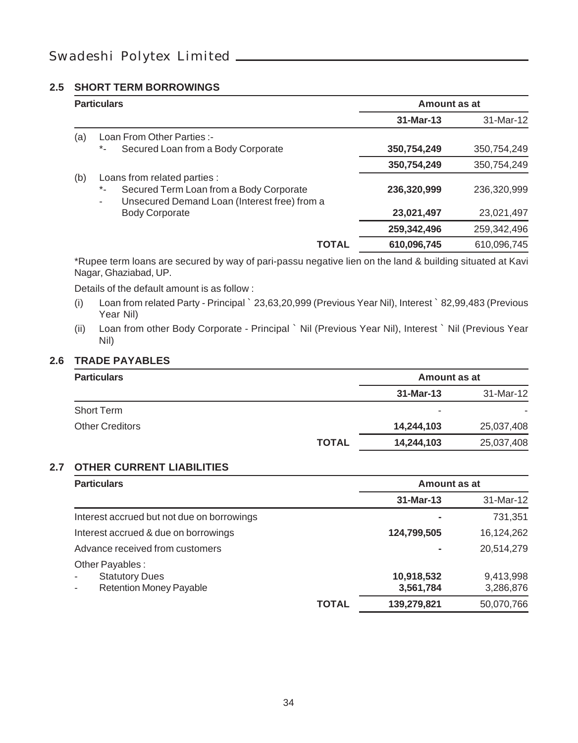## 2.5 SHORT TERM BORROWINGS

| Particulars | | Amount as at | |
|---|---|---|---|
| | | **31-Mar-13** | 31-Mar-12 |
| (a) | Loan From Other Parties :- | | |
| | *- Secured Loan from a Body Corporate | **350,754,249** | 350,754,249 |
| | | **350,754,249** | 350,754,249 |
| (b) | Loans from related parties : | | |
| | *- Secured Term Loan from a Body Corporate | **236,320,999** | 236,320,999 |
| | - Unsecured Demand Loan (Interest free) from a Body Corporate | **23,021,497** | 23,021,497 |
| | | **259,342,496** | 259,342,496 |
| | **TOTAL** | **610,096,745** | 610,096,745 |

*Rupee term loans are secured by way of pari-passu negative lien on the land & building situated at Kavi Nagar, Ghaziabad, UP.

Details of the default amount is as follow :

(i) Loan from related Party - Principal ` 23,63,20,999 (Previous Year Nil), Interest ` 82,99,483 (Previous Year Nil)

(ii) Loan from other Body Corporate - Principal ` Nil (Previous Year Nil), Interest ` Nil (Previous Year Nil)

## 2.6 TRADE PAYABLES

| Particulars | Amount as at | |
|---|---|---|
| | **31-Mar-13** | 31-Mar-12 |
| Short Term | - | - |
| Other Creditors | **14,244,103** | 25,037,408 |
| **TOTAL** | **14,244,103** | 25,037,408 |

## 2.7 OTHER CURRENT LIABILITIES

| Particulars | Amount as at | |
|---|---|---|
| | **31-Mar-13** | 31-Mar-12 |
| Interest accrued but not due on borrowings | **-** | 731,351 |
| Interest accrued & due on borrowings | **124,799,505** | 16,124,262 |
| Advance received from customers | **-** | 20,514,279 |
| Other Payables : | | |
| - Statutory Dues | **10,918,532** | 9,413,998 |
| - Retention Money Payable | **3,561,784** | 3,286,876 |
| **TOTAL** | **139,279,821** | 50,070,766 |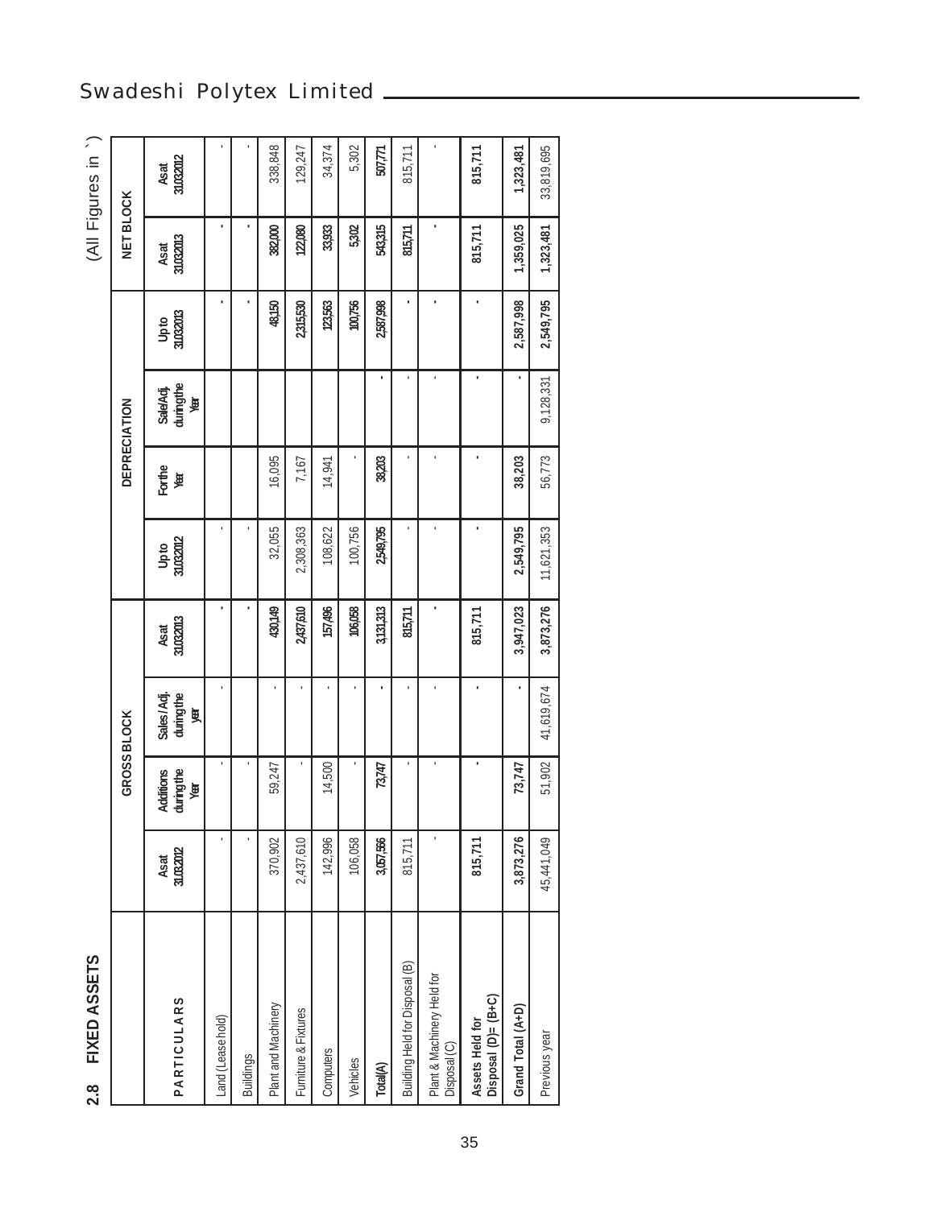## 2.8 FIXED ASSETS

(All Figures in ` )

| PARTICULARS | GROSS BLOCK | | | | DEPRECIATION | | | | NET BLOCK | |
|---|---|---|---|---|---|---|---|---|---|---|
| | As at 31.03.2012 | Additions during the Year | Sales / Adj. during the year | As at 31.03.2013 | Up to 31.03.2012 | For the Year | Sale/Adj. during the Year | Up to 31.03.2013 | As at 31.03.2013 | As at 31.03.2012 |
| Land (Lease hold) | - | - | - | - | - | | | - | - | - |
| Buildings | - | - | | - | - | | | - | - | - |
| Plant and Machinery | 370,902 | 59,247 | - | 430,149 | 32,055 | 16,095 | | 48,150 | 382,000 | 338,848 |
| Furniture & Fixtures | 2,437,610 | - | - | 2,437,610 | 2,308,363 | 7,167 | | 2,315,530 | 122,080 | 129,247 |
| Computers | 142,996 | 14,500 | - | 157,496 | 108,622 | 14,941 | | 123,563 | 33,933 | 34,374 |
| Vehicles | 106,058 | - | - | 106,058 | 100,756 | - | | 100,756 | 5,302 | 5,302 |
| Total(A) | 3,057,566 | 73,747 | - | 3,131,313 | 2,549,795 | 38,203 | - | 2,587,998 | 543,315 | 507,771 |
| Building Held for Disposal (B) | 815,711 | - | - | 815,711 | - | - | - | - | 815,711 | 815,711 |
| Plant & Machinery Held for Disposal (C) | - | - | - | - | - | - | - | - | - | - |
| Assets Held for Disposal (D)= (B+C) | 815,711 | - | - | 815,711 | - | - | - | - | 815,711 | 815,711 |
| Grand Total (A+D) | 3,873,276 | 73,747 | - | 3,947,023 | 2,549,795 | 38,203 | - | 2,587,998 | 1,359,025 | 1,323,481 |
| Previous year | 45,441,049 | 51,902 | 41,619,674 | 3,873,276 | 11,621,353 | 56,773 | 9,128,331 | 2,549,795 | 1,323,481 | 33,819,695 |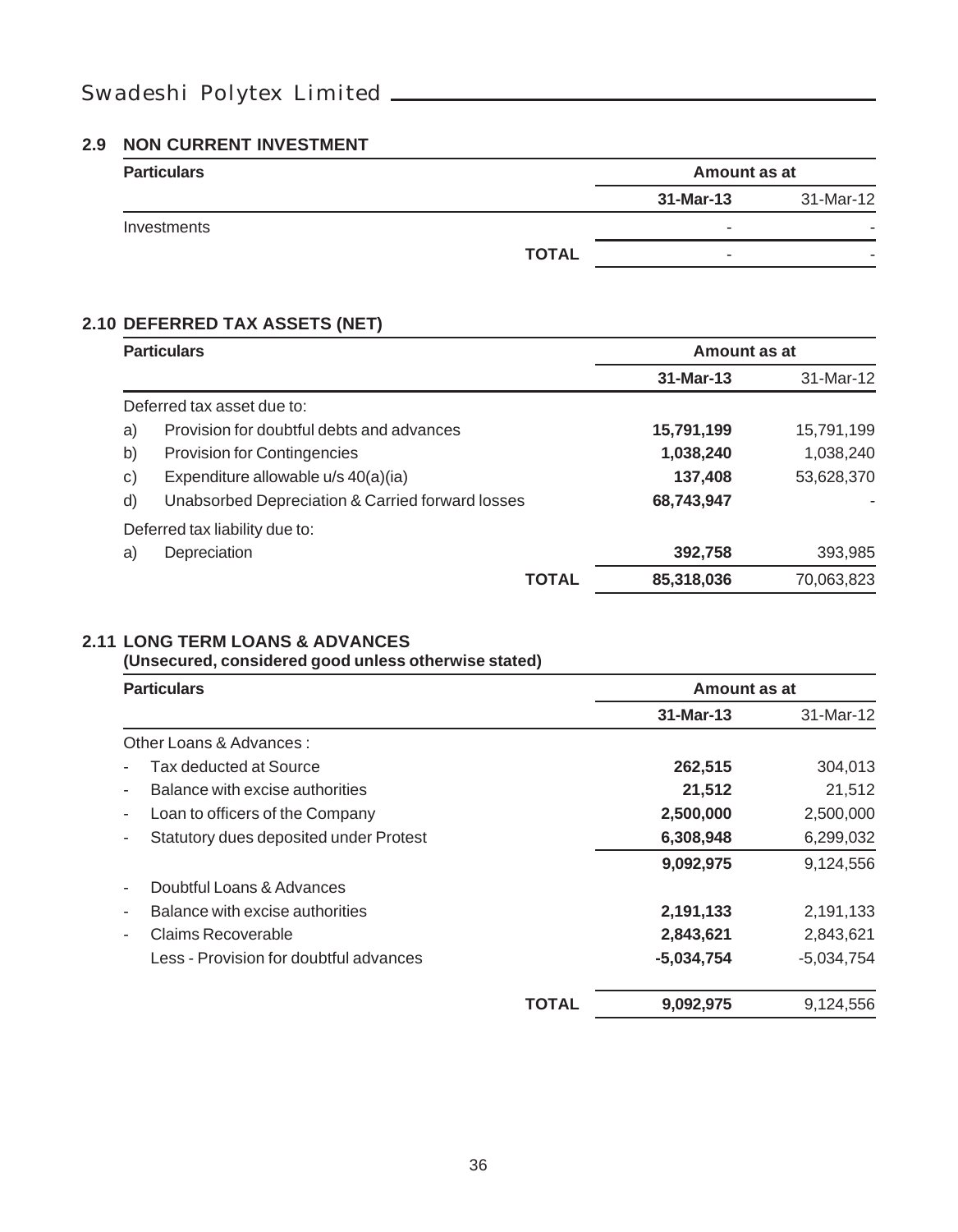## 2.9 NON CURRENT INVESTMENT

| Particulars | Amount as at | |
|---|---|---|
| | **31-Mar-13** | 31-Mar-12 |
| Investments | - | - |
| **TOTAL** | - | - |

## 2.10 DEFERRED TAX ASSETS (NET)

| Particulars | Amount as at | |
|---|---|---|
| | **31-Mar-13** | 31-Mar-12 |
| Deferred tax asset due to: | | |
| a) Provision for doubtful debts and advances | **15,791,199** | 15,791,199 |
| b) Provision for Contingencies | **1,038,240** | 1,038,240 |
| c) Expenditure allowable u/s 40(a)(ia) | **137,408** | 53,628,370 |
| d) Unabsorbed Depreciation & Carried forward losses | **68,743,947** | - |
| Deferred tax liability due to: | | |
| a) Depreciation | **392,758** | 393,985 |
| **TOTAL** | **85,318,036** | 70,063,823 |

## 2.11 LONG TERM LOANS & ADVANCES

**(Unsecured, considered good unless otherwise stated)**

| Particulars | Amount as at | |
|---|---|---|
| | **31-Mar-13** | 31-Mar-12 |
| Other Loans & Advances : | | |
| - Tax deducted at Source | **262,515** | 304,013 |
| - Balance with excise authorities | **21,512** | 21,512 |
| - Loan to officers of the Company | **2,500,000** | 2,500,000 |
| - Statutory dues deposited under Protest | **6,308,948** | 6,299,032 |
| | **9,092,975** | 9,124,556 |
| - Doubtful Loans & Advances | | |
| - Balance with excise authorities | **2,191,133** | 2,191,133 |
| - Claims Recoverable | **2,843,621** | 2,843,621 |
| Less - Provision for doubtful advances | **-5,034,754** | -5,034,754 |
| **TOTAL** | **9,092,975** | 9,124,556 |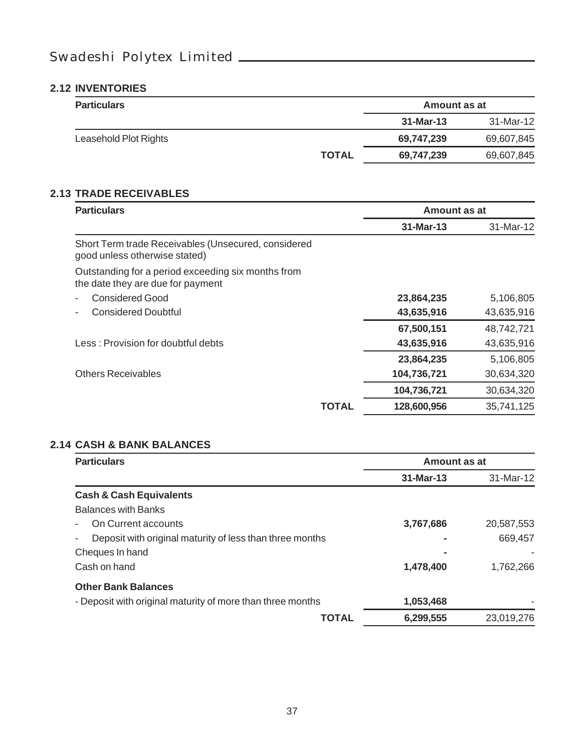### 2.12 INVENTORIES

| Particulars | Amount as at | |
|---|---|---|
| | **31-Mar-13** | 31-Mar-12 |
| Leasehold Plot Rights | **69,747,239** | 69,607,845 |
| **TOTAL** | **69,747,239** | 69,607,845 |

### 2.13 TRADE RECEIVABLES

| Particulars | Amount as at | |
|---|---|---|
| | **31-Mar-13** | 31-Mar-12 |
| Short Term trade Receivables (Unsecured, considered good unless otherwise stated) | | |
| Outstanding for a period exceeding six months from the date they are due for payment | | |
| - Considered Good | **23,864,235** | 5,106,805 |
| - Considered Doubtful | **43,635,916** | 43,635,916 |
| | **67,500,151** | 48,742,721 |
| Less : Provision for doubtful debts | **43,635,916** | 43,635,916 |
| | **23,864,235** | 5,106,805 |
| Others Receivables | **104,736,721** | 30,634,320 |
| | **104,736,721** | 30,634,320 |
| **TOTAL** | **128,600,956** | 35,741,125 |

### 2.14 CASH & BANK BALANCES

| Particulars | Amount as at | |
|---|---|---|
| | **31-Mar-13** | 31-Mar-12 |
| **Cash & Cash Equivalents** | | |
| Balances with Banks | | |
| - On Current accounts | **3,767,686** | 20,587,553 |
| - Deposit with original maturity of less than three months | **-** | 669,457 |
| Cheques In hand | **-** | - |
| Cash on hand | **1,478,400** | 1,762,266 |
| **Other Bank Balances** | | |
| - Deposit with original maturity of more than three months | **1,053,468** | - |
| **TOTAL** | **6,299,555** | 23,019,276 |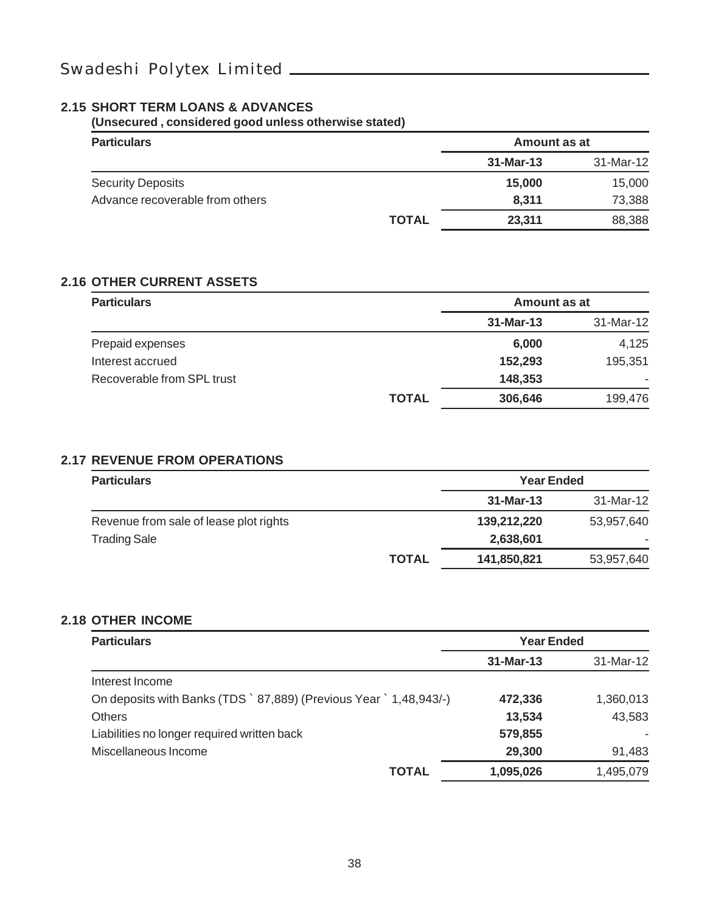## 2.15 SHORT TERM LOANS & ADVANCES

**(Unsecured , considered good unless otherwise stated)**

| Particulars | | Amount as at | |
|---|---|---|---|
| | | **31-Mar-13** | 31-Mar-12 |
| Security Deposits | | **15,000** | 15,000 |
| Advance recoverable from others | | **8,311** | 73,388 |
| | **TOTAL** | **23,311** | 88,388 |

## 2.16 OTHER CURRENT ASSETS

| Particulars | | Amount as at | |
|---|---|---|---|
| | | **31-Mar-13** | 31-Mar-12 |
| Prepaid expenses | | **6,000** | 4,125 |
| Interest accrued | | **152,293** | 195,351 |
| Recoverable from SPL trust | | **148,353** | - |
| | **TOTAL** | **306,646** | 199,476 |

## 2.17 REVENUE FROM OPERATIONS

| Particulars | | Year Ended | |
|---|---|---|---|
| | | **31-Mar-13** | 31-Mar-12 |
| Revenue from sale of lease plot rights | | **139,212,220** | 53,957,640 |
| Trading Sale | | **2,638,601** | - |
| | **TOTAL** | **141,850,821** | 53,957,640 |

## 2.18 OTHER INCOME

| Particulars | | Year Ended | |
|---|---|---|---|
| | | **31-Mar-13** | 31-Mar-12 |
| Interest Income | | | |
| On deposits with Banks (TDS ` 87,889) (Previous Year ` 1,48,943/-) | | **472,336** | 1,360,013 |
| Others | | **13,534** | 43,583 |
| Liabilities no longer required written back | | **579,855** | - |
| Miscellaneous Income | | **29,300** | 91,483 |
| | **TOTAL** | **1,095,026** | 1,495,079 |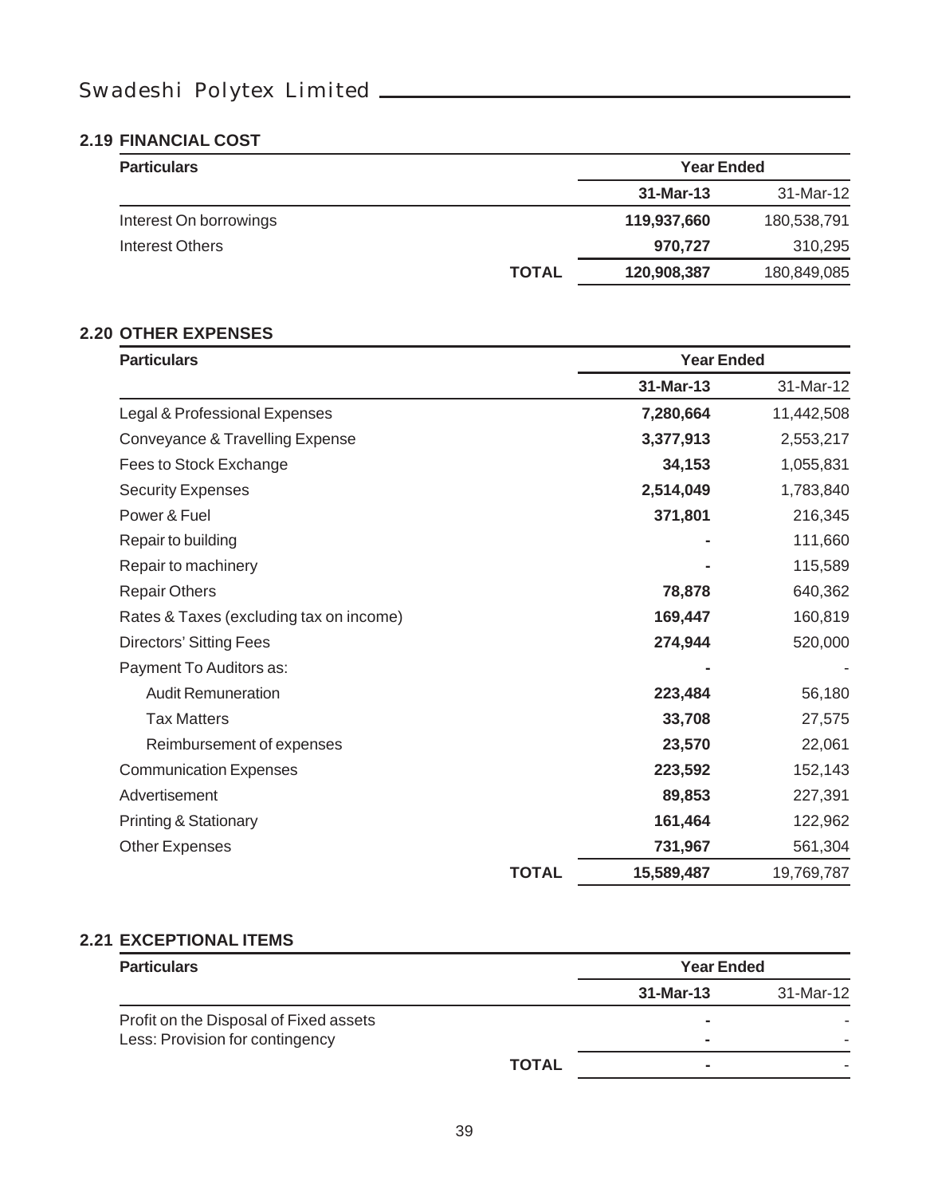### 2.19 FINANCIAL COST

| Particulars | | Year Ended | |
|---|---|---|---|
| | | **31-Mar-13** | 31-Mar-12 |
| Interest On borrowings | | **119,937,660** | 180,538,791 |
| Interest Others | | **970,727** | 310,295 |
| | **TOTAL** | **120,908,387** | 180,849,085 |

### 2.20 OTHER EXPENSES

| Particulars | | Year Ended | |
|---|---|---|---|
| | | **31-Mar-13** | 31-Mar-12 |
| Legal & Professional Expenses | | **7,280,664** | 11,442,508 |
| Conveyance & Travelling Expense | | **3,377,913** | 2,553,217 |
| Fees to Stock Exchange | | **34,153** | 1,055,831 |
| Security Expenses | | **2,514,049** | 1,783,840 |
| Power & Fuel | | **371,801** | 216,345 |
| Repair to building | | **-** | 111,660 |
| Repair to machinery | | **-** | 115,589 |
| Repair Others | | **78,878** | 640,362 |
| Rates & Taxes (excluding tax on income) | | **169,447** | 160,819 |
| Directors' Sitting Fees | | **274,944** | 520,000 |
| Payment To Auditors as: | | **-** | - |
| Audit Remuneration | | **223,484** | 56,180 |
| Tax Matters | | **33,708** | 27,575 |
| Reimbursement of expenses | | **23,570** | 22,061 |
| Communication Expenses | | **223,592** | 152,143 |
| Advertisement | | **89,853** | 227,391 |
| Printing & Stationary | | **161,464** | 122,962 |
| Other Expenses | | **731,967** | 561,304 |
| | **TOTAL** | **15,589,487** | 19,769,787 |

### 2.21 EXCEPTIONAL ITEMS

| Particulars | | Year Ended | |
|---|---|---|---|
| | | **31-Mar-13** | 31-Mar-12 |
| Profit on the Disposal of Fixed assets | | **-** | - |
| Less: Provision for contingency | | **-** | - |
| | **TOTAL** | **-** | - |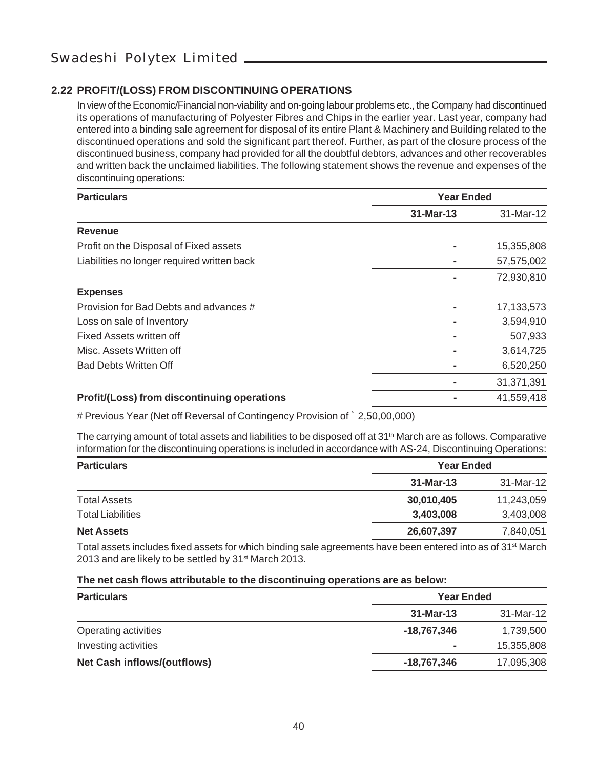## 2.22 PROFIT/(LOSS) FROM DISCONTINUING OPERATIONS

In view of the Economic/Financial non-viability and on-going labour problems etc., the Company had discontinued its operations of manufacturing of Polyester Fibres and Chips in the earlier year. Last year, company had entered into a binding sale agreement for disposal of its entire Plant & Machinery and Building related to the discontinued operations and sold the significant part thereof. Further, as part of the closure process of the discontinued business, company had provided for all the doubtful debtors, advances and other recoverables and written back the unclaimed liabilities. The following statement shows the revenue and expenses of the discontinuing operations:

| Particulars | Year Ended | |
|---|---|---|
| | **31-Mar-13** | 31-Mar-12 |
| **Revenue** | | |
| Profit on the Disposal of Fixed assets | - | 15,355,808 |
| Liabilities no longer required written back | - | 57,575,002 |
| | - | 72,930,810 |
| **Expenses** | | |
| Provision for Bad Debts and advances # | - | 17,133,573 |
| Loss on sale of Inventory | - | 3,594,910 |
| Fixed Assets written off | - | 507,933 |
| Misc. Assets Written off | - | 3,614,725 |
| Bad Debts Written Off | - | 6,520,250 |
| | - | 31,371,391 |
| **Profit/(Loss) from discontinuing operations** | - | 41,559,418 |

# Previous Year (Net off Reversal of Contingency Provision of ` 2,50,00,000)

The carrying amount of total assets and liabilities to be disposed off at 31[th] March are as follows. Comparative information for the discontinuing operations is included in accordance with AS-24, Discontinuing Operations:

| Particulars | Year Ended | |
|---|---|---|
| | **31-Mar-13** | 31-Mar-12 |
| Total Assets | **30,010,405** | 11,243,059 |
| Total Liabilities | **3,403,008** | 3,403,008 |
| **Net Assets** | **26,607,397** | 7,840,051 |

Total assets includes fixed assets for which binding sale agreements have been entered into as of 31[st] March 2013 and are likely to be settled by 31[st] March 2013.

**The net cash flows attributable to the discontinuing operations are as below:**

| Particulars | Year Ended | |
|---|---|---|
| | **31-Mar-13** | 31-Mar-12 |
| Operating activities | **-18,767,346** | 1,739,500 |
| Investing activities | - | 15,355,808 |
| **Net Cash inflows/(outflows)** | **-18,767,346** | 17,095,308 |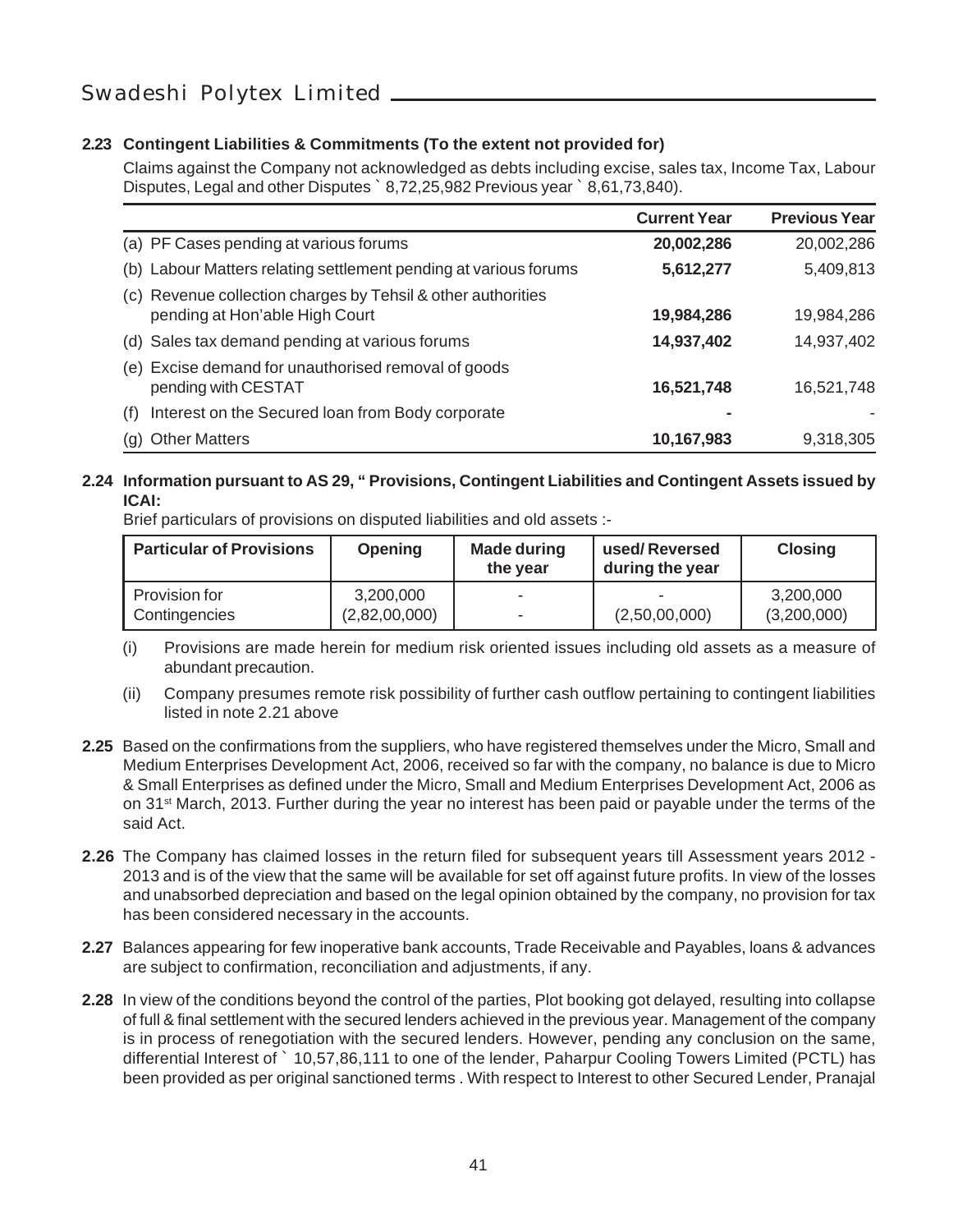**2.23 Contingent Liabilities & Commitments (To the extent not provided for)**

Claims against the Company not acknowledged as debts including excise, sales tax, Income Tax, Labour Disputes, Legal and other Disputes ` 8,72,25,982 Previous year ` 8,61,73,840).

| | Current Year | Previous Year |
|---|---|---|
| (a) PF Cases pending at various forums | **20,002,286** | 20,002,286 |
| (b) Labour Matters relating settlement pending at various forums | **5,612,277** | 5,409,813 |
| (c) Revenue collection charges by Tehsil & other authorities pending at Hon'able High Court | **19,984,286** | 19,984,286 |
| (d) Sales tax demand pending at various forums | **14,937,402** | 14,937,402 |
| (e) Excise demand for unauthorised removal of goods pending with CESTAT | **16,521,748** | 16,521,748 |
| (f) Interest on the Secured loan from Body corporate | **-** | - |
| (g) Other Matters | **10,167,983** | 9,318,305 |

**2.24 Information pursuant to AS 29, " Provisions, Contingent Liabilities and Contingent Assets issued by ICAI:**

Brief particulars of provisions on disputed liabilities and old assets :-

| Particular of Provisions | Opening | Made during the year | used/ Reversed during the year | Closing |
|---|---|---|---|---|
| Provision for Contingencies | 3,200,000<br>(2,82,00,000) | -<br>- | -<br>(2,50,00,000) | 3,200,000<br>(3,200,000) |

(i) Provisions are made herein for medium risk oriented issues including old assets as a measure of abundant precaution.

(ii) Company presumes remote risk possibility of further cash outflow pertaining to contingent liabilities listed in note 2.21 above

**2.25** Based on the confirmations from the suppliers, who have registered themselves under the Micro, Small and Medium Enterprises Development Act, 2006, received so far with the company, no balance is due to Micro & Small Enterprises as defined under the Micro, Small and Medium Enterprises Development Act, 2006 as on 31st March, 2013. Further during the year no interest has been paid or payable under the terms of the said Act.

**2.26** The Company has claimed losses in the return filed for subsequent years till Assessment years 2012 - 2013 and is of the view that the same will be available for set off against future profits. In view of the losses and unabsorbed depreciation and based on the legal opinion obtained by the company, no provision for tax has been considered necessary in the accounts.

**2.27** Balances appearing for few inoperative bank accounts, Trade Receivable and Payables, loans & advances are subject to confirmation, reconciliation and adjustments, if any.

**2.28** In view of the conditions beyond the control of the parties, Plot booking got delayed, resulting into collapse of full & final settlement with the secured lenders achieved in the previous year. Management of the company is in process of renegotiation with the secured lenders. However, pending any conclusion on the same, differential Interest of ` 10,57,86,111 to one of the lender, Paharpur Cooling Towers Limited (PCTL) has been provided as per original sanctioned terms . With respect to Interest to other Secured Lender, Pranajal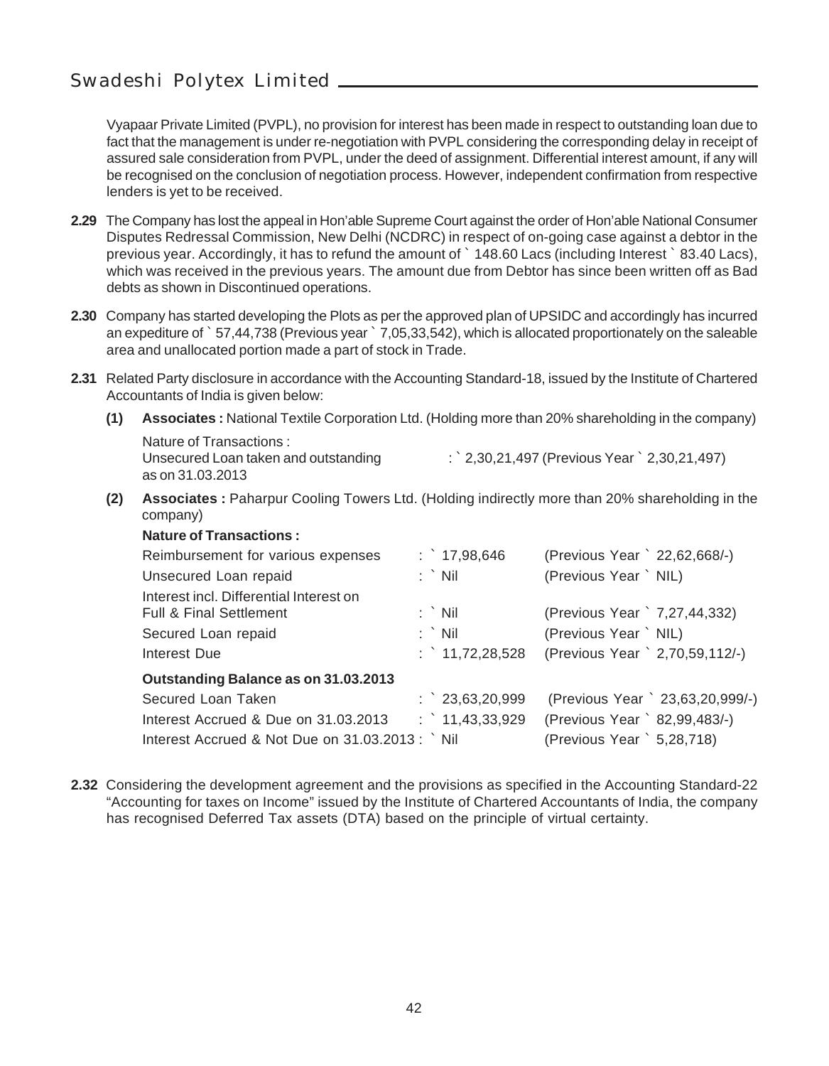Vyapaar Private Limited (PVPL), no provision for interest has been made in respect to outstanding loan due to fact that the management is under re-negotiation with PVPL considering the corresponding delay in receipt of assured sale consideration from PVPL, under the deed of assignment. Differential interest amount, if any will be recognised on the conclusion of negotiation process. However, independent confirmation from respective lenders is yet to be received.

**2.29** The Company has lost the appeal in Hon'able Supreme Court against the order of Hon'able National Consumer Disputes Redressal Commission, New Delhi (NCDRC) in respect of on-going case against a debtor in the previous year. Accordingly, it has to refund the amount of ` 148.60 Lacs (including Interest ` 83.40 Lacs), which was received in the previous years. The amount due from Debtor has since been written off as Bad debts as shown in Discontinued operations.

**2.30** Company has started developing the Plots as per the approved plan of UPSIDC and accordingly has incurred an expediture of ` 57,44,738 (Previous year ` 7,05,33,542), which is allocated proportionately on the saleable area and unallocated portion made a part of stock in Trade.

**2.31** Related Party disclosure in accordance with the Accounting Standard-18, issued by the Institute of Chartered Accountants of India is given below:

**(1)** **Associates :** National Textile Corporation Ltd. (Holding more than 20% shareholding in the company)

Nature of Transactions :

| | | |
|---|---|---|
| Unsecured Loan taken and outstanding as on 31.03.2013 | : ` 2,30,21,497 | (Previous Year ` 2,30,21,497) |

**(2)** **Associates :** Paharpur Cooling Towers Ltd. (Holding indirectly more than 20% shareholding in the company)

**Nature of Transactions :**

| | | |
|---|---|---|
| Reimbursement for various expenses | : ` 17,98,646 | (Previous Year ` 22,62,668/-) |
| Unsecured Loan repaid | : ` Nil | (Previous Year ` NIL) |
| Interest incl. Differential Interest on Full & Final Settlement | : ` Nil | (Previous Year ` 7,27,44,332) |
| Secured Loan repaid | : ` Nil | (Previous Year ` NIL) |
| Interest Due | : ` 11,72,28,528 | (Previous Year ` 2,70,59,112/-) |
| **Outstanding Balance as on 31.03.2013** | | |
| Secured Loan Taken | : ` 23,63,20,999 | (Previous Year ` 23,63,20,999/-) |
| Interest Accrued & Due on 31.03.2013 | : ` 11,43,33,929 | (Previous Year ` 82,99,483/-) |
| Interest Accrued & Not Due on 31.03.2013 | : ` Nil | (Previous Year ` 5,28,718) |

**2.32** Considering the development agreement and the provisions as specified in the Accounting Standard-22 "Accounting for taxes on Income" issued by the Institute of Chartered Accountants of India, the company has recognised Deferred Tax assets (DTA) based on the principle of virtual certainty.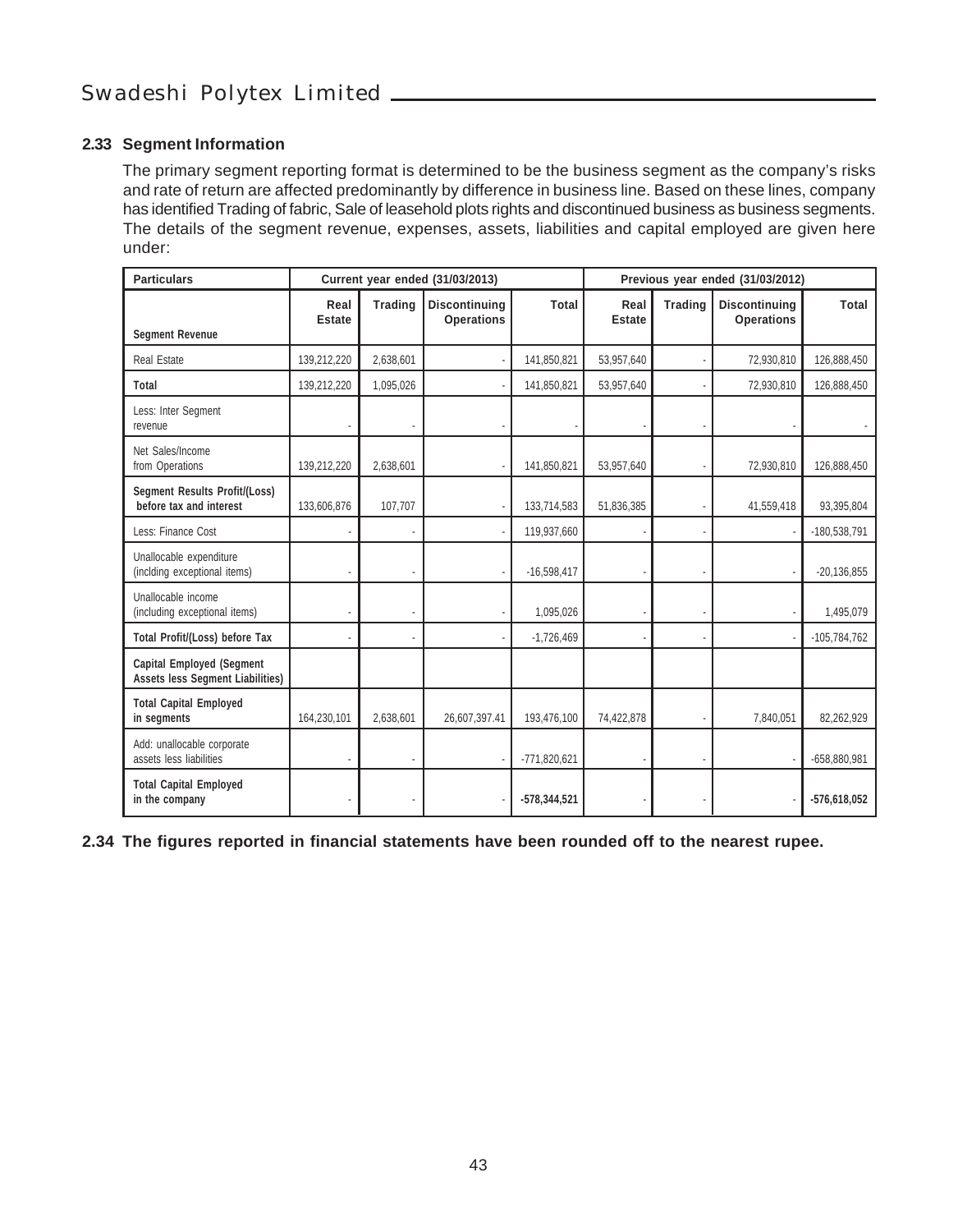## 2.33 Segment Information

The primary segment reporting format is determined to be the business segment as the company's risks and rate of return are affected predominantly by difference in business line. Based on these lines, company has identified Trading of fabric, Sale of leasehold plots rights and discontinued business as business segments. The details of the segment revenue, expenses, assets, liabilities and capital employed are given here under:

| Particulars | Current year ended (31/03/2013) | | | | Previous year ended (31/03/2012) | | | |
|---|---|---|---|---|---|---|---|---|
| Segment Revenue | Real Estate | Trading | Discontinuing Operations | Total | Real Estate | Trading | Discontinuing Operations | Total |
| Real Estate | 139,212,220 | 2,638,601 | - | 141,850,821 | 53,957,640 | - | 72,930,810 | 126,888,450 |
| **Total** | 139,212,220 | 1,095,026 | - | 141,850,821 | 53,957,640 | - | 72,930,810 | 126,888,450 |
| Less: Inter Segment revenue | - | - | - | - | - | - | - | - |
| Net Sales/Income from Operations | 139,212,220 | 2,638,601 | - | 141,850,821 | 53,957,640 | - | 72,930,810 | 126,888,450 |
| **Segment Results Profit/(Loss) before tax and interest** | 133,606,876 | 107,707 | - | 133,714,583 | 51,836,385 | - | 41,559,418 | 93,395,804 |
| Less: Finance Cost | - | - | - | 119,937,660 | - | - | - | -180,538,791 |
| Unallocable expenditure (inclding exceptional items) | - | - | - | -16,598,417 | - | - | - | -20,136,855 |
| Unallocable income (including exceptional items) | - | - | - | 1,095,026 | - | - | - | 1,495,079 |
| **Total Profit/(Loss) before Tax** | - | - | - | -1,726,469 | - | - | - | -105,784,762 |
| **Capital Employed (Segment Assets less Segment Liabilities)** | | | | | | | | |
| **Total Capital Employed in segments** | 164,230,101 | 2,638,601 | 26,607,397.41 | 193,476,100 | 74,422,878 | - | 7,840,051 | 82,262,929 |
| Add: unallocable corporate assets less liabilities | - | - | - | -771,820,621 | - | - | - | -658,880,981 |
| **Total Capital Employed in the company** | - | - | - | **-578,344,521** | - | - | - | **-576,618,052** |

**2.34 The figures reported in financial statements have been rounded off to the nearest rupee.**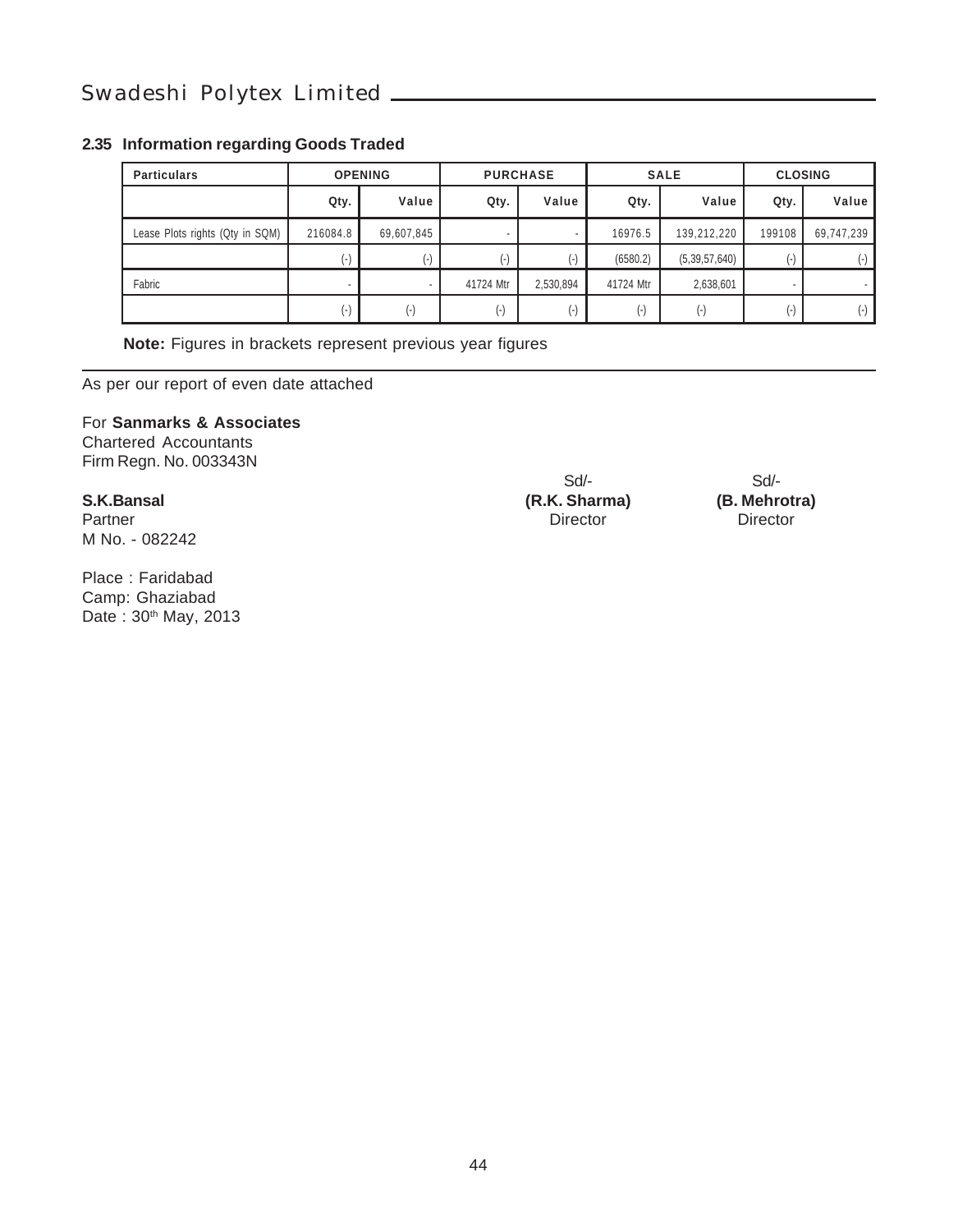### 2.35 Information regarding Goods Traded

| Particulars | OPENING | | PURCHASE | | SALE | | CLOSING | |
|---|---|---|---|---|---|---|---|---|
| | Qty. | Value | Qty. | Value | Qty. | Value | Qty. | Value |
| Lease Plots rights (Qty in SQM) | 216084.8 | 69,607,845 | - | - | 16976.5 | 139,212,220 | 199108 | 69,747,239 |
| | (-) | (-) | (-) | (-) | (6580.2) | (5,39,57,640) | (-) | (-) |
| Fabric | - | - | 41724 Mtr | 2,530,894 | 41724 Mtr | 2,638,601 | - | - |
| | (-) | (-) | (-) | (-) | (-) | (-) | (-) | (-) |

**Note:** Figures in brackets represent previous year figures

---

As per our report of even date attached

For **Sanmarks & Associates**
Chartered Accountants
Firm Regn. No. 003343N

**S.K.Bansal**
Partner
M No. - 082242

Sd/-
**(R.K. Sharma)**
Director

Sd/-
**(B. Mehrotra)**
Director

Place : Faridabad
Camp: Ghaziabad
Date : 30th May, 2013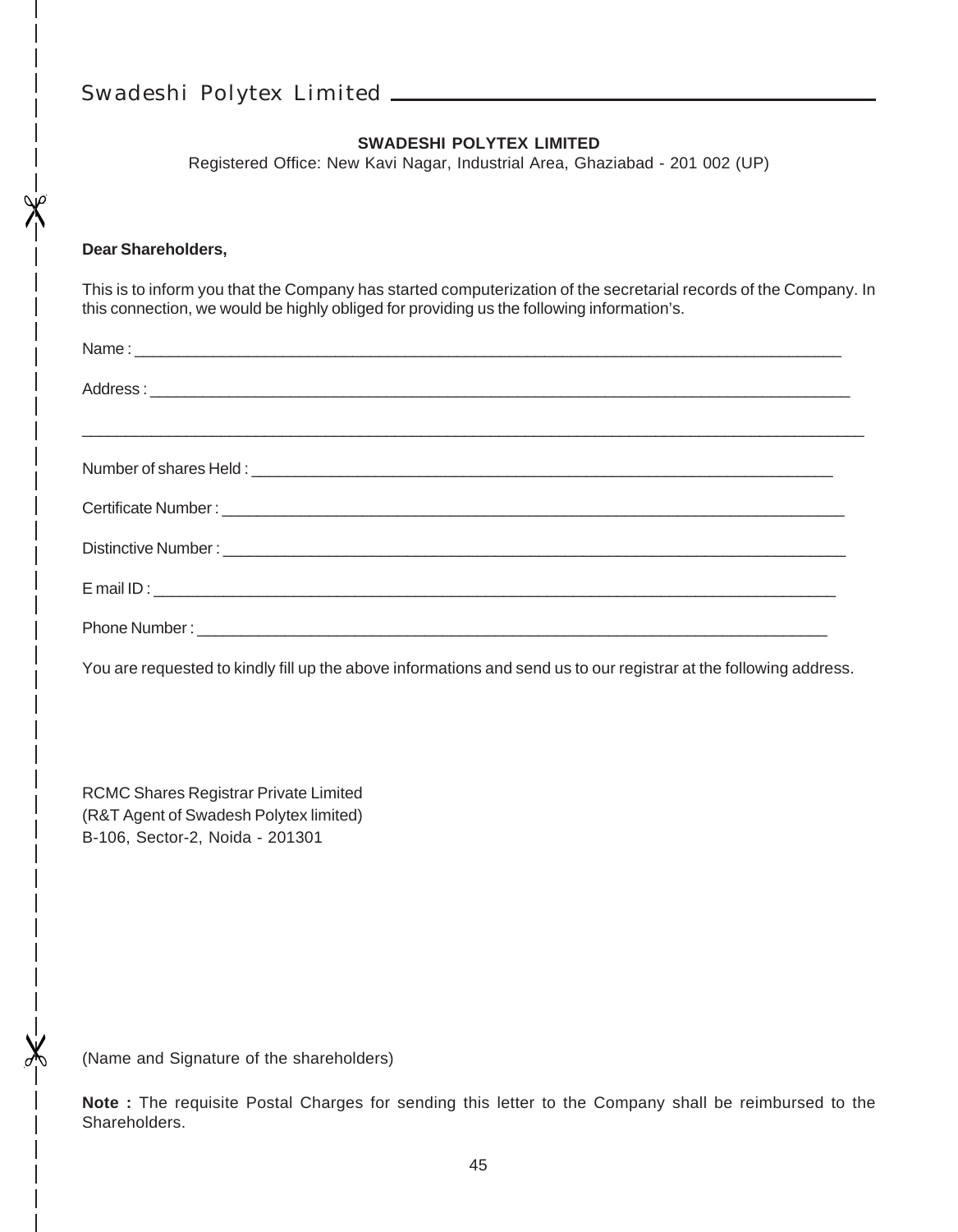**SWADESHI POLYTEX LIMITED**

Registered Office: New Kavi Nagar, Industrial Area, Ghaziabad - 201 002 (UP)

**Dear Shareholders,**

This is to inform you that the Company has started computerization of the secretarial records of the Company. In this connection, we would be highly obliged for providing us the following information's.

Name : ______________________________________________________________________________

Address : ____________________________________________________________________________

_____________________________________________________________________________________

Number of shares Held : _______________________________________________________________

Certificate Number : __________________________________________________________________

Distinctive Number : __________________________________________________________________

E mail ID : ___________________________________________________________________________

Phone Number : _______________________________________________________________________

You are requested to kindly fill up the above informations and send us to our registrar at the following address.

RCMC Shares Registrar Private Limited
(R&T Agent of Swadesh Polytex limited)
B-106, Sector-2, Noida - 201301

(Name and Signature of the shareholders)

**Note :** The requisite Postal Charges for sending this letter to the Company shall be reimbursed to the Shareholders.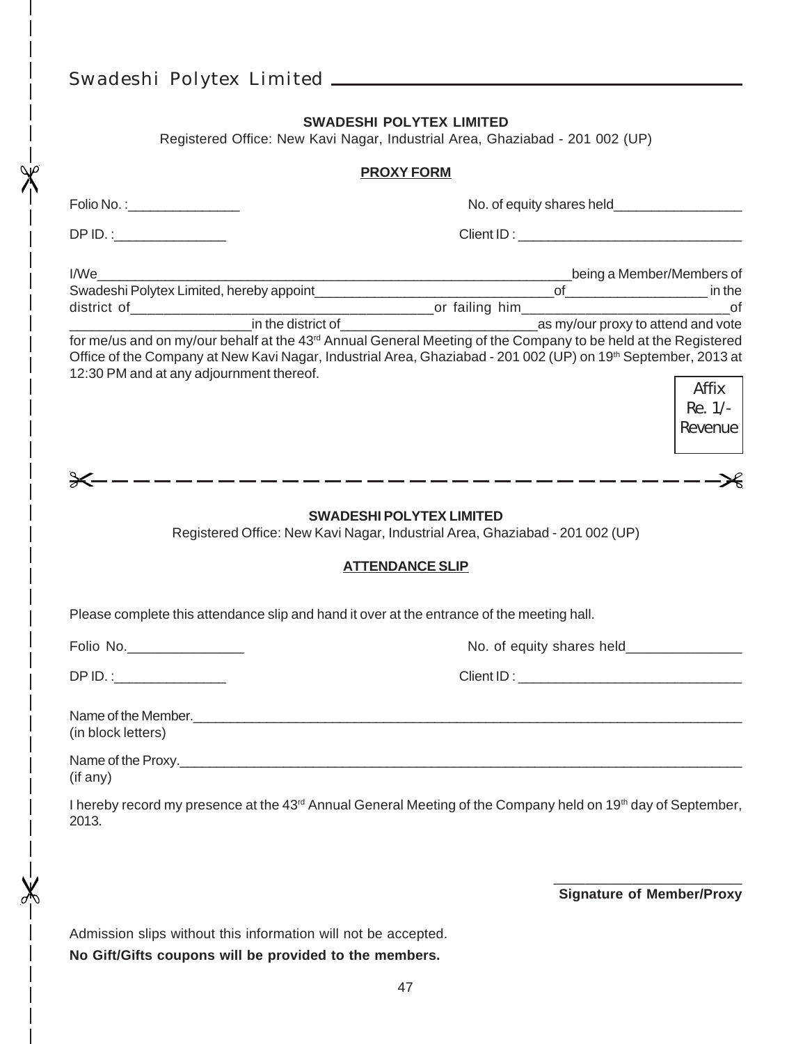**SWADESHI POLYTEX LIMITED**

Registered Office: New Kavi Nagar, Industrial Area, Ghaziabad - 201 002 (UP)

**PROXY FORM**

Folio No. :_______________ No. of equity shares held_________________

DP ID. :_______________ Client ID : ______________________________

I/We_________________________________________________________________being a Member/Members of Swadeshi Polytex Limited, hereby appoint________________________________of___________________ in the district of________________________________________or failing him____________________________of ________________________in the district of__________________________as my/our proxy to attend and vote for me/us and on my/our behalf at the 43rd Annual General Meeting of the Company to be held at the Registered Office of the Company at New Kavi Nagar, Industrial Area, Ghaziabad - 201 002 (UP) on 19th September, 2013 at 12:30 PM and at any adjournment thereof.

Affix Re. 1/- Revenue

---

**SWADESHI POLYTEX LIMITED**

Registered Office: New Kavi Nagar, Industrial Area, Ghaziabad - 201 002 (UP)

**ATTENDANCE SLIP**

Please complete this attendance slip and hand it over at the entrance of the meeting hall.

Folio No._______________ No. of equity shares held_______________

DP ID. :_______________ Client ID : ______________________________

Name of the Member.___________________________________________________________________________
(in block letters)

Name of the Proxy.____________________________________________________________________________
(if any)

I hereby record my presence at the 43rd Annual General Meeting of the Company held on 19th day of September, 2013.

________________________
**Signature of Member/Proxy**

Admission slips without this information will not be accepted.

**No Gift/Gifts coupons will be provided to the members.**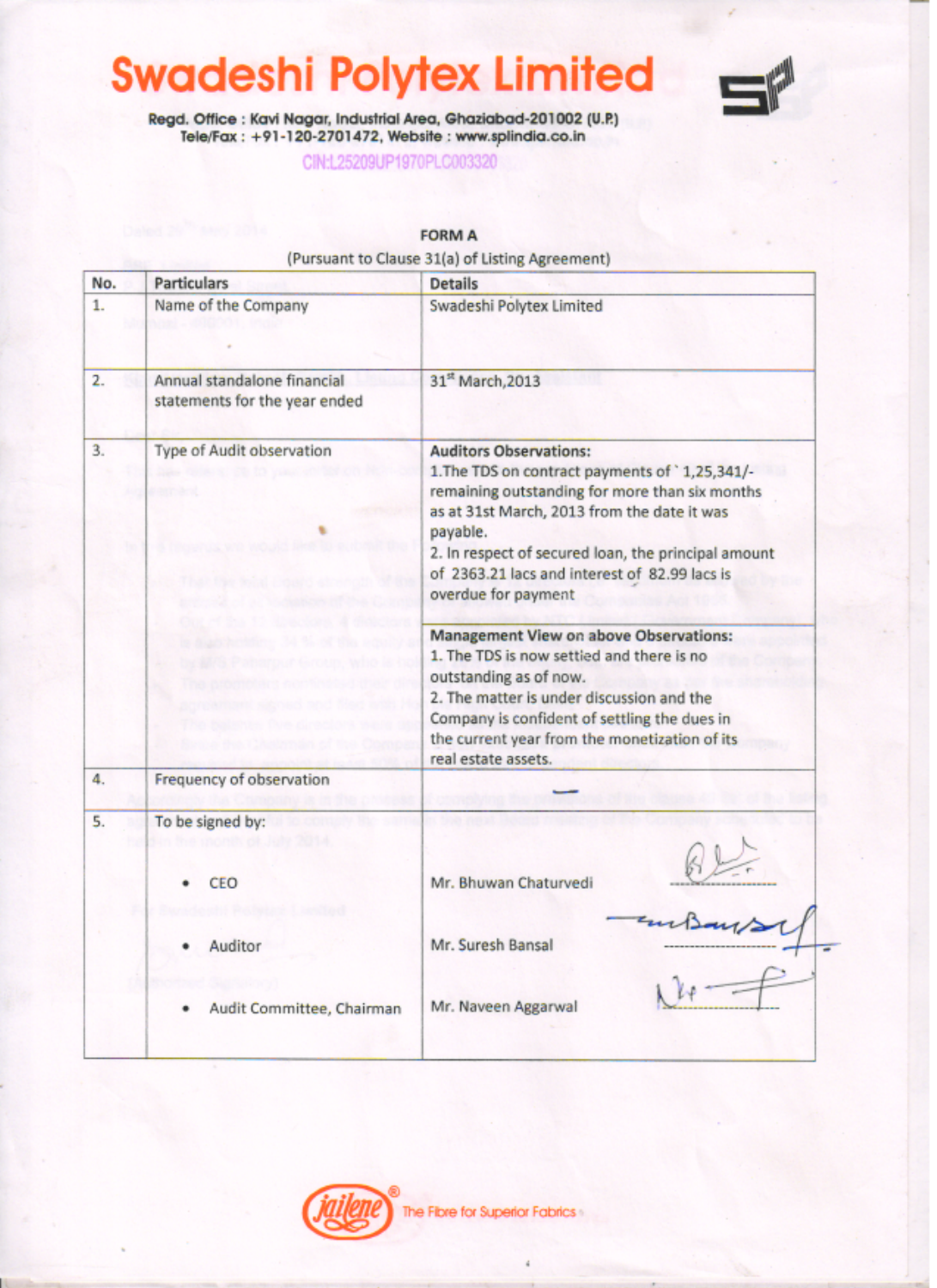# Swadeshi Polytex Limited

**Regd. Office : Kavi Nagar, Industrial Area, Ghaziabad-201002 (U.P.)**
**Tele/Fax : +91-120-2701472, Website : www.splindia.co.in**
CIN:L25209UP1970PLC003320

**FORM A**

(Pursuant to Clause 31(a) of Listing Agreement)

| No. | Particulars | Details |
|---|---|---|
| 1. | Name of the Company | Swadeshi Polytex Limited |
| 2. | Annual standalone financial statements for the year ended | 31st March,2013 |
| 3. | Type of Audit observation | **Auditors Observations:**<br>1.The TDS on contract payments of ` 1,25,341/- remaining outstanding for more than six months as at 31st March, 2013 from the date it was payable.<br>2. In respect of secured loan, the principal amount of 2363.21 lacs and interest of 82.99 lacs is overdue for payment<br><br>**Management View on above Observations:**<br>1. The TDS is now settled and there is no outstanding as of now.<br>2. The matter is under discussion and the Company is confident of settling the dues in the current year from the monetization of its real estate assets. |
| 4. | Frequency of observation | — |
| 5. | To be signed by:<br><br>• CEO<br><br>• Auditor<br><br>• Audit Committee, Chairman | <br><br>Mr. Bhuwan Chaturvedi<br><br>Mr. Suresh Bansal<br><br>Mr. Naveen Aggarwal |

Jailene® The Fibre for Superior Fabrics